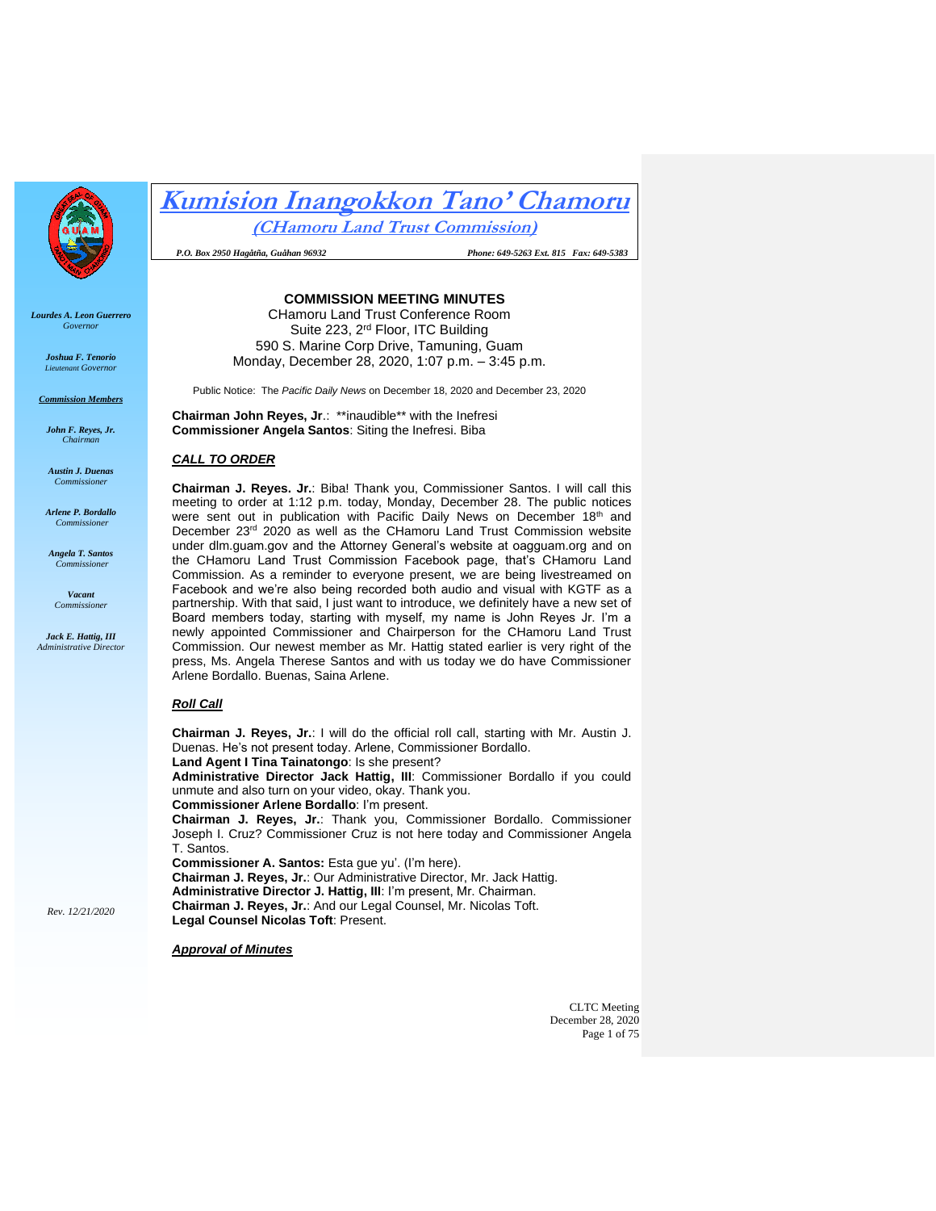# Kumision Inangokkon Tano' Chamoru

**(CHamoru Land Trust Commission)**

*P.O. Box 2950 Hagåtña, Guåhan 96932* *Phone: 649-5263 Ext. 815 Fax: 649-5383*

*Lourdes A. Leon Guerrero*
*Governor*

*Joshua F. Tenorio*
*Lieutenant Governor*

***Commission Members***

*John F. Reyes, Jr.*
*Chairman*

*Austin J. Duenas*
*Commissioner*

*Arlene P. Bordallo*
*Commissioner*

*Angela T. Santos*
*Commissioner*

*Vacant*
*Commissioner*

*Jack E. Hattig, III*
*Administrative Director*

*Rev. 12/21/2020*

**COMMISSION MEETING MINUTES**
CHamoru Land Trust Conference Room
Suite 223, 2nd Floor, ITC Building
590 S. Marine Corp Drive, Tamuning, Guam
Monday, December 28, 2020, 1:07 p.m. – 3:45 p.m.

Public Notice: The *Pacific Daily News* on December 18, 2020 and December 23, 2020

**Chairman John Reyes, Jr**.: **inaudible** with the Inefresi
**Commissioner Angela Santos**: Siting the Inefresi. Biba

***CALL TO ORDER***

**Chairman J. Reyes. Jr.**: Biba! Thank you, Commissioner Santos. I will call this meeting to order at 1:12 p.m. today, Monday, December 28. The public notices were sent out in publication with Pacific Daily News on December 18th and December 23rd 2020 as well as the CHamoru Land Trust Commission website under dlm.guam.gov and the Attorney General's website at oagguam.org and on the CHamoru Land Trust Commission Facebook page, that's CHamoru Land Commission. As a reminder to everyone present, we are being livestreamed on Facebook and we're also being recorded both audio and visual with KGTF as a partnership. With that said, I just want to introduce, we definitely have a new set of Board members today, starting with myself, my name is John Reyes Jr. I'm a newly appointed Commissioner and Chairperson for the CHamoru Land Trust Commission. Our newest member as Mr. Hattig stated earlier is very right of the press, Ms. Angela Therese Santos and with us today we do have Commissioner Arlene Bordallo. Buenas, Saina Arlene.

***Roll Call***

**Chairman J. Reyes, Jr.**: I will do the official roll call, starting with Mr. Austin J. Duenas. He's not present today. Arlene, Commissioner Bordallo.
**Land Agent I Tina Tainatongo**: Is she present?
**Administrative Director Jack Hattig, III**: Commissioner Bordallo if you could unmute and also turn on your video, okay. Thank you.
**Commissioner Arlene Bordallo**: I'm present.
**Chairman J. Reyes, Jr.**: Thank you, Commissioner Bordallo. Commissioner Joseph I. Cruz? Commissioner Cruz is not here today and Commissioner Angela T. Santos.
**Commissioner A. Santos:** Esta gue yu'. (I'm here).
**Chairman J. Reyes, Jr.**: Our Administrative Director, Mr. Jack Hattig.
**Administrative Director J. Hattig, III**: I'm present, Mr. Chairman.
**Chairman J. Reyes, Jr.**: And our Legal Counsel, Mr. Nicolas Toft.
**Legal Counsel Nicolas Toft**: Present.

***Approval of Minutes***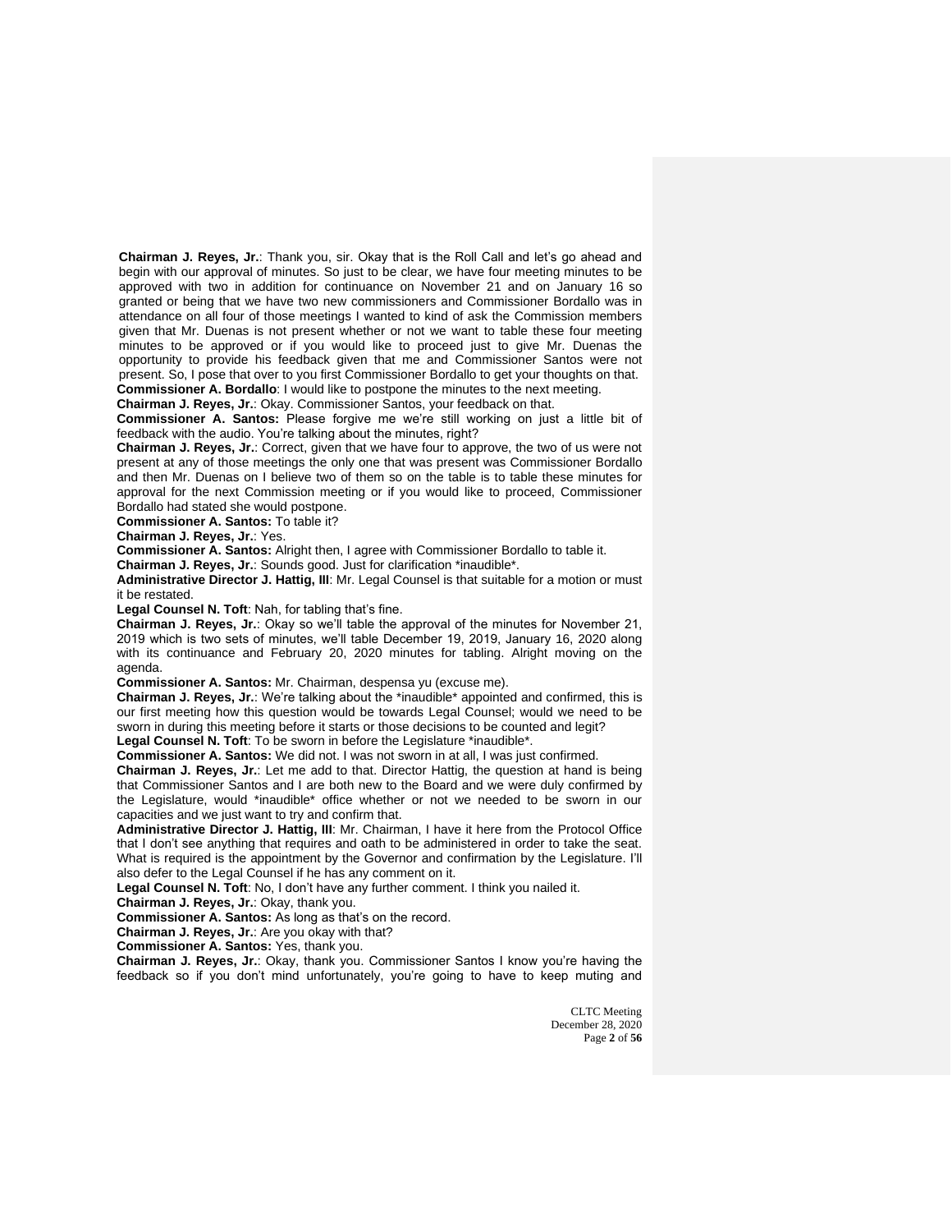**Chairman J. Reyes, Jr.**: Thank you, sir. Okay that is the Roll Call and let's go ahead and begin with our approval of minutes. So just to be clear, we have four meeting minutes to be approved with two in addition for continuance on November 21 and on January 16 so granted or being that we have two new commissioners and Commissioner Bordallo was in attendance on all four of those meetings I wanted to kind of ask the Commission members given that Mr. Duenas is not present whether or not we want to table these four meeting minutes to be approved or if you would like to proceed just to give Mr. Duenas the opportunity to provide his feedback given that me and Commissioner Santos were not present. So, I pose that over to you first Commissioner Bordallo to get your thoughts on that.

**Commissioner A. Bordallo**: I would like to postpone the minutes to the next meeting.

**Chairman J. Reyes, Jr.**: Okay. Commissioner Santos, your feedback on that.

**Commissioner A. Santos:** Please forgive me we're still working on just a little bit of feedback with the audio. You're talking about the minutes, right?

**Chairman J. Reyes, Jr.**: Correct, given that we have four to approve, the two of us were not present at any of those meetings the only one that was present was Commissioner Bordallo and then Mr. Duenas on I believe two of them so on the table is to table these minutes for approval for the next Commission meeting or if you would like to proceed, Commissioner Bordallo had stated she would postpone.

**Commissioner A. Santos:** To table it?

**Chairman J. Reyes, Jr.**: Yes.

**Commissioner A. Santos:** Alright then, I agree with Commissioner Bordallo to table it.

**Chairman J. Reyes, Jr.**: Sounds good. Just for clarification *inaudible*.

**Administrative Director J. Hattig, III**: Mr. Legal Counsel is that suitable for a motion or must it be restated.

**Legal Counsel N. Toft**: Nah, for tabling that's fine.

**Chairman J. Reyes, Jr.**: Okay so we'll table the approval of the minutes for November 21, 2019 which is two sets of minutes, we'll table December 19, 2019, January 16, 2020 along with its continuance and February 20, 2020 minutes for tabling. Alright moving on the agenda.

**Commissioner A. Santos:** Mr. Chairman, despensa yu (excuse me).

**Chairman J. Reyes, Jr.**: We're talking about the *inaudible* appointed and confirmed, this is our first meeting how this question would be towards Legal Counsel; would we need to be sworn in during this meeting before it starts or those decisions to be counted and legit?

**Legal Counsel N. Toft**: To be sworn in before the Legislature *inaudible*.

**Commissioner A. Santos:** We did not. I was not sworn in at all, I was just confirmed.

**Chairman J. Reyes, Jr.**: Let me add to that. Director Hattig, the question at hand is being that Commissioner Santos and I are both new to the Board and we were duly confirmed by the Legislature, would *inaudible* office whether or not we needed to be sworn in our capacities and we just want to try and confirm that.

**Administrative Director J. Hattig, III**: Mr. Chairman, I have it here from the Protocol Office that I don't see anything that requires and oath to be administered in order to take the seat. What is required is the appointment by the Governor and confirmation by the Legislature. I'll also defer to the Legal Counsel if he has any comment on it.

**Legal Counsel N. Toft**: No, I don't have any further comment. I think you nailed it.

**Chairman J. Reyes, Jr.**: Okay, thank you.

**Commissioner A. Santos:** As long as that's on the record.

**Chairman J. Reyes, Jr.**: Are you okay with that?

**Commissioner A. Santos:** Yes, thank you.

**Chairman J. Reyes, Jr.**: Okay, thank you. Commissioner Santos I know you're having the feedback so if you don't mind unfortunately, you're going to have to keep muting and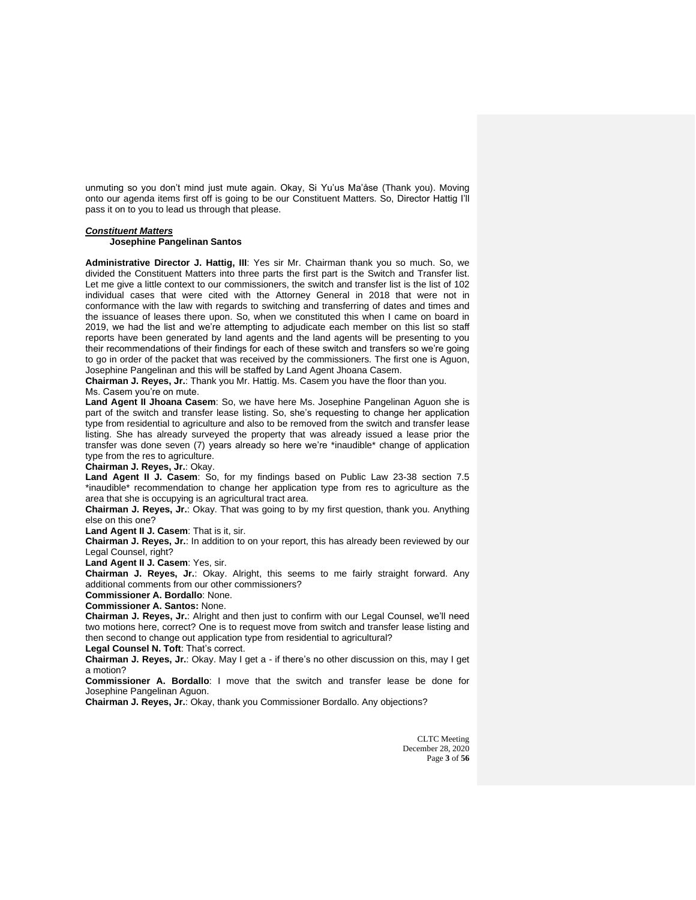unmuting so you don't mind just mute again. Okay, Si Yu'us Ma'åse (Thank you). Moving onto our agenda items first off is going to be our Constituent Matters. So, Director Hattig I'll pass it on to you to lead us through that please.

***Constituent Matters***

**Josephine Pangelinan Santos**

**Administrative Director J. Hattig, III**: Yes sir Mr. Chairman thank you so much. So, we divided the Constituent Matters into three parts the first part is the Switch and Transfer list. Let me give a little context to our commissioners, the switch and transfer list is the list of 102 individual cases that were cited with the Attorney General in 2018 that were not in conformance with the law with regards to switching and transferring of dates and times and the issuance of leases there upon. So, when we constituted this when I came on board in 2019, we had the list and we're attempting to adjudicate each member on this list so staff reports have been generated by land agents and the land agents will be presenting to you their recommendations of their findings for each of these switch and transfers so we're going to go in order of the packet that was received by the commissioners. The first one is Aguon, Josephine Pangelinan and this will be staffed by Land Agent Jhoana Casem.

**Chairman J. Reyes, Jr.**: Thank you Mr. Hattig. Ms. Casem you have the floor than you. Ms. Casem you're on mute.

**Land Agent II Jhoana Casem**: So, we have here Ms. Josephine Pangelinan Aguon she is part of the switch and transfer lease listing. So, she's requesting to change her application type from residential to agriculture and also to be removed from the switch and transfer lease listing. She has already surveyed the property that was already issued a lease prior the transfer was done seven (7) years already so here we're *inaudible* change of application type from the res to agriculture.

**Chairman J. Reyes, Jr.**: Okay.

**Land Agent II J. Casem**: So, for my findings based on Public Law 23-38 section 7.5 *inaudible* recommendation to change her application type from res to agriculture as the area that she is occupying is an agricultural tract area.

**Chairman J. Reyes, Jr.**: Okay. That was going to by my first question, thank you. Anything else on this one?

**Land Agent II J. Casem**: That is it, sir.

**Chairman J. Reyes, Jr.**: In addition to on your report, this has already been reviewed by our Legal Counsel, right?

**Land Agent II J. Casem**: Yes, sir.

**Chairman J. Reyes, Jr.**: Okay. Alright, this seems to me fairly straight forward. Any additional comments from our other commissioners?

**Commissioner A. Bordallo**: None.

**Commissioner A. Santos:** None.

**Chairman J. Reyes, Jr.**: Alright and then just to confirm with our Legal Counsel, we'll need two motions here, correct? One is to request move from switch and transfer lease listing and then second to change out application type from residential to agricultural?

**Legal Counsel N. Toft**: That's correct.

**Chairman J. Reyes, Jr.**: Okay. May I get a - if there's no other discussion on this, may I get a motion?

**Commissioner A. Bordallo**: I move that the switch and transfer lease be done for Josephine Pangelinan Aguon.

**Chairman J. Reyes, Jr.**: Okay, thank you Commissioner Bordallo. Any objections?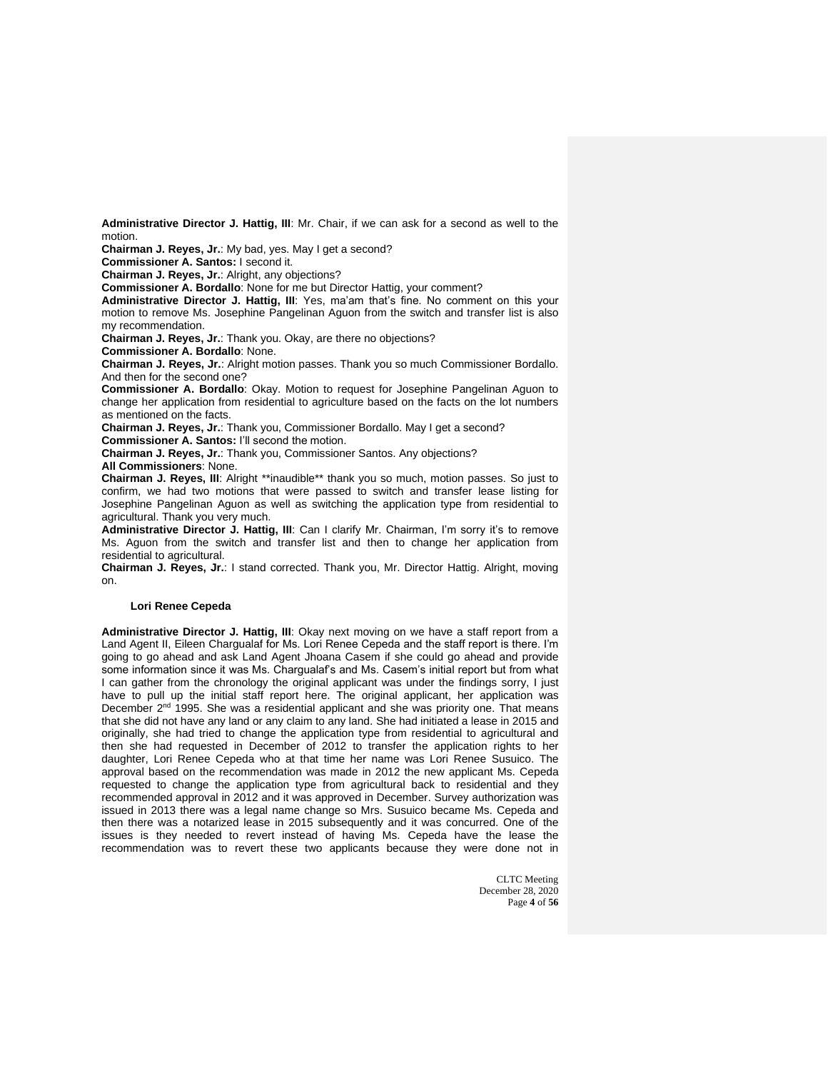**Administrative Director J. Hattig, III**: Mr. Chair, if we can ask for a second as well to the motion.

**Chairman J. Reyes, Jr.**: My bad, yes. May I get a second?

**Commissioner A. Santos:** I second it.

**Chairman J. Reyes, Jr.**: Alright, any objections?

**Commissioner A. Bordallo**: None for me but Director Hattig, your comment?

**Administrative Director J. Hattig, III**: Yes, ma'am that's fine. No comment on this your motion to remove Ms. Josephine Pangelinan Aguon from the switch and transfer list is also my recommendation.

**Chairman J. Reyes, Jr.**: Thank you. Okay, are there no objections?

**Commissioner A. Bordallo**: None.

**Chairman J. Reyes, Jr.**: Alright motion passes. Thank you so much Commissioner Bordallo. And then for the second one?

**Commissioner A. Bordallo**: Okay. Motion to request for Josephine Pangelinan Aguon to change her application from residential to agriculture based on the facts on the lot numbers as mentioned on the facts.

**Chairman J. Reyes, Jr.**: Thank you, Commissioner Bordallo. May I get a second?

**Commissioner A. Santos:** I'll second the motion.

**Chairman J. Reyes, Jr.**: Thank you, Commissioner Santos. Any objections?

**All Commissioners**: None.

**Chairman J. Reyes, III**: Alright **inaudible** thank you so much, motion passes. So just to confirm, we had two motions that were passed to switch and transfer lease listing for Josephine Pangelinan Aguon as well as switching the application type from residential to agricultural. Thank you very much.

**Administrative Director J. Hattig, III**: Can I clarify Mr. Chairman, I'm sorry it's to remove Ms. Aguon from the switch and transfer list and then to change her application from residential to agricultural.

**Chairman J. Reyes, Jr.**: I stand corrected. Thank you, Mr. Director Hattig. Alright, moving on.

**Lori Renee Cepeda**

**Administrative Director J. Hattig, III**: Okay next moving on we have a staff report from a Land Agent II, Eileen Chargualaf for Ms. Lori Renee Cepeda and the staff report is there. I'm going to go ahead and ask Land Agent Jhoana Casem if she could go ahead and provide some information since it was Ms. Chargualaf's and Ms. Casem's initial report but from what I can gather from the chronology the original applicant was under the findings sorry, I just have to pull up the initial staff report here. The original applicant, her application was December 2nd 1995. She was a residential applicant and she was priority one. That means that she did not have any land or any claim to any land. She had initiated a lease in 2015 and originally, she had tried to change the application type from residential to agricultural and then she had requested in December of 2012 to transfer the application rights to her daughter, Lori Renee Cepeda who at that time her name was Lori Renee Susuico. The approval based on the recommendation was made in 2012 the new applicant Ms. Cepeda requested to change the application type from agricultural back to residential and they recommended approval in 2012 and it was approved in December. Survey authorization was issued in 2013 there was a legal name change so Mrs. Susuico became Ms. Cepeda and then there was a notarized lease in 2015 subsequently and it was concurred. One of the issues is they needed to revert instead of having Ms. Cepeda have the lease the recommendation was to revert these two applicants because they were done not in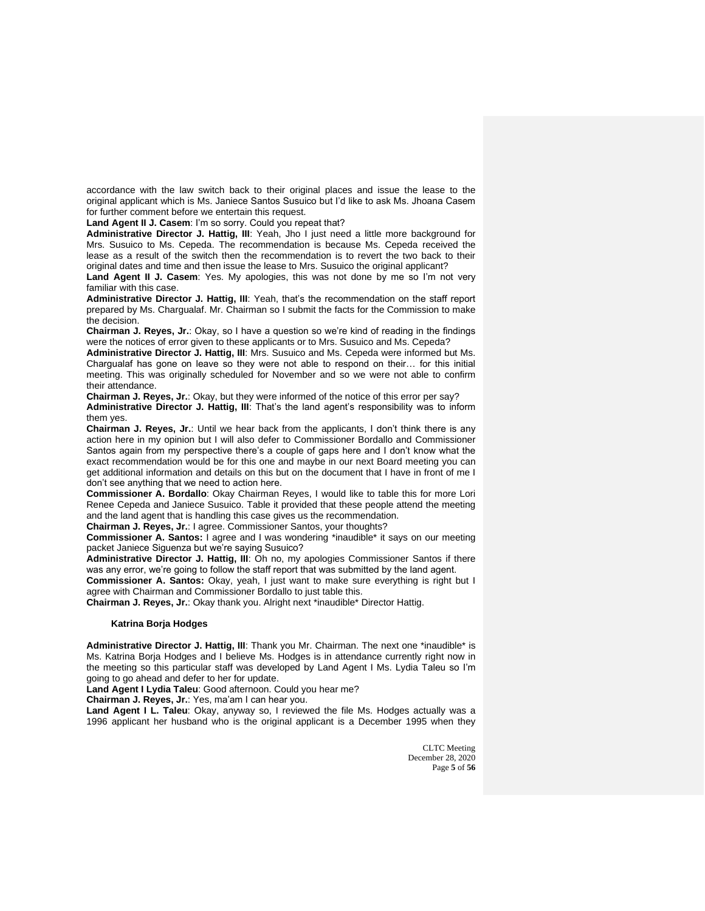accordance with the law switch back to their original places and issue the lease to the original applicant which is Ms. Janiece Santos Susuico but I'd like to ask Ms. Jhoana Casem for further comment before we entertain this request.

**Land Agent II J. Casem**: I'm so sorry. Could you repeat that?

**Administrative Director J. Hattig, III**: Yeah, Jho I just need a little more background for Mrs. Susuico to Ms. Cepeda. The recommendation is because Ms. Cepeda received the lease as a result of the switch then the recommendation is to revert the two back to their original dates and time and then issue the lease to Mrs. Susuico the original applicant?

**Land Agent II J. Casem**: Yes. My apologies, this was not done by me so I'm not very familiar with this case.

**Administrative Director J. Hattig, III**: Yeah, that's the recommendation on the staff report prepared by Ms. Chargualaf. Mr. Chairman so I submit the facts for the Commission to make the decision.

**Chairman J. Reyes, Jr.**: Okay, so I have a question so we're kind of reading in the findings were the notices of error given to these applicants or to Mrs. Susuico and Ms. Cepeda?

**Administrative Director J. Hattig, III**: Mrs. Susuico and Ms. Cepeda were informed but Ms. Chargualaf has gone on leave so they were not able to respond on their… for this initial meeting. This was originally scheduled for November and so we were not able to confirm their attendance.

**Chairman J. Reyes, Jr.**: Okay, but they were informed of the notice of this error per say?

**Administrative Director J. Hattig, III**: That's the land agent's responsibility was to inform them yes.

**Chairman J. Reyes, Jr.**: Until we hear back from the applicants, I don't think there is any action here in my opinion but I will also defer to Commissioner Bordallo and Commissioner Santos again from my perspective there's a couple of gaps here and I don't know what the exact recommendation would be for this one and maybe in our next Board meeting you can get additional information and details on this but on the document that I have in front of me I don't see anything that we need to action here.

**Commissioner A. Bordallo**: Okay Chairman Reyes, I would like to table this for more Lori Renee Cepeda and Janiece Susuico. Table it provided that these people attend the meeting and the land agent that is handling this case gives us the recommendation.

**Chairman J. Reyes, Jr.**: I agree. Commissioner Santos, your thoughts?

**Commissioner A. Santos:** I agree and I was wondering *inaudible* it says on our meeting packet Janiece Siguenza but we're saying Susuico?

**Administrative Director J. Hattig, III**: Oh no, my apologies Commissioner Santos if there was any error, we're going to follow the staff report that was submitted by the land agent.

**Commissioner A. Santos:** Okay, yeah, I just want to make sure everything is right but I agree with Chairman and Commissioner Bordallo to just table this.

**Chairman J. Reyes, Jr.**: Okay thank you. Alright next *inaudible* Director Hattig.

**Katrina Borja Hodges**

**Administrative Director J. Hattig, III**: Thank you Mr. Chairman. The next one *inaudible* is Ms. Katrina Borja Hodges and I believe Ms. Hodges is in attendance currently right now in the meeting so this particular staff was developed by Land Agent I Ms. Lydia Taleu so I'm going to go ahead and defer to her for update.

**Land Agent I Lydia Taleu**: Good afternoon. Could you hear me?

**Chairman J. Reyes, Jr.**: Yes, ma'am I can hear you.

**Land Agent I L. Taleu**: Okay, anyway so, I reviewed the file Ms. Hodges actually was a 1996 applicant her husband who is the original applicant is a December 1995 when they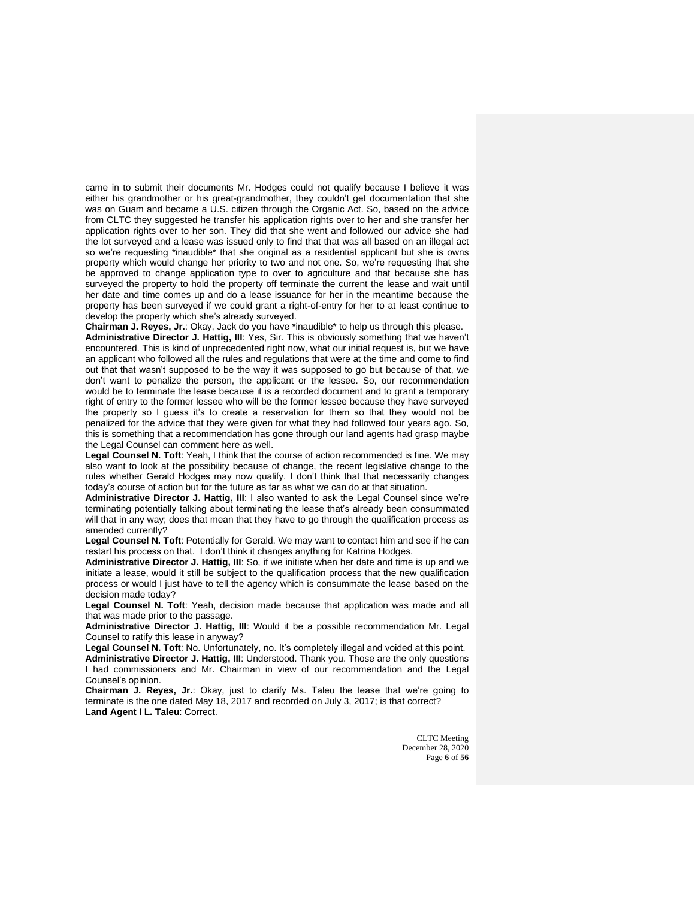came in to submit their documents Mr. Hodges could not qualify because I believe it was either his grandmother or his great-grandmother, they couldn't get documentation that she was on Guam and became a U.S. citizen through the Organic Act. So, based on the advice from CLTC they suggested he transfer his application rights over to her and she transfer her application rights over to her son. They did that she went and followed our advice she had the lot surveyed and a lease was issued only to find that that was all based on an illegal act so we're requesting *inaudible* that she original as a residential applicant but she is owns property which would change her priority to two and not one. So, we're requesting that she be approved to change application type to over to agriculture and that because she has surveyed the property to hold the property off terminate the current the lease and wait until her date and time comes up and do a lease issuance for her in the meantime because the property has been surveyed if we could grant a right-of-entry for her to at least continue to develop the property which she's already surveyed.

**Chairman J. Reyes, Jr.**: Okay, Jack do you have *inaudible* to help us through this please.

**Administrative Director J. Hattig, III**: Yes, Sir. This is obviously something that we haven't encountered. This is kind of unprecedented right now, what our initial request is, but we have an applicant who followed all the rules and regulations that were at the time and come to find out that that wasn't supposed to be the way it was supposed to go but because of that, we don't want to penalize the person, the applicant or the lessee. So, our recommendation would be to terminate the lease because it is a recorded document and to grant a temporary right of entry to the former lessee who will be the former lessee because they have surveyed the property so I guess it's to create a reservation for them so that they would not be penalized for the advice that they were given for what they had followed four years ago. So, this is something that a recommendation has gone through our land agents had grasp maybe the Legal Counsel can comment here as well.

**Legal Counsel N. Toft**: Yeah, I think that the course of action recommended is fine. We may also want to look at the possibility because of change, the recent legislative change to the rules whether Gerald Hodges may now qualify. I don't think that that necessarily changes today's course of action but for the future as far as what we can do at that situation.

**Administrative Director J. Hattig, III**: I also wanted to ask the Legal Counsel since we're terminating potentially talking about terminating the lease that's already been consummated will that in any way; does that mean that they have to go through the qualification process as amended currently?

**Legal Counsel N. Toft**: Potentially for Gerald. We may want to contact him and see if he can restart his process on that. I don't think it changes anything for Katrina Hodges.

**Administrative Director J. Hattig, III**: So, if we initiate when her date and time is up and we initiate a lease, would it still be subject to the qualification process that the new qualification process or would I just have to tell the agency which is consummate the lease based on the decision made today?

**Legal Counsel N. Toft**: Yeah, decision made because that application was made and all that was made prior to the passage.

**Administrative Director J. Hattig, III**: Would it be a possible recommendation Mr. Legal Counsel to ratify this lease in anyway?

**Legal Counsel N. Toft**: No. Unfortunately, no. It's completely illegal and voided at this point.

**Administrative Director J. Hattig, III**: Understood. Thank you. Those are the only questions I had commissioners and Mr. Chairman in view of our recommendation and the Legal Counsel's opinion.

**Chairman J. Reyes, Jr.**: Okay, just to clarify Ms. Taleu the lease that we're going to terminate is the one dated May 18, 2017 and recorded on July 3, 2017; is that correct?

**Land Agent I L. Taleu**: Correct.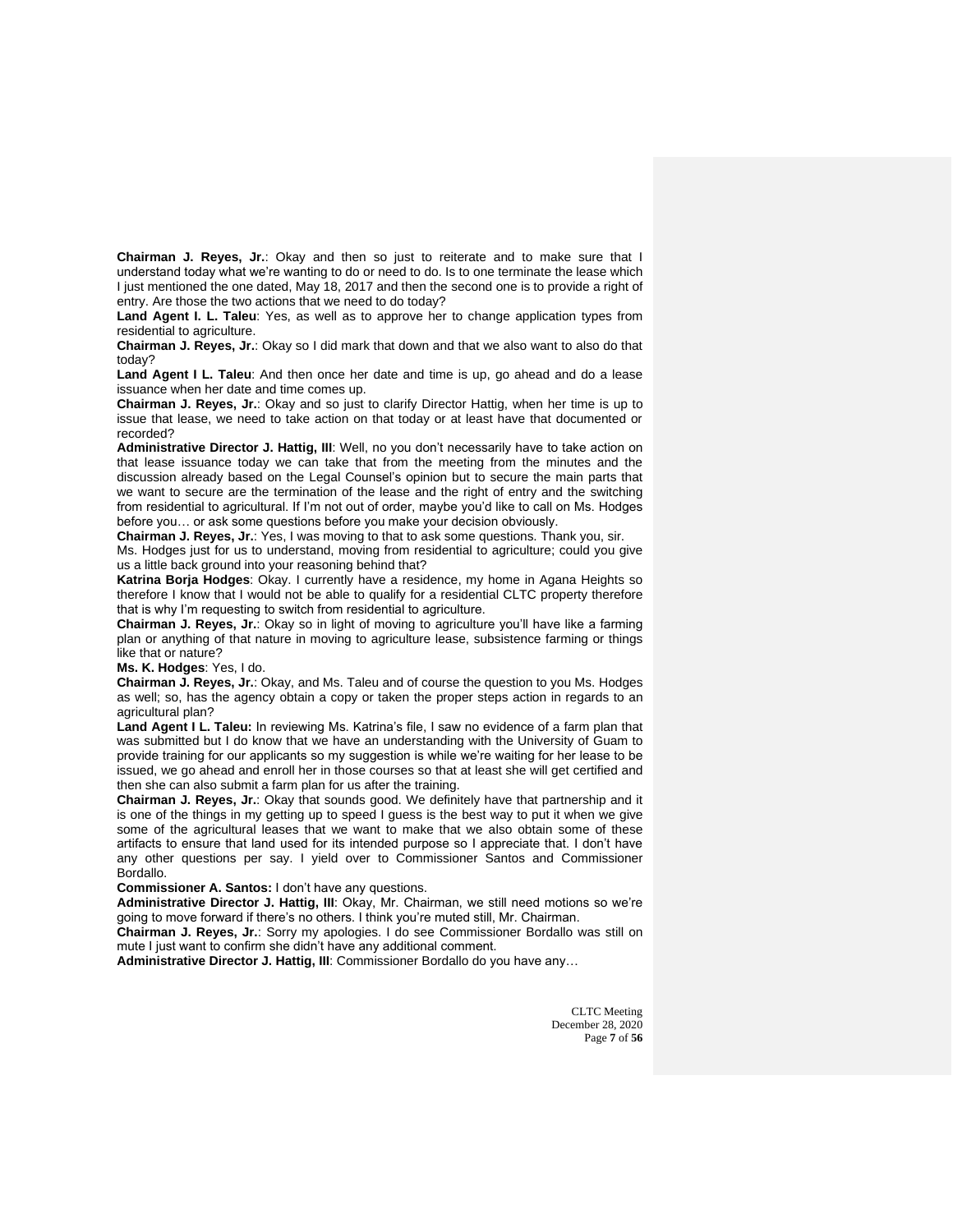**Chairman J. Reyes, Jr.**: Okay and then so just to reiterate and to make sure that I understand today what we're wanting to do or need to do. Is to one terminate the lease which I just mentioned the one dated, May 18, 2017 and then the second one is to provide a right of entry. Are those the two actions that we need to do today?

**Land Agent I. L. Taleu**: Yes, as well as to approve her to change application types from residential to agriculture.

**Chairman J. Reyes, Jr.**: Okay so I did mark that down and that we also want to also do that today?

**Land Agent I L. Taleu**: And then once her date and time is up, go ahead and do a lease issuance when her date and time comes up.

**Chairman J. Reyes, Jr.**: Okay and so just to clarify Director Hattig, when her time is up to issue that lease, we need to take action on that today or at least have that documented or recorded?

**Administrative Director J. Hattig, III**: Well, no you don't necessarily have to take action on that lease issuance today we can take that from the meeting from the minutes and the discussion already based on the Legal Counsel's opinion but to secure the main parts that we want to secure are the termination of the lease and the right of entry and the switching from residential to agricultural. If I'm not out of order, maybe you'd like to call on Ms. Hodges before you… or ask some questions before you make your decision obviously.

**Chairman J. Reyes, Jr.**: Yes, I was moving to that to ask some questions. Thank you, sir.

Ms. Hodges just for us to understand, moving from residential to agriculture; could you give us a little back ground into your reasoning behind that?

**Katrina Borja Hodges**: Okay. I currently have a residence, my home in Agana Heights so therefore I know that I would not be able to qualify for a residential CLTC property therefore that is why I'm requesting to switch from residential to agriculture.

**Chairman J. Reyes, Jr.**: Okay so in light of moving to agriculture you'll have like a farming plan or anything of that nature in moving to agriculture lease, subsistence farming or things like that or nature?

**Ms. K. Hodges**: Yes, I do.

**Chairman J. Reyes, Jr.**: Okay, and Ms. Taleu and of course the question to you Ms. Hodges as well; so, has the agency obtain a copy or taken the proper steps action in regards to an agricultural plan?

**Land Agent I L. Taleu:** In reviewing Ms. Katrina's file, I saw no evidence of a farm plan that was submitted but I do know that we have an understanding with the University of Guam to provide training for our applicants so my suggestion is while we're waiting for her lease to be issued, we go ahead and enroll her in those courses so that at least she will get certified and then she can also submit a farm plan for us after the training.

**Chairman J. Reyes, Jr.**: Okay that sounds good. We definitely have that partnership and it is one of the things in my getting up to speed I guess is the best way to put it when we give some of the agricultural leases that we want to make that we also obtain some of these artifacts to ensure that land used for its intended purpose so I appreciate that. I don't have any other questions per say. I yield over to Commissioner Santos and Commissioner Bordallo.

**Commissioner A. Santos:** I don't have any questions.

**Administrative Director J. Hattig, III**: Okay, Mr. Chairman, we still need motions so we're going to move forward if there's no others. I think you're muted still, Mr. Chairman.

**Chairman J. Reyes, Jr.**: Sorry my apologies. I do see Commissioner Bordallo was still on mute I just want to confirm she didn't have any additional comment.

**Administrative Director J. Hattig, III**: Commissioner Bordallo do you have any…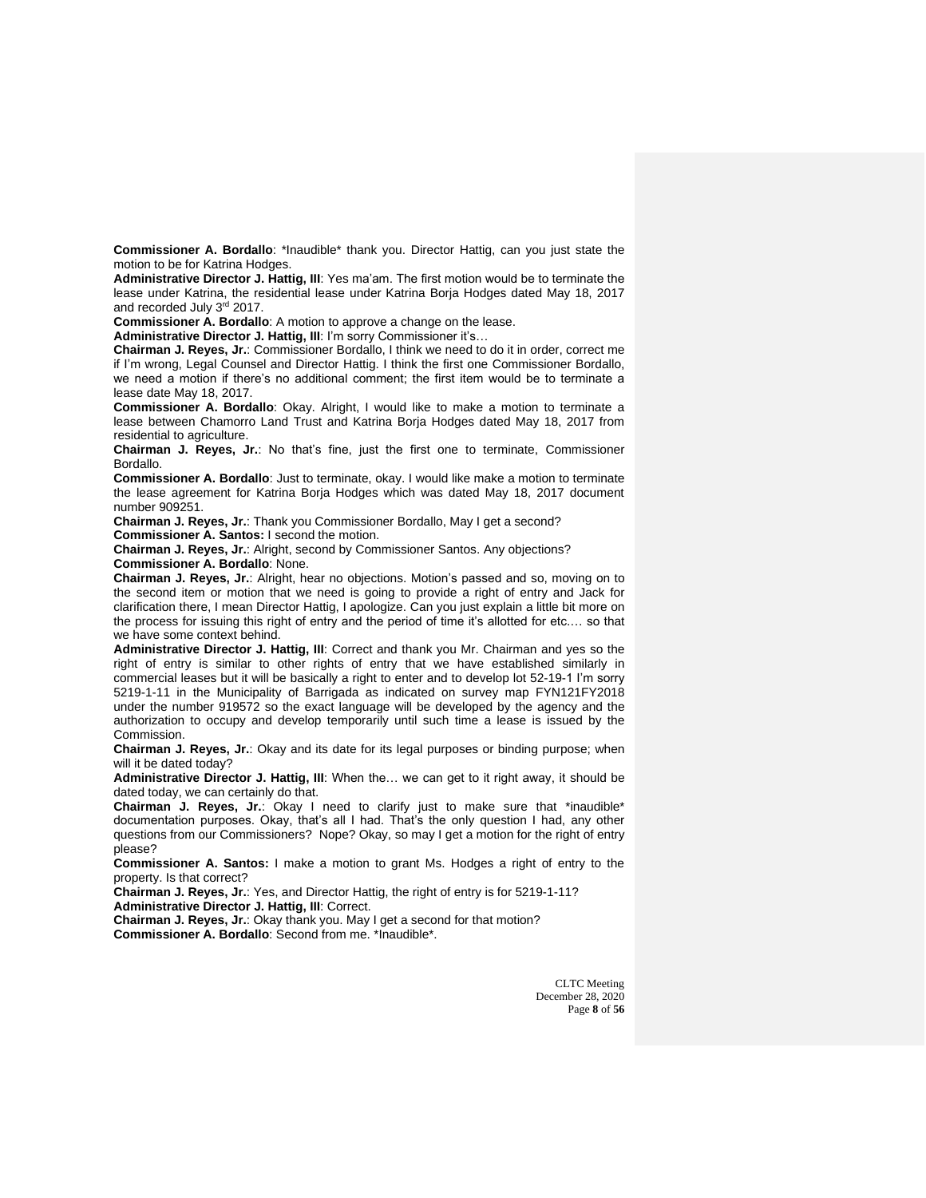**Commissioner A. Bordallo**: *Inaudible* thank you. Director Hattig, can you just state the motion to be for Katrina Hodges.

**Administrative Director J. Hattig, III**: Yes ma'am. The first motion would be to terminate the lease under Katrina, the residential lease under Katrina Borja Hodges dated May 18, 2017 and recorded July 3rd 2017.

**Commissioner A. Bordallo**: A motion to approve a change on the lease.

**Administrative Director J. Hattig, III**: I'm sorry Commissioner it's…

**Chairman J. Reyes, Jr.**: Commissioner Bordallo, I think we need to do it in order, correct me if I'm wrong, Legal Counsel and Director Hattig. I think the first one Commissioner Bordallo, we need a motion if there's no additional comment; the first item would be to terminate a lease date May 18, 2017.

**Commissioner A. Bordallo**: Okay. Alright, I would like to make a motion to terminate a lease between Chamorro Land Trust and Katrina Borja Hodges dated May 18, 2017 from residential to agriculture.

**Chairman J. Reyes, Jr.**: No that's fine, just the first one to terminate, Commissioner Bordallo.

**Commissioner A. Bordallo**: Just to terminate, okay. I would like make a motion to terminate the lease agreement for Katrina Borja Hodges which was dated May 18, 2017 document number 909251.

**Chairman J. Reyes, Jr.**: Thank you Commissioner Bordallo, May I get a second?

**Commissioner A. Santos:** I second the motion.

**Chairman J. Reyes, Jr.**: Alright, second by Commissioner Santos. Any objections?

**Commissioner A. Bordallo**: None.

**Chairman J. Reyes, Jr.**: Alright, hear no objections. Motion's passed and so, moving on to the second item or motion that we need is going to provide a right of entry and Jack for clarification there, I mean Director Hattig, I apologize. Can you just explain a little bit more on the process for issuing this right of entry and the period of time it's allotted for etc.… so that we have some context behind.

**Administrative Director J. Hattig, III**: Correct and thank you Mr. Chairman and yes so the right of entry is similar to other rights of entry that we have established similarly in commercial leases but it will be basically a right to enter and to develop lot 52-19-1 I'm sorry 5219-1-11 in the Municipality of Barrigada as indicated on survey map FYN121FY2018 under the number 919572 so the exact language will be developed by the agency and the authorization to occupy and develop temporarily until such time a lease is issued by the Commission.

**Chairman J. Reyes, Jr.**: Okay and its date for its legal purposes or binding purpose; when will it be dated today?

**Administrative Director J. Hattig, III**: When the… we can get to it right away, it should be dated today, we can certainly do that.

**Chairman J. Reyes, Jr.**: Okay I need to clarify just to make sure that *inaudible* documentation purposes. Okay, that's all I had. That's the only question I had, any other questions from our Commissioners? Nope? Okay, so may I get a motion for the right of entry please?

**Commissioner A. Santos:** I make a motion to grant Ms. Hodges a right of entry to the property. Is that correct?

**Chairman J. Reyes, Jr.**: Yes, and Director Hattig, the right of entry is for 5219-1-11?

**Administrative Director J. Hattig, III**: Correct.

**Chairman J. Reyes, Jr.**: Okay thank you. May I get a second for that motion?

**Commissioner A. Bordallo**: Second from me. *Inaudible*.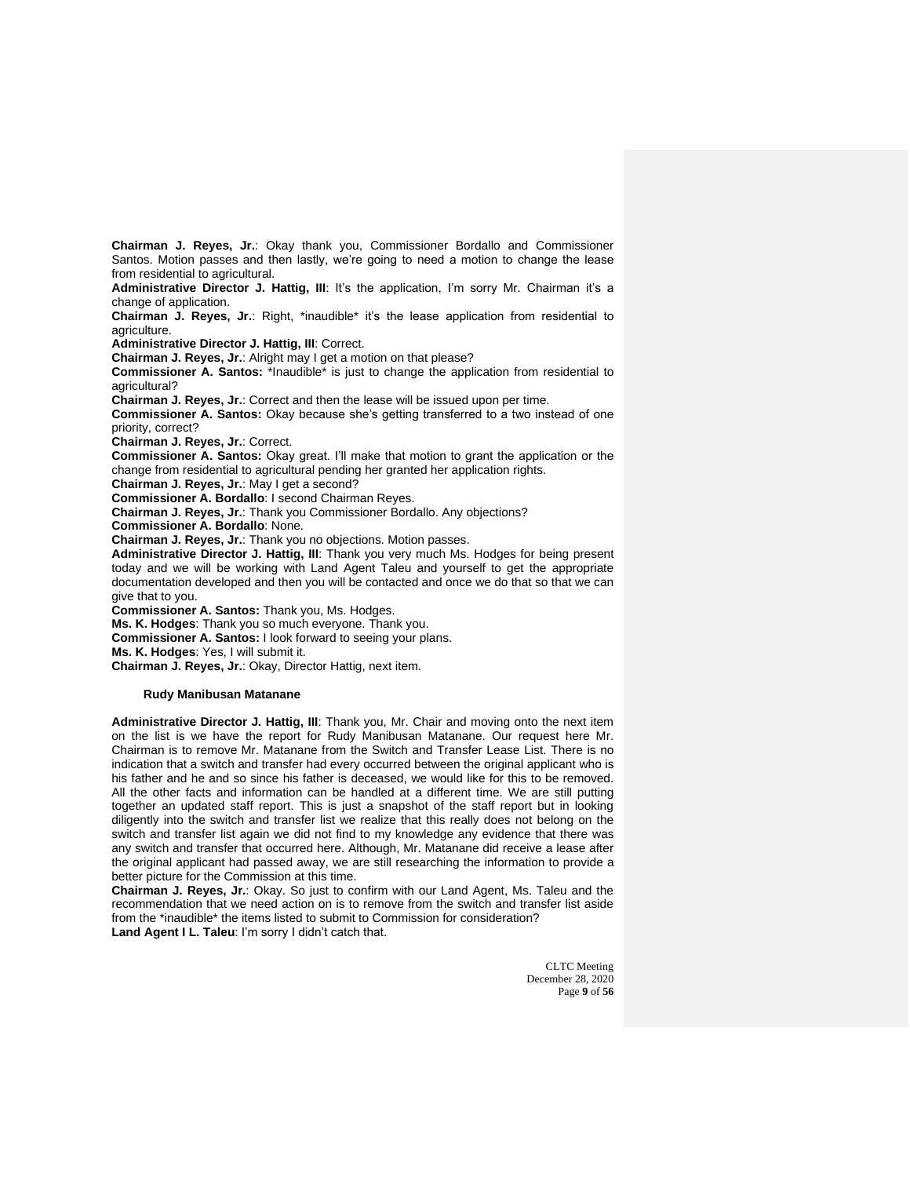**Chairman J. Reyes, Jr.**: Okay thank you, Commissioner Bordallo and Commissioner Santos. Motion passes and then lastly, we're going to need a motion to change the lease from residential to agricultural.

**Administrative Director J. Hattig, III**: It's the application, I'm sorry Mr. Chairman it's a change of application.

**Chairman J. Reyes, Jr.**: Right, *inaudible* it's the lease application from residential to agriculture.

**Administrative Director J. Hattig, III**: Correct.

**Chairman J. Reyes, Jr.**: Alright may I get a motion on that please?

**Commissioner A. Santos:** *Inaudible* is just to change the application from residential to agricultural?

**Chairman J. Reyes, Jr.**: Correct and then the lease will be issued upon per time.

**Commissioner A. Santos:** Okay because she's getting transferred to a two instead of one priority, correct?

**Chairman J. Reyes, Jr.**: Correct.

**Commissioner A. Santos:** Okay great. I'll make that motion to grant the application or the change from residential to agricultural pending her granted her application rights.

**Chairman J. Reyes, Jr.**: May I get a second?

**Commissioner A. Bordallo**: I second Chairman Reyes.

**Chairman J. Reyes, Jr.**: Thank you Commissioner Bordallo. Any objections?

**Commissioner A. Bordallo**: None.

**Chairman J. Reyes, Jr.**: Thank you no objections. Motion passes.

**Administrative Director J. Hattig, III**: Thank you very much Ms. Hodges for being present today and we will be working with Land Agent Taleu and yourself to get the appropriate documentation developed and then you will be contacted and once we do that so that we can give that to you.

**Commissioner A. Santos:** Thank you, Ms. Hodges.

**Ms. K. Hodges**: Thank you so much everyone. Thank you.

**Commissioner A. Santos:** I look forward to seeing your plans.

**Ms. K. Hodges**: Yes, I will submit it.

**Chairman J. Reyes, Jr.**: Okay, Director Hattig, next item.

**Rudy Manibusan Matanane**

**Administrative Director J. Hattig, III**: Thank you, Mr. Chair and moving onto the next item on the list is we have the report for Rudy Manibusan Matanane. Our request here Mr. Chairman is to remove Mr. Matanane from the Switch and Transfer Lease List. There is no indication that a switch and transfer had every occurred between the original applicant who is his father and he and so since his father is deceased, we would like for this to be removed. All the other facts and information can be handled at a different time. We are still putting together an updated staff report. This is just a snapshot of the staff report but in looking diligently into the switch and transfer list we realize that this really does not belong on the switch and transfer list again we did not find to my knowledge any evidence that there was any switch and transfer that occurred here. Although, Mr. Matanane did receive a lease after the original applicant had passed away, we are still researching the information to provide a better picture for the Commission at this time.

**Chairman J. Reyes, Jr.**: Okay. So just to confirm with our Land Agent, Ms. Taleu and the recommendation that we need action on is to remove from the switch and transfer list aside from the *inaudible* the items listed to submit to Commission for consideration?

**Land Agent I L. Taleu**: I'm sorry I didn't catch that.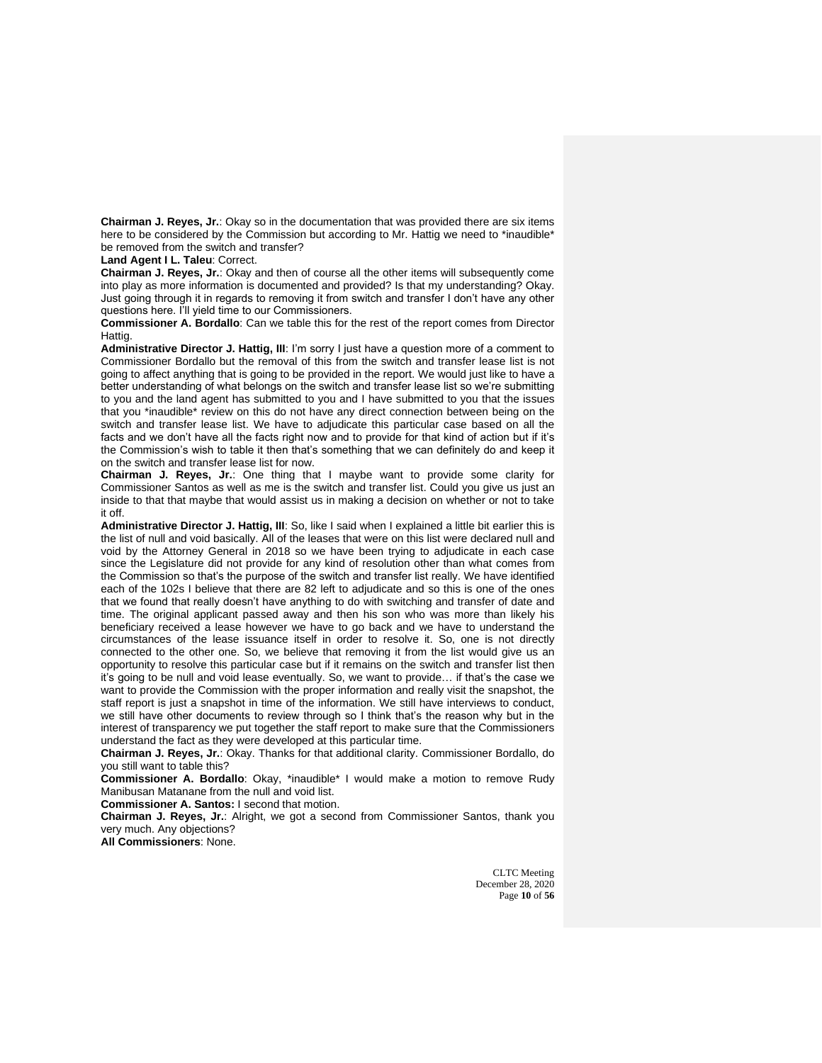**Chairman J. Reyes, Jr.**: Okay so in the documentation that was provided there are six items here to be considered by the Commission but according to Mr. Hattig we need to *inaudible* be removed from the switch and transfer?

**Land Agent I L. Taleu**: Correct.

**Chairman J. Reyes, Jr.**: Okay and then of course all the other items will subsequently come into play as more information is documented and provided? Is that my understanding? Okay. Just going through it in regards to removing it from switch and transfer I don't have any other questions here. I'll yield time to our Commissioners.

**Commissioner A. Bordallo**: Can we table this for the rest of the report comes from Director Hattig.

**Administrative Director J. Hattig, III**: I'm sorry I just have a question more of a comment to Commissioner Bordallo but the removal of this from the switch and transfer lease list is not going to affect anything that is going to be provided in the report. We would just like to have a better understanding of what belongs on the switch and transfer lease list so we're submitting to you and the land agent has submitted to you and I have submitted to you that the issues that you *inaudible* review on this do not have any direct connection between being on the switch and transfer lease list. We have to adjudicate this particular case based on all the facts and we don't have all the facts right now and to provide for that kind of action but if it's the Commission's wish to table it then that's something that we can definitely do and keep it on the switch and transfer lease list for now.

**Chairman J. Reyes, Jr.**: One thing that I maybe want to provide some clarity for Commissioner Santos as well as me is the switch and transfer list. Could you give us just an inside to that that maybe that would assist us in making a decision on whether or not to take it off.

**Administrative Director J. Hattig, III**: So, like I said when I explained a little bit earlier this is the list of null and void basically. All of the leases that were on this list were declared null and void by the Attorney General in 2018 so we have been trying to adjudicate in each case since the Legislature did not provide for any kind of resolution other than what comes from the Commission so that's the purpose of the switch and transfer list really. We have identified each of the 102s I believe that there are 82 left to adjudicate and so this is one of the ones that we found that really doesn't have anything to do with switching and transfer of date and time. The original applicant passed away and then his son who was more than likely his beneficiary received a lease however we have to go back and we have to understand the circumstances of the lease issuance itself in order to resolve it. So, one is not directly connected to the other one. So, we believe that removing it from the list would give us an opportunity to resolve this particular case but if it remains on the switch and transfer list then it's going to be null and void lease eventually. So, we want to provide… if that's the case we want to provide the Commission with the proper information and really visit the snapshot, the staff report is just a snapshot in time of the information. We still have interviews to conduct, we still have other documents to review through so I think that's the reason why but in the interest of transparency we put together the staff report to make sure that the Commissioners understand the fact as they were developed at this particular time.

**Chairman J. Reyes, Jr.**: Okay. Thanks for that additional clarity. Commissioner Bordallo, do you still want to table this?

**Commissioner A. Bordallo**: Okay, *inaudible* I would make a motion to remove Rudy Manibusan Matanane from the null and void list.

**Commissioner A. Santos:** I second that motion.

**Chairman J. Reyes, Jr.**: Alright, we got a second from Commissioner Santos, thank you very much. Any objections?

**All Commissioners**: None.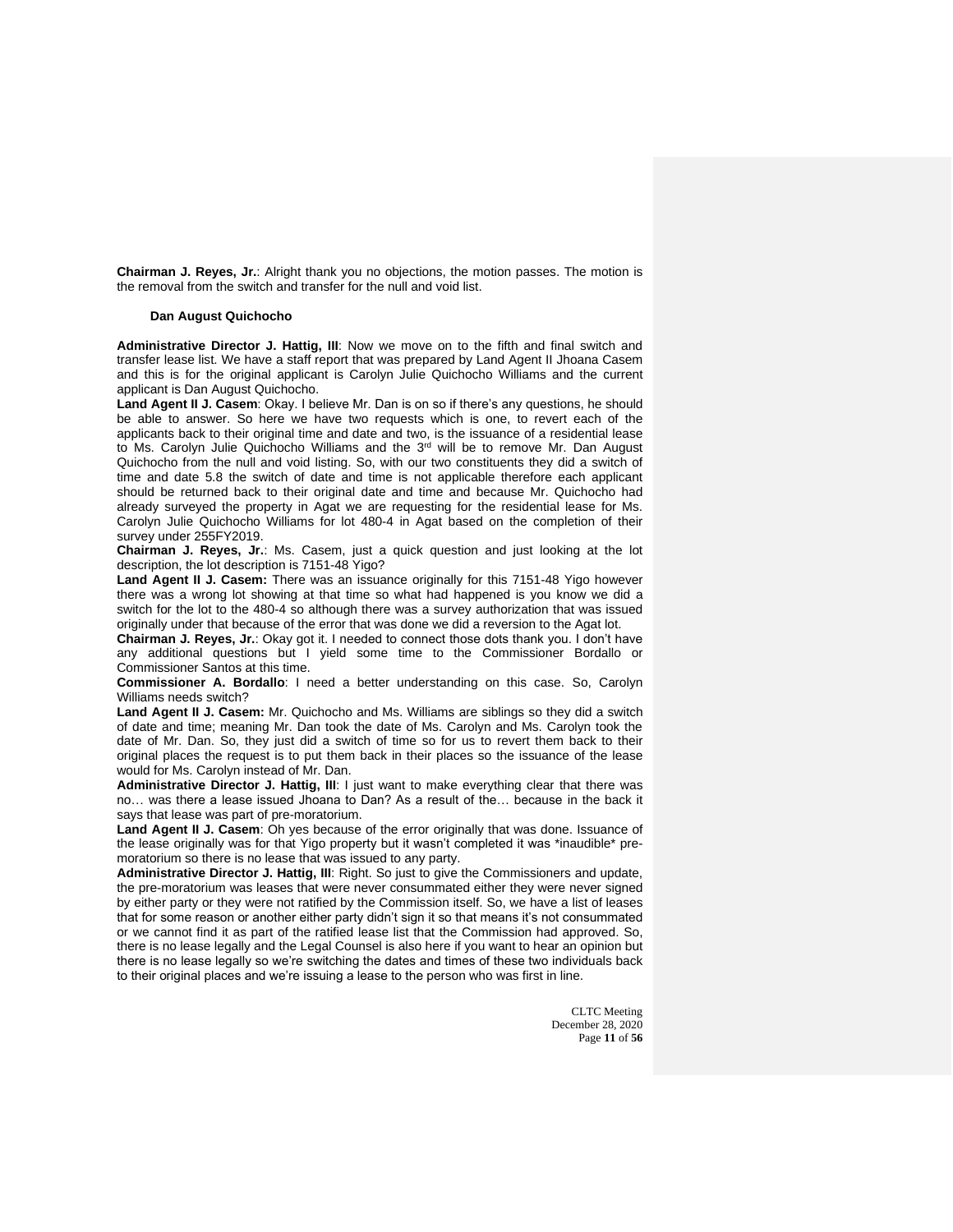**Chairman J. Reyes, Jr.**: Alright thank you no objections, the motion passes. The motion is the removal from the switch and transfer for the null and void list.

**Dan August Quichocho**

**Administrative Director J. Hattig, III**: Now we move on to the fifth and final switch and transfer lease list. We have a staff report that was prepared by Land Agent II Jhoana Casem and this is for the original applicant is Carolyn Julie Quichocho Williams and the current applicant is Dan August Quichocho.

**Land Agent II J. Casem**: Okay. I believe Mr. Dan is on so if there's any questions, he should be able to answer. So here we have two requests which is one, to revert each of the applicants back to their original time and date and two, is the issuance of a residential lease to Ms. Carolyn Julie Quichocho Williams and the 3rd will be to remove Mr. Dan August Quichocho from the null and void listing. So, with our two constituents they did a switch of time and date 5.8 the switch of date and time is not applicable therefore each applicant should be returned back to their original date and time and because Mr. Quichocho had already surveyed the property in Agat we are requesting for the residential lease for Ms. Carolyn Julie Quichocho Williams for lot 480-4 in Agat based on the completion of their survey under 255FY2019.

**Chairman J. Reyes, Jr.**: Ms. Casem, just a quick question and just looking at the lot description, the lot description is 7151-48 Yigo?

**Land Agent II J. Casem:** There was an issuance originally for this 7151-48 Yigo however there was a wrong lot showing at that time so what had happened is you know we did a switch for the lot to the 480-4 so although there was a survey authorization that was issued originally under that because of the error that was done we did a reversion to the Agat lot.

**Chairman J. Reyes, Jr.**: Okay got it. I needed to connect those dots thank you. I don't have any additional questions but I yield some time to the Commissioner Bordallo or Commissioner Santos at this time.

**Commissioner A. Bordallo**: I need a better understanding on this case. So, Carolyn Williams needs switch?

**Land Agent II J. Casem:** Mr. Quichocho and Ms. Williams are siblings so they did a switch of date and time; meaning Mr. Dan took the date of Ms. Carolyn and Ms. Carolyn took the date of Mr. Dan. So, they just did a switch of time so for us to revert them back to their original places the request is to put them back in their places so the issuance of the lease would for Ms. Carolyn instead of Mr. Dan.

**Administrative Director J. Hattig, III**: I just want to make everything clear that there was no… was there a lease issued Jhoana to Dan? As a result of the… because in the back it says that lease was part of pre-moratorium.

**Land Agent II J. Casem**: Oh yes because of the error originally that was done. Issuance of the lease originally was for that Yigo property but it wasn't completed it was *inaudible* pre-moratorium so there is no lease that was issued to any party.

**Administrative Director J. Hattig, III**: Right. So just to give the Commissioners and update, the pre-moratorium was leases that were never consummated either they were never signed by either party or they were not ratified by the Commission itself. So, we have a list of leases that for some reason or another either party didn't sign it so that means it's not consummated or we cannot find it as part of the ratified lease list that the Commission had approved. So, there is no lease legally and the Legal Counsel is also here if you want to hear an opinion but there is no lease legally so we're switching the dates and times of these two individuals back to their original places and we're issuing a lease to the person who was first in line.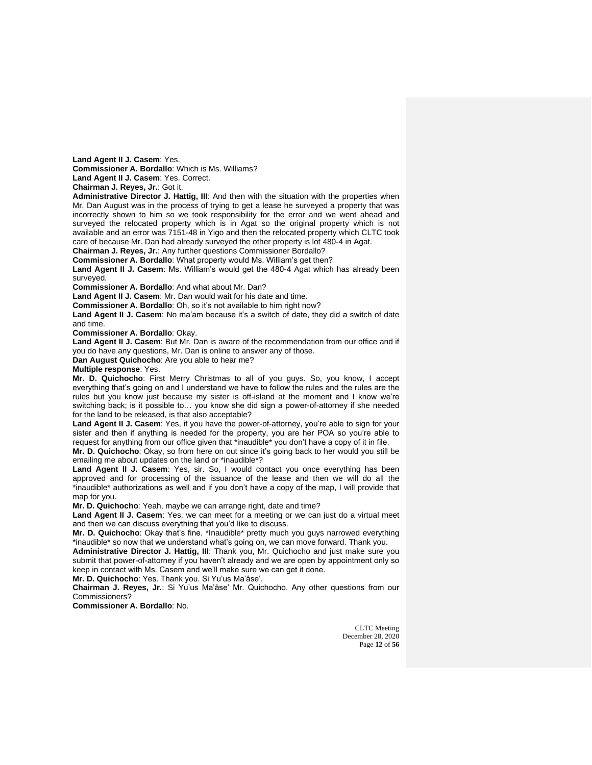**Land Agent II J. Casem**: Yes.
**Commissioner A. Bordallo**: Which is Ms. Williams?
**Land Agent II J. Casem**: Yes. Correct.
**Chairman J. Reyes, Jr.**: Got it.
**Administrative Director J. Hattig, III**: And then with the situation with the properties when Mr. Dan August was in the process of trying to get a lease he surveyed a property that was incorrectly shown to him so we took responsibility for the error and we went ahead and surveyed the relocated property which is in Agat so the original property which is not available and an error was 7151-48 in Yigo and then the relocated property which CLTC took care of because Mr. Dan had already surveyed the other property is lot 480-4 in Agat.
**Chairman J. Reyes, Jr.**: Any further questions Commissioner Bordallo?
**Commissioner A. Bordallo**: What property would Ms. William's get then?
**Land Agent II J. Casem**: Ms. William's would get the 480-4 Agat which has already been surveyed.
**Commissioner A. Bordallo**: And what about Mr. Dan?
**Land Agent II J. Casem**: Mr. Dan would wait for his date and time.
**Commissioner A. Bordallo**: Oh, so it's not available to him right now?
**Land Agent II J. Casem**: No ma'am because it's a switch of date, they did a switch of date and time.
**Commissioner A. Bordallo**: Okay.
**Land Agent II J. Casem**: But Mr. Dan is aware of the recommendation from our office and if you do have any questions, Mr. Dan is online to answer any of those.
**Dan August Quichocho**: Are you able to hear me?
**Multiple response**: Yes.
**Mr. D. Quichocho**: First Merry Christmas to all of you guys. So, you know, I accept everything that's going on and I understand we have to follow the rules and the rules are the rules but you know just because my sister is off-island at the moment and I know we're switching back; is it possible to… you know she did sign a power-of-attorney if she needed for the land to be released, is that also acceptable?
**Land Agent II J. Casem**: Yes, if you have the power-of-attorney, you're able to sign for your sister and then if anything is needed for the property, you are her POA so you're able to request for anything from our office given that *inaudible* you don't have a copy of it in file.
**Mr. D. Quichocho**: Okay, so from here on out since it's going back to her would you still be emailing me about updates on the land or *inaudible*?
**Land Agent II J. Casem**: Yes, sir. So, I would contact you once everything has been approved and for processing of the issuance of the lease and then we will do all the *inaudible* authorizations as well and if you don't have a copy of the map, I will provide that map for you.
**Mr. D. Quichocho**: Yeah, maybe we can arrange right, date and time?
**Land Agent II J. Casem**: Yes, we can meet for a meeting or we can just do a virtual meet and then we can discuss everything that you'd like to discuss.
**Mr. D. Quichocho**: Okay that's fine. *Inaudible* pretty much you guys narrowed everything *inaudible* so now that we understand what's going on, we can move forward. Thank you.
**Administrative Director J. Hattig, III**: Thank you, Mr. Quichocho and just make sure you submit that power-of-attorney if you haven't already and we are open by appointment only so keep in contact with Ms. Casem and we'll make sure we can get it done.
**Mr. D. Quichocho**: Yes. Thank you. Si Yu'us Ma'åse'.
**Chairman J. Reyes, Jr.**: Si Yu'us Ma'åse' Mr. Quichocho. Any other questions from our Commissioners?
**Commissioner A. Bordallo**: No.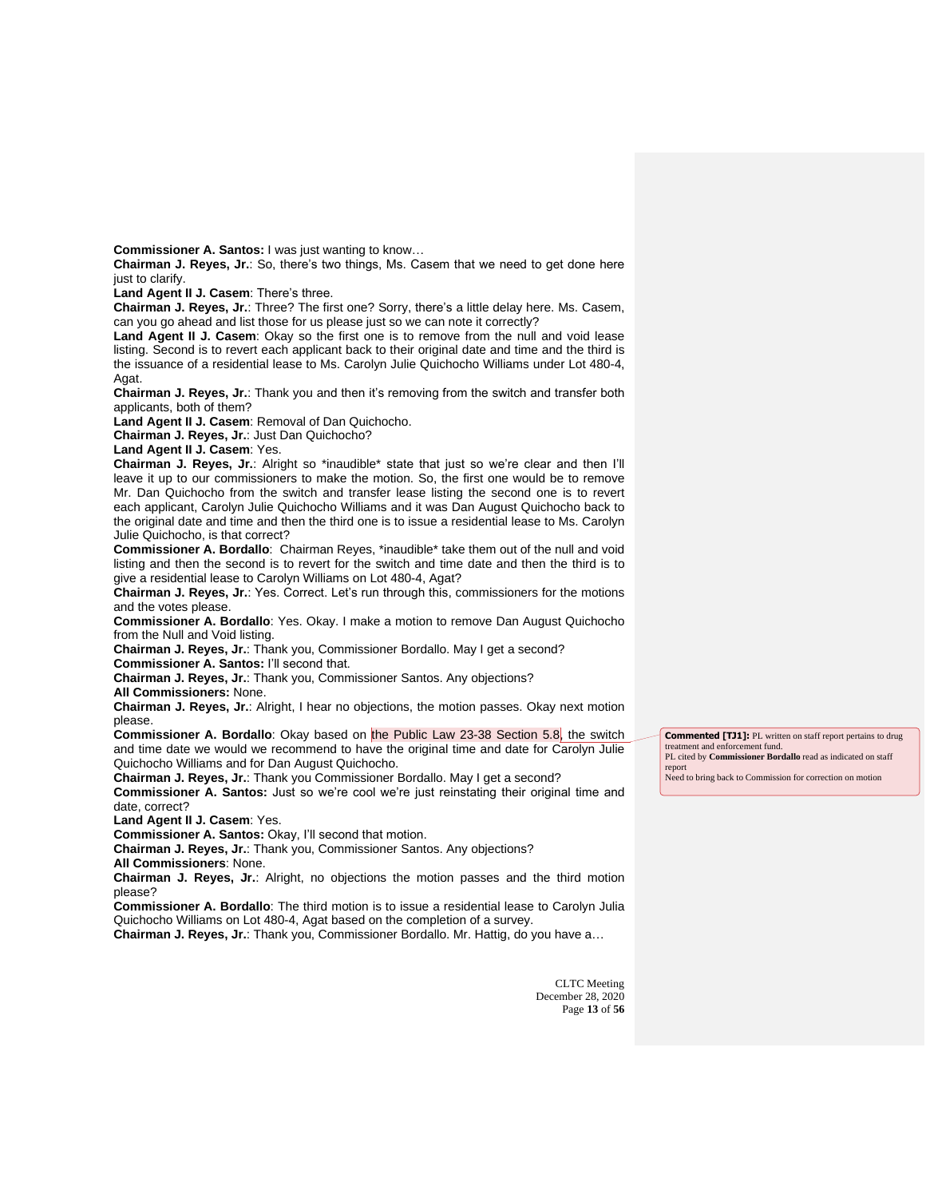**Commissioner A. Santos:** I was just wanting to know…

**Chairman J. Reyes, Jr.**: So, there's two things, Ms. Casem that we need to get done here just to clarify.

**Land Agent II J. Casem**: There's three.

**Chairman J. Reyes, Jr.**: Three? The first one? Sorry, there's a little delay here. Ms. Casem, can you go ahead and list those for us please just so we can note it correctly?

**Land Agent II J. Casem**: Okay so the first one is to remove from the null and void lease listing. Second is to revert each applicant back to their original date and time and the third is the issuance of a residential lease to Ms. Carolyn Julie Quichocho Williams under Lot 480-4, Agat.

**Chairman J. Reyes, Jr.**: Thank you and then it's removing from the switch and transfer both applicants, both of them?

**Land Agent II J. Casem**: Removal of Dan Quichocho.

**Chairman J. Reyes, Jr.**: Just Dan Quichocho?

**Land Agent II J. Casem**: Yes.

**Chairman J. Reyes, Jr.**: Alright so *inaudible* state that just so we're clear and then I'll leave it up to our commissioners to make the motion. So, the first one would be to remove Mr. Dan Quichocho from the switch and transfer lease listing the second one is to revert each applicant, Carolyn Julie Quichocho Williams and it was Dan August Quichocho back to the original date and time and then the third one is to issue a residential lease to Ms. Carolyn Julie Quichocho, is that correct?

**Commissioner A. Bordallo**: Chairman Reyes, *inaudible* take them out of the null and void listing and then the second is to revert for the switch and time date and then the third is to give a residential lease to Carolyn Williams on Lot 480-4, Agat?

**Chairman J. Reyes, Jr.**: Yes. Correct. Let's run through this, commissioners for the motions and the votes please.

**Commissioner A. Bordallo**: Yes. Okay. I make a motion to remove Dan August Quichocho from the Null and Void listing.

**Chairman J. Reyes, Jr.**: Thank you, Commissioner Bordallo. May I get a second?

**Commissioner A. Santos:** I'll second that.

**Chairman J. Reyes, Jr.**: Thank you, Commissioner Santos. Any objections?

**All Commissioners:** None.

**Chairman J. Reyes, Jr.**: Alright, I hear no objections, the motion passes. Okay next motion please.

**Commissioner A. Bordallo**: Okay based on the Public Law 23-38 Section 5.8, the switch and time date we would we recommend to have the original time and date for Carolyn Julie Quichocho Williams and for Dan August Quichocho.

> **Commented [TJ1]:** PL written on staff report pertains to drug treatment and enforcement fund.
> PL cited by **Commissioner Bordallo** read as indicated on staff report
> Need to bring back to Commission for correction on motion

**Chairman J. Reyes, Jr.**: Thank you Commissioner Bordallo. May I get a second?

**Commissioner A. Santos:** Just so we're cool we're just reinstating their original time and date, correct?

**Land Agent II J. Casem**: Yes.

**Commissioner A. Santos:** Okay, I'll second that motion.

**Chairman J. Reyes, Jr.**: Thank you, Commissioner Santos. Any objections?

**All Commissioners**: None.

**Chairman J. Reyes, Jr.**: Alright, no objections the motion passes and the third motion please?

**Commissioner A. Bordallo**: The third motion is to issue a residential lease to Carolyn Julia Quichocho Williams on Lot 480-4, Agat based on the completion of a survey.

**Chairman J. Reyes, Jr.**: Thank you, Commissioner Bordallo. Mr. Hattig, do you have a…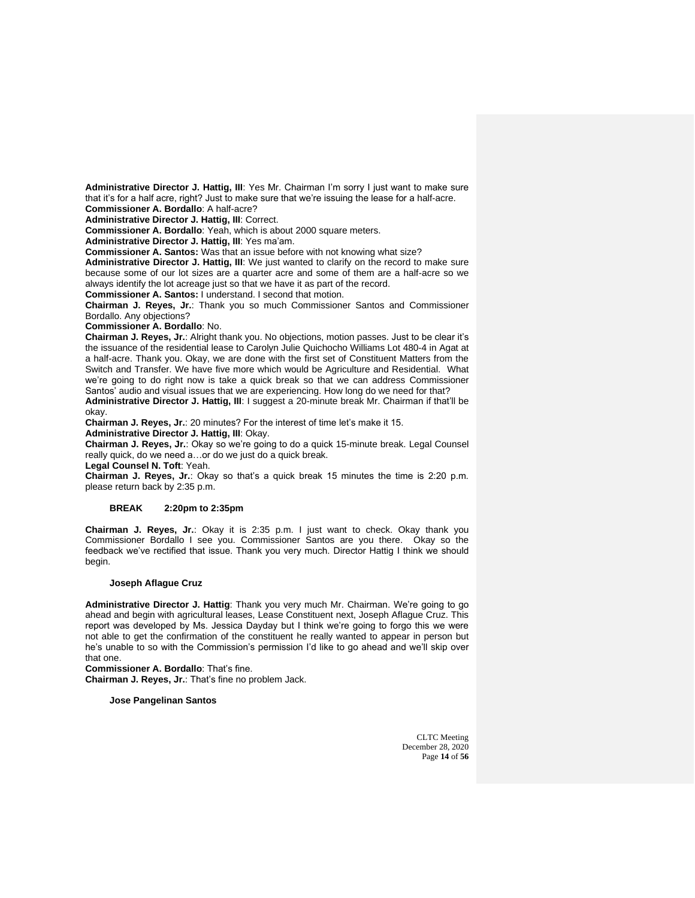**Administrative Director J. Hattig, III**: Yes Mr. Chairman I'm sorry I just want to make sure that it's for a half acre, right? Just to make sure that we're issuing the lease for a half-acre.
**Commissioner A. Bordallo**: A half-acre?
**Administrative Director J. Hattig, III**: Correct.
**Commissioner A. Bordallo**: Yeah, which is about 2000 square meters.
**Administrative Director J. Hattig, III**: Yes ma'am.
**Commissioner A. Santos:** Was that an issue before with not knowing what size?
**Administrative Director J. Hattig, III**: We just wanted to clarify on the record to make sure because some of our lot sizes are a quarter acre and some of them are a half-acre so we always identify the lot acreage just so that we have it as part of the record.
**Commissioner A. Santos:** I understand. I second that motion.
**Chairman J. Reyes, Jr.**: Thank you so much Commissioner Santos and Commissioner Bordallo. Any objections?
**Commissioner A. Bordallo**: No.
**Chairman J. Reyes, Jr.**: Alright thank you. No objections, motion passes. Just to be clear it's the issuance of the residential lease to Carolyn Julie Quichocho Williams Lot 480-4 in Agat at a half-acre. Thank you. Okay, we are done with the first set of Constituent Matters from the Switch and Transfer. We have five more which would be Agriculture and Residential. What we're going to do right now is take a quick break so that we can address Commissioner Santos' audio and visual issues that we are experiencing. How long do we need for that?
**Administrative Director J. Hattig, III**: I suggest a 20-minute break Mr. Chairman if that'll be okay.
**Chairman J. Reyes, Jr.**: 20 minutes? For the interest of time let's make it 15.
**Administrative Director J. Hattig, III**: Okay.
**Chairman J. Reyes, Jr.**: Okay so we're going to do a quick 15-minute break. Legal Counsel really quick, do we need a…or do we just do a quick break.
**Legal Counsel N. Toft**: Yeah.
**Chairman J. Reyes, Jr.**: Okay so that's a quick break 15 minutes the time is 2:20 p.m. please return back by 2:35 p.m.

**BREAK 2:20pm to 2:35pm**

**Chairman J. Reyes, Jr.**: Okay it is 2:35 p.m. I just want to check. Okay thank you Commissioner Bordallo I see you. Commissioner Santos are you there. Okay so the feedback we've rectified that issue. Thank you very much. Director Hattig I think we should begin.

**Joseph Aflague Cruz**

**Administrative Director J. Hattig**: Thank you very much Mr. Chairman. We're going to go ahead and begin with agricultural leases, Lease Constituent next, Joseph Aflague Cruz. This report was developed by Ms. Jessica Dayday but I think we're going to forgo this we were not able to get the confirmation of the constituent he really wanted to appear in person but he's unable to so with the Commission's permission I'd like to go ahead and we'll skip over that one.
**Commissioner A. Bordallo**: That's fine.
**Chairman J. Reyes, Jr.**: That's fine no problem Jack.

**Jose Pangelinan Santos**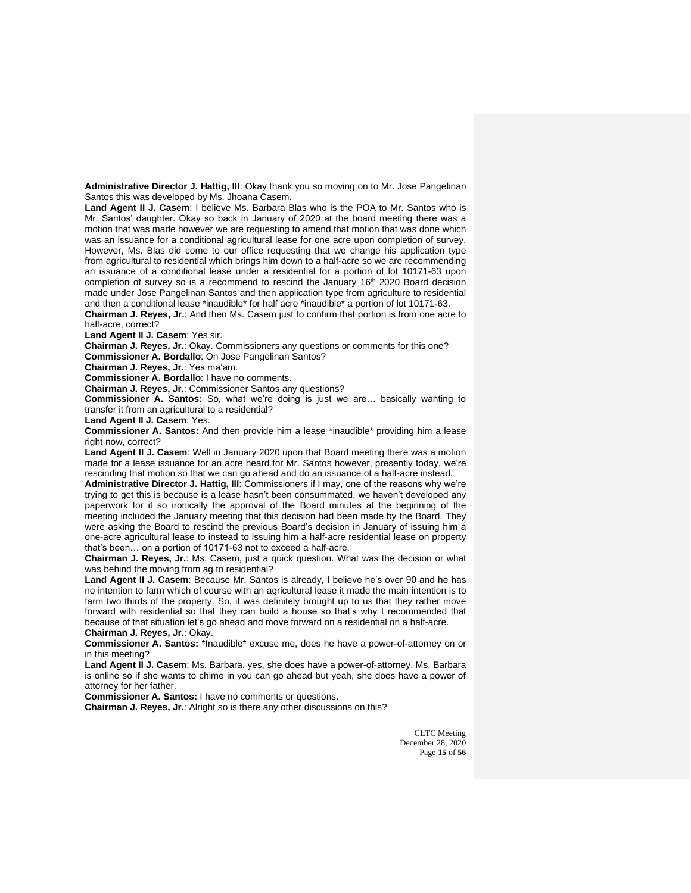**Administrative Director J. Hattig, III**: Okay thank you so moving on to Mr. Jose Pangelinan Santos this was developed by Ms. Jhoana Casem.

**Land Agent II J. Casem**: I believe Ms. Barbara Blas who is the POA to Mr. Santos who is Mr. Santos' daughter. Okay so back in January of 2020 at the board meeting there was a motion that was made however we are requesting to amend that motion that was done which was an issuance for a conditional agricultural lease for one acre upon completion of survey. However, Ms. Blas did come to our office requesting that we change his application type from agricultural to residential which brings him down to a half-acre so we are recommending an issuance of a conditional lease under a residential for a portion of lot 10171-63 upon completion of survey so is a recommend to rescind the January 16th 2020 Board decision made under Jose Pangelinan Santos and then application type from agriculture to residential and then a conditional lease *inaudible* for half acre *inaudible* a portion of lot 10171-63.

**Chairman J. Reyes, Jr.**: And then Ms. Casem just to confirm that portion is from one acre to half-acre, correct?

**Land Agent II J. Casem**: Yes sir.

**Chairman J. Reyes, Jr.**: Okay. Commissioners any questions or comments for this one?

**Commissioner A. Bordallo**: On Jose Pangelinan Santos?

**Chairman J. Reyes, Jr.**: Yes ma'am.

**Commissioner A. Bordallo**: I have no comments.

**Chairman J. Reyes, Jr.**: Commissioner Santos any questions?

**Commissioner A. Santos:** So, what we're doing is just we are… basically wanting to transfer it from an agricultural to a residential?

**Land Agent II J. Casem**: Yes.

**Commissioner A. Santos:** And then provide him a lease *inaudible* providing him a lease right now, correct?

**Land Agent II J. Casem**: Well in January 2020 upon that Board meeting there was a motion made for a lease issuance for an acre heard for Mr. Santos however, presently today, we're rescinding that motion so that we can go ahead and do an issuance of a half-acre instead.

**Administrative Director J. Hattig, III**: Commissioners if I may, one of the reasons why we're trying to get this is because is a lease hasn't been consummated, we haven't developed any paperwork for it so ironically the approval of the Board minutes at the beginning of the meeting included the January meeting that this decision had been made by the Board. They were asking the Board to rescind the previous Board's decision in January of issuing him a one-acre agricultural lease to instead to issuing him a half-acre residential lease on property that's been… on a portion of 10171-63 not to exceed a half-acre.

**Chairman J. Reyes, Jr.**: Ms. Casem, just a quick question. What was the decision or what was behind the moving from ag to residential?

**Land Agent II J. Casem**: Because Mr. Santos is already, I believe he's over 90 and he has no intention to farm which of course with an agricultural lease it made the main intention is to farm two thirds of the property. So, it was definitely brought up to us that they rather move forward with residential so that they can build a house so that's why I recommended that because of that situation let's go ahead and move forward on a residential on a half-acre.

**Chairman J. Reyes, Jr.**: Okay.

**Commissioner A. Santos:** *Inaudible* excuse me, does he have a power-of-attorney on or in this meeting?

**Land Agent II J. Casem**: Ms. Barbara, yes, she does have a power-of-attorney. Ms. Barbara is online so if she wants to chime in you can go ahead but yeah, she does have a power of attorney for her father.

**Commissioner A. Santos:** I have no comments or questions.

**Chairman J. Reyes, Jr.**: Alright so is there any other discussions on this?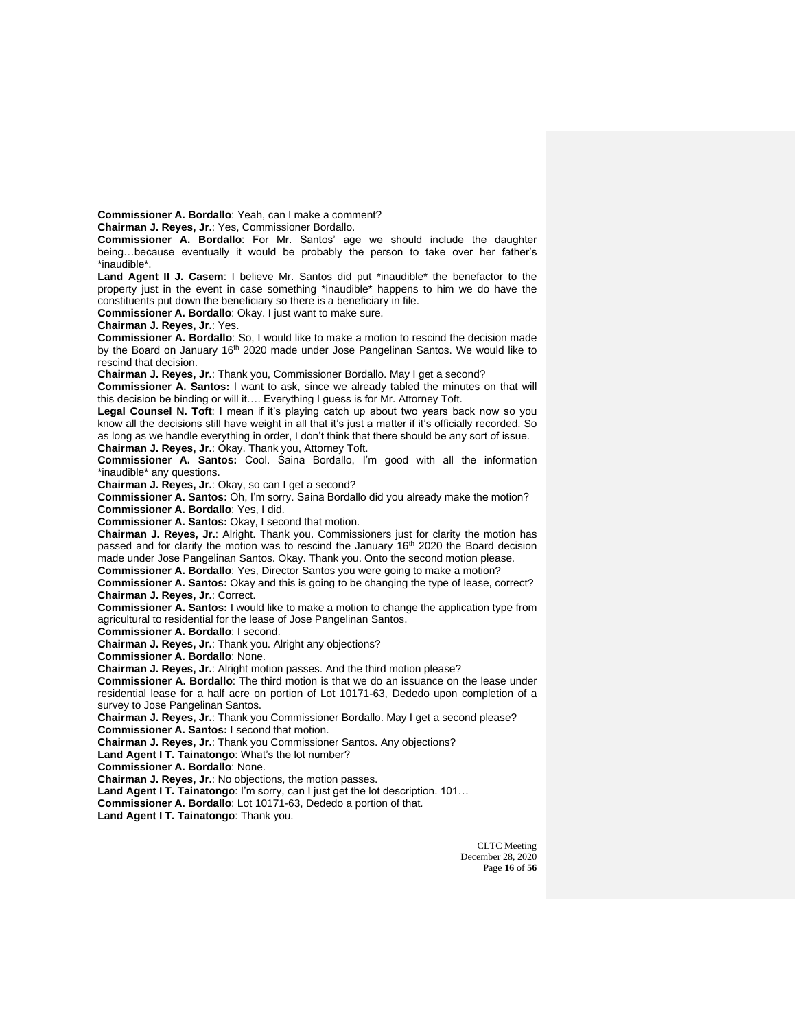**Commissioner A. Bordallo**: Yeah, can I make a comment?

**Chairman J. Reyes, Jr.**: Yes, Commissioner Bordallo.

**Commissioner A. Bordallo**: For Mr. Santos' age we should include the daughter being…because eventually it would be probably the person to take over her father's *inaudible*.

**Land Agent II J. Casem**: I believe Mr. Santos did put *inaudible* the benefactor to the property just in the event in case something *inaudible* happens to him we do have the constituents put down the beneficiary so there is a beneficiary in file.

**Commissioner A. Bordallo**: Okay. I just want to make sure.

**Chairman J. Reyes, Jr.**: Yes.

**Commissioner A. Bordallo**: So, I would like to make a motion to rescind the decision made by the Board on January 16th 2020 made under Jose Pangelinan Santos. We would like to rescind that decision.

**Chairman J. Reyes, Jr.**: Thank you, Commissioner Bordallo. May I get a second?

**Commissioner A. Santos:** I want to ask, since we already tabled the minutes on that will this decision be binding or will it…. Everything I guess is for Mr. Attorney Toft.

**Legal Counsel N. Toft**: I mean if it's playing catch up about two years back now so you know all the decisions still have weight in all that it's just a matter if it's officially recorded. So as long as we handle everything in order, I don't think that there should be any sort of issue.

**Chairman J. Reyes, Jr.**: Okay. Thank you, Attorney Toft.

**Commissioner A. Santos:** Cool. Saina Bordallo, I'm good with all the information *inaudible* any questions.

**Chairman J. Reyes, Jr.**: Okay, so can I get a second?

**Commissioner A. Santos:** Oh, I'm sorry. Saina Bordallo did you already make the motion?

**Commissioner A. Bordallo**: Yes, I did.

**Commissioner A. Santos:** Okay, I second that motion.

**Chairman J. Reyes, Jr.**: Alright. Thank you. Commissioners just for clarity the motion has passed and for clarity the motion was to rescind the January 16th 2020 the Board decision made under Jose Pangelinan Santos. Okay. Thank you. Onto the second motion please.

**Commissioner A. Bordallo**: Yes, Director Santos you were going to make a motion?

**Commissioner A. Santos:** Okay and this is going to be changing the type of lease, correct?

**Chairman J. Reyes, Jr.**: Correct.

**Commissioner A. Santos:** I would like to make a motion to change the application type from agricultural to residential for the lease of Jose Pangelinan Santos.

**Commissioner A. Bordallo**: I second.

**Chairman J. Reyes, Jr.**: Thank you. Alright any objections?

**Commissioner A. Bordallo**: None.

**Chairman J. Reyes, Jr.**: Alright motion passes. And the third motion please?

**Commissioner A. Bordallo**: The third motion is that we do an issuance on the lease under residential lease for a half acre on portion of Lot 10171-63, Dededo upon completion of a survey to Jose Pangelinan Santos.

**Chairman J. Reyes, Jr.**: Thank you Commissioner Bordallo. May I get a second please?

**Commissioner A. Santos:** I second that motion.

**Chairman J. Reyes, Jr.**: Thank you Commissioner Santos. Any objections?

**Land Agent I T. Tainatongo**: What's the lot number?

**Commissioner A. Bordallo**: None.

**Chairman J. Reyes, Jr.**: No objections, the motion passes.

**Land Agent I T. Tainatongo**: I'm sorry, can I just get the lot description. 101…

**Commissioner A. Bordallo**: Lot 10171-63, Dededo a portion of that.

**Land Agent I T. Tainatongo**: Thank you.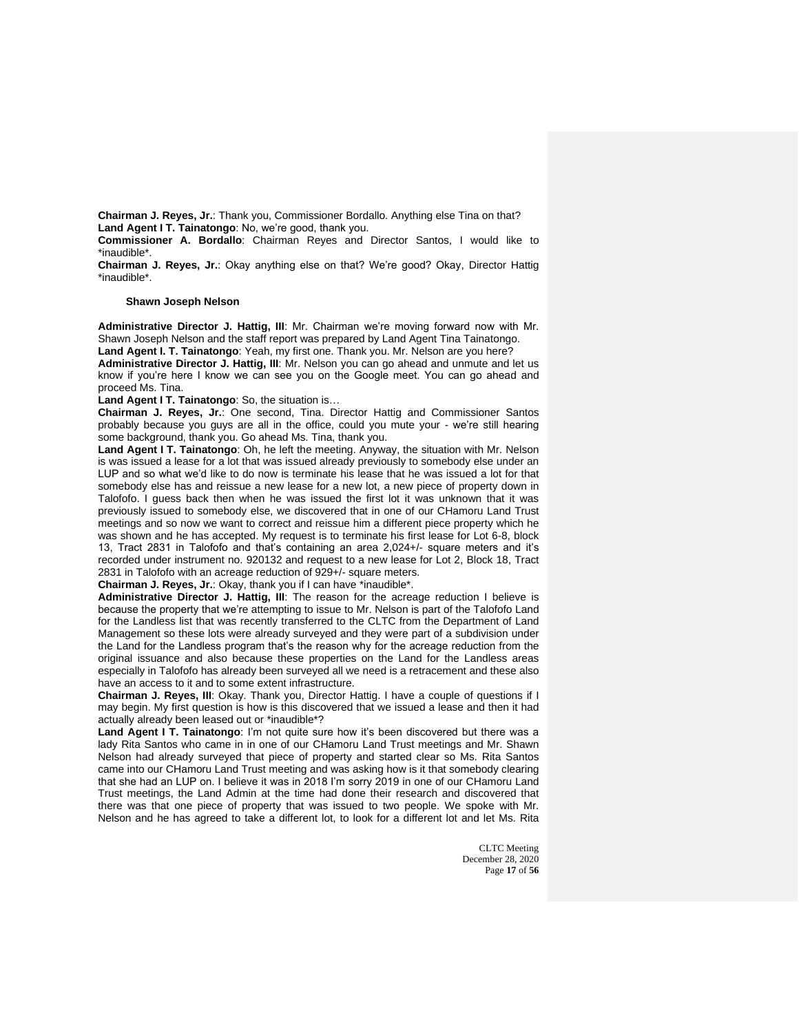**Chairman J. Reyes, Jr.**: Thank you, Commissioner Bordallo. Anything else Tina on that?
**Land Agent I T. Tainatongo**: No, we're good, thank you.
**Commissioner A. Bordallo**: Chairman Reyes and Director Santos, I would like to *inaudible*.
**Chairman J. Reyes, Jr.**: Okay anything else on that? We're good? Okay, Director Hattig *inaudible*.

**Shawn Joseph Nelson**

**Administrative Director J. Hattig, III**: Mr. Chairman we're moving forward now with Mr. Shawn Joseph Nelson and the staff report was prepared by Land Agent Tina Tainatongo.
**Land Agent I. T. Tainatongo**: Yeah, my first one. Thank you. Mr. Nelson are you here?
**Administrative Director J. Hattig, III**: Mr. Nelson you can go ahead and unmute and let us know if you're here I know we can see you on the Google meet. You can go ahead and proceed Ms. Tina.
**Land Agent I T. Tainatongo**: So, the situation is…
**Chairman J. Reyes, Jr.**: One second, Tina. Director Hattig and Commissioner Santos probably because you guys are all in the office, could you mute your - we're still hearing some background, thank you. Go ahead Ms. Tina, thank you.
**Land Agent I T. Tainatongo**: Oh, he left the meeting. Anyway, the situation with Mr. Nelson is was issued a lease for a lot that was issued already previously to somebody else under an LUP and so what we'd like to do now is terminate his lease that he was issued a lot for that somebody else has and reissue a new lease for a new lot, a new piece of property down in Talofofo. I guess back then when he was issued the first lot it was unknown that it was previously issued to somebody else, we discovered that in one of our CHamoru Land Trust meetings and so now we want to correct and reissue him a different piece property which he was shown and he has accepted. My request is to terminate his first lease for Lot 6-8, block 13, Tract 2831 in Talofofo and that's containing an area 2,024+/- square meters and it's recorded under instrument no. 920132 and request to a new lease for Lot 2, Block 18, Tract 2831 in Talofofo with an acreage reduction of 929+/- square meters.
**Chairman J. Reyes, Jr.**: Okay, thank you if I can have *inaudible*.
**Administrative Director J. Hattig, III**: The reason for the acreage reduction I believe is because the property that we're attempting to issue to Mr. Nelson is part of the Talofofo Land for the Landless list that was recently transferred to the CLTC from the Department of Land Management so these lots were already surveyed and they were part of a subdivision under the Land for the Landless program that's the reason why for the acreage reduction from the original issuance and also because these properties on the Land for the Landless areas especially in Talofofo has already been surveyed all we need is a retracement and these also have an access to it and to some extent infrastructure.
**Chairman J. Reyes, III**: Okay. Thank you, Director Hattig. I have a couple of questions if I may begin. My first question is how is this discovered that we issued a lease and then it had actually already been leased out or *inaudible*?
**Land Agent I T. Tainatongo**: I'm not quite sure how it's been discovered but there was a lady Rita Santos who came in in one of our CHamoru Land Trust meetings and Mr. Shawn Nelson had already surveyed that piece of property and started clear so Ms. Rita Santos came into our CHamoru Land Trust meeting and was asking how is it that somebody clearing that she had an LUP on. I believe it was in 2018 I'm sorry 2019 in one of our CHamoru Land Trust meetings, the Land Admin at the time had done their research and discovered that there was that one piece of property that was issued to two people. We spoke with Mr. Nelson and he has agreed to take a different lot, to look for a different lot and let Ms. Rita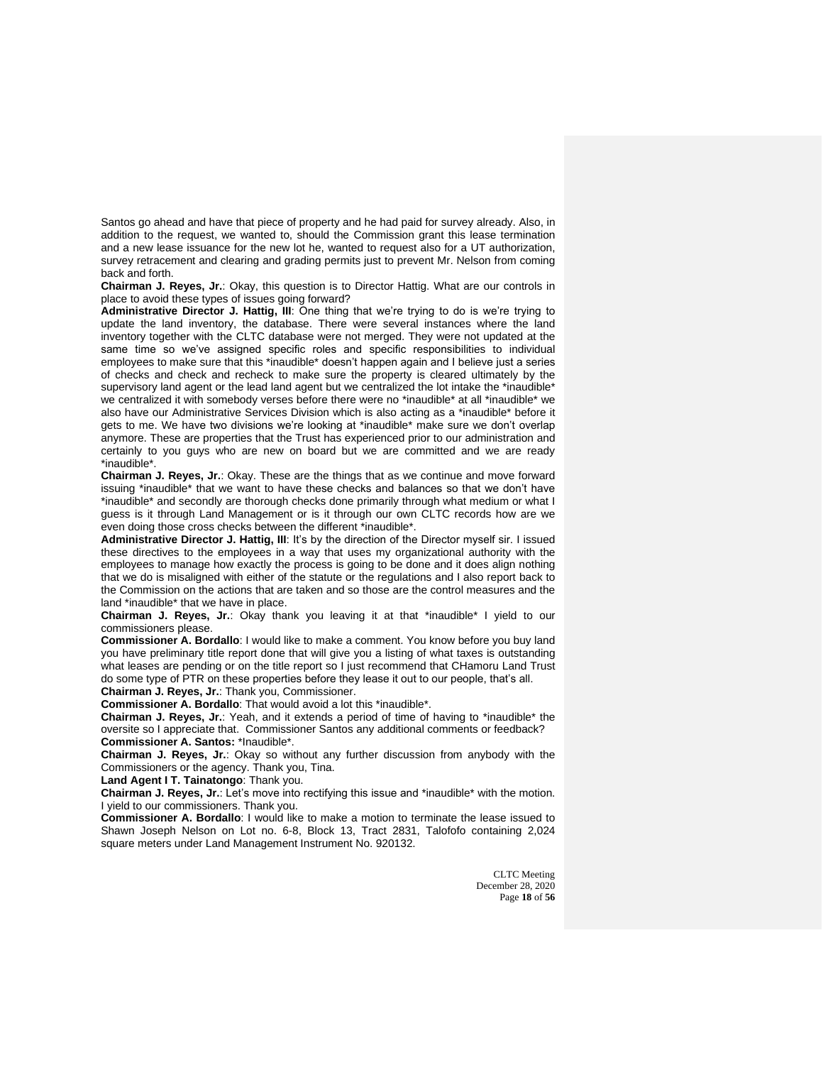Santos go ahead and have that piece of property and he had paid for survey already. Also, in addition to the request, we wanted to, should the Commission grant this lease termination and a new lease issuance for the new lot he, wanted to request also for a UT authorization, survey retracement and clearing and grading permits just to prevent Mr. Nelson from coming back and forth.

**Chairman J. Reyes, Jr.**: Okay, this question is to Director Hattig. What are our controls in place to avoid these types of issues going forward?

**Administrative Director J. Hattig, III**: One thing that we're trying to do is we're trying to update the land inventory, the database. There were several instances where the land inventory together with the CLTC database were not merged. They were not updated at the same time so we've assigned specific roles and specific responsibilities to individual employees to make sure that this *inaudible* doesn't happen again and I believe just a series of checks and check and recheck to make sure the property is cleared ultimately by the supervisory land agent or the lead land agent but we centralized the lot intake the *inaudible* we centralized it with somebody verses before there were no *inaudible* at all *inaudible* we also have our Administrative Services Division which is also acting as a *inaudible* before it gets to me. We have two divisions we're looking at *inaudible* make sure we don't overlap anymore. These are properties that the Trust has experienced prior to our administration and certainly to you guys who are new on board but we are committed and we are ready *inaudible*.

**Chairman J. Reyes, Jr.**: Okay. These are the things that as we continue and move forward issuing *inaudible* that we want to have these checks and balances so that we don't have *inaudible* and secondly are thorough checks done primarily through what medium or what I guess is it through Land Management or is it through our own CLTC records how are we even doing those cross checks between the different *inaudible*.

**Administrative Director J. Hattig, III**: It's by the direction of the Director myself sir. I issued these directives to the employees in a way that uses my organizational authority with the employees to manage how exactly the process is going to be done and it does align nothing that we do is misaligned with either of the statute or the regulations and I also report back to the Commission on the actions that are taken and so those are the control measures and the land *inaudible* that we have in place.

**Chairman J. Reyes, Jr.**: Okay thank you leaving it at that *inaudible* I yield to our commissioners please.

**Commissioner A. Bordallo**: I would like to make a comment. You know before you buy land you have preliminary title report done that will give you a listing of what taxes is outstanding what leases are pending or on the title report so I just recommend that CHamoru Land Trust do some type of PTR on these properties before they lease it out to our people, that's all.

**Chairman J. Reyes, Jr.**: Thank you, Commissioner.

**Commissioner A. Bordallo**: That would avoid a lot this *inaudible*.

**Chairman J. Reyes, Jr.**: Yeah, and it extends a period of time of having to *inaudible* the oversite so I appreciate that. Commissioner Santos any additional comments or feedback?

**Commissioner A. Santos:** *Inaudible*.

**Chairman J. Reyes, Jr.**: Okay so without any further discussion from anybody with the Commissioners or the agency. Thank you, Tina.

**Land Agent I T. Tainatongo**: Thank you.

**Chairman J. Reyes, Jr.**: Let's move into rectifying this issue and *inaudible* with the motion. I yield to our commissioners. Thank you.

**Commissioner A. Bordallo**: I would like to make a motion to terminate the lease issued to Shawn Joseph Nelson on Lot no. 6-8, Block 13, Tract 2831, Talofofo containing 2,024 square meters under Land Management Instrument No. 920132.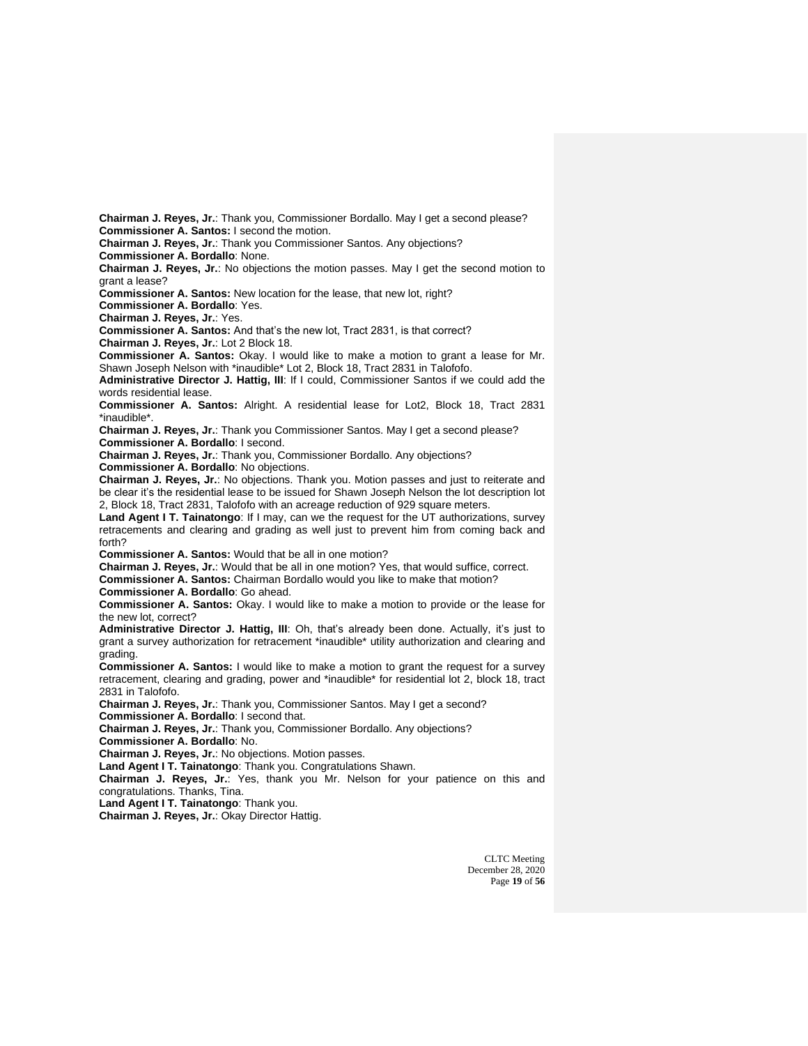**Chairman J. Reyes, Jr.**: Thank you, Commissioner Bordallo. May I get a second please?
**Commissioner A. Santos:** I second the motion.
**Chairman J. Reyes, Jr.**: Thank you Commissioner Santos. Any objections?
**Commissioner A. Bordallo**: None.
**Chairman J. Reyes, Jr.**: No objections the motion passes. May I get the second motion to grant a lease?
**Commissioner A. Santos:** New location for the lease, that new lot, right?
**Commissioner A. Bordallo**: Yes.
**Chairman J. Reyes, Jr.**: Yes.
**Commissioner A. Santos:** And that's the new lot, Tract 2831, is that correct?
**Chairman J. Reyes, Jr.**: Lot 2 Block 18.
**Commissioner A. Santos:** Okay. I would like to make a motion to grant a lease for Mr. Shawn Joseph Nelson with *inaudible* Lot 2, Block 18, Tract 2831 in Talofofo.
**Administrative Director J. Hattig, III**: If I could, Commissioner Santos if we could add the words residential lease.
**Commissioner A. Santos:** Alright. A residential lease for Lot2, Block 18, Tract 2831 *inaudible*.
**Chairman J. Reyes, Jr.**: Thank you Commissioner Santos. May I get a second please?
**Commissioner A. Bordallo**: I second.
**Chairman J. Reyes, Jr.**: Thank you, Commissioner Bordallo. Any objections?
**Commissioner A. Bordallo**: No objections.
**Chairman J. Reyes, Jr.**: No objections. Thank you. Motion passes and just to reiterate and be clear it's the residential lease to be issued for Shawn Joseph Nelson the lot description lot 2, Block 18, Tract 2831, Talofofo with an acreage reduction of 929 square meters.
**Land Agent I T. Tainatongo**: If I may, can we the request for the UT authorizations, survey retracements and clearing and grading as well just to prevent him from coming back and forth?
**Commissioner A. Santos:** Would that be all in one motion?
**Chairman J. Reyes, Jr.**: Would that be all in one motion? Yes, that would suffice, correct.
**Commissioner A. Santos:** Chairman Bordallo would you like to make that motion?
**Commissioner A. Bordallo**: Go ahead.
**Commissioner A. Santos:** Okay. I would like to make a motion to provide or the lease for the new lot, correct?
**Administrative Director J. Hattig, III**: Oh, that's already been done. Actually, it's just to grant a survey authorization for retracement *inaudible* utility authorization and clearing and grading.
**Commissioner A. Santos:** I would like to make a motion to grant the request for a survey retracement, clearing and grading, power and *inaudible* for residential lot 2, block 18, tract 2831 in Talofofo.
**Chairman J. Reyes, Jr.**: Thank you, Commissioner Santos. May I get a second?
**Commissioner A. Bordallo**: I second that.
**Chairman J. Reyes, Jr.**: Thank you, Commissioner Bordallo. Any objections?
**Commissioner A. Bordallo**: No.
**Chairman J. Reyes, Jr.**: No objections. Motion passes.
**Land Agent I T. Tainatongo**: Thank you. Congratulations Shawn.
**Chairman J. Reyes, Jr.**: Yes, thank you Mr. Nelson for your patience on this and congratulations. Thanks, Tina.
**Land Agent I T. Tainatongo**: Thank you.
**Chairman J. Reyes, Jr.**: Okay Director Hattig.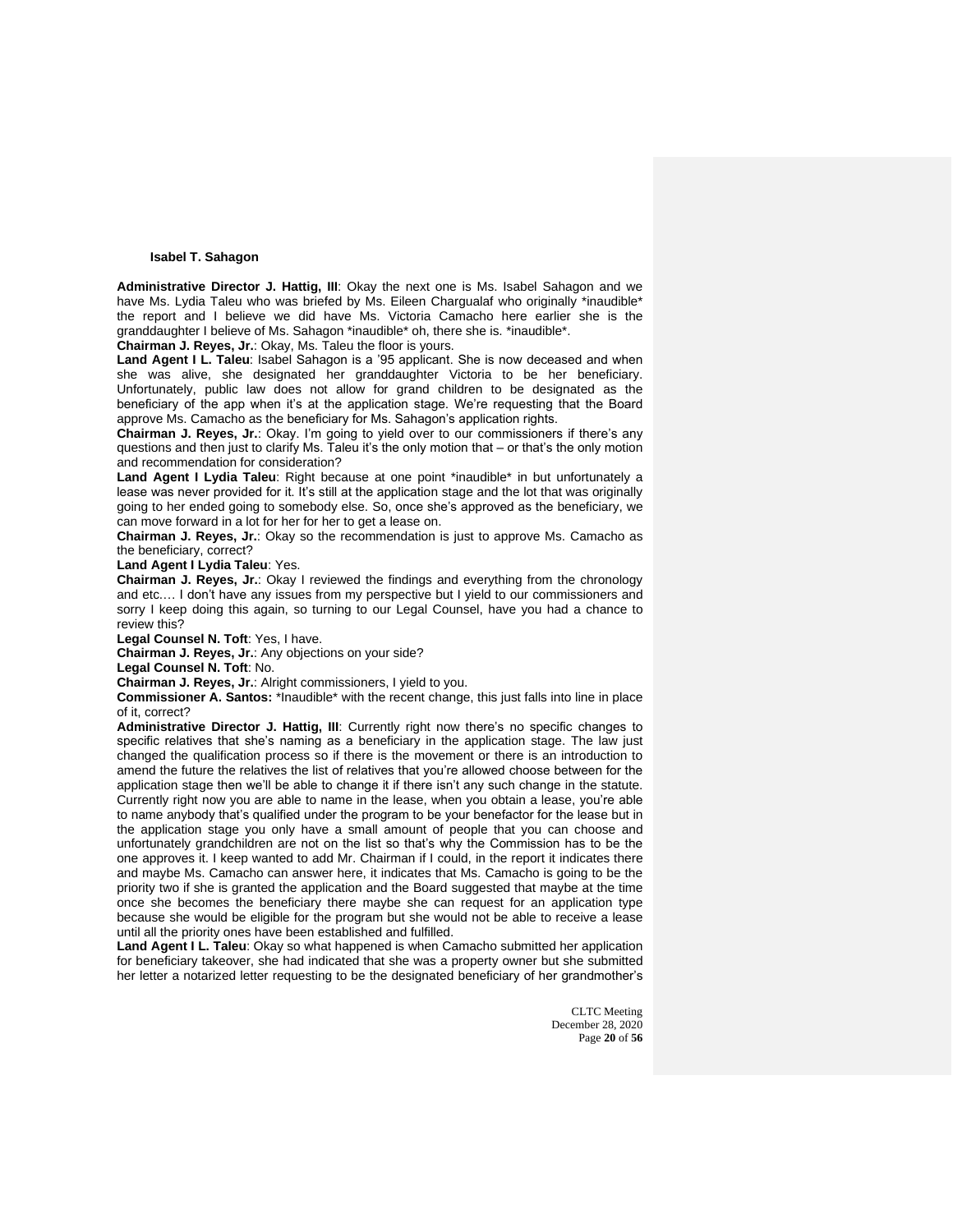**Isabel T. Sahagon**

**Administrative Director J. Hattig, III**: Okay the next one is Ms. Isabel Sahagon and we have Ms. Lydia Taleu who was briefed by Ms. Eileen Chargualaf who originally *inaudible* the report and I believe we did have Ms. Victoria Camacho here earlier she is the granddaughter I believe of Ms. Sahagon *inaudible* oh, there she is. *inaudible*.

**Chairman J. Reyes, Jr.**: Okay, Ms. Taleu the floor is yours.

**Land Agent I L. Taleu**: Isabel Sahagon is a '95 applicant. She is now deceased and when she was alive, she designated her granddaughter Victoria to be her beneficiary. Unfortunately, public law does not allow for grand children to be designated as the beneficiary of the app when it's at the application stage. We're requesting that the Board approve Ms. Camacho as the beneficiary for Ms. Sahagon's application rights.

**Chairman J. Reyes, Jr.**: Okay. I'm going to yield over to our commissioners if there's any questions and then just to clarify Ms. Taleu it's the only motion that – or that's the only motion and recommendation for consideration?

**Land Agent I Lydia Taleu**: Right because at one point *inaudible* in but unfortunately a lease was never provided for it. It's still at the application stage and the lot that was originally going to her ended going to somebody else. So, once she's approved as the beneficiary, we can move forward in a lot for her for her to get a lease on.

**Chairman J. Reyes, Jr.**: Okay so the recommendation is just to approve Ms. Camacho as the beneficiary, correct?

**Land Agent I Lydia Taleu**: Yes.

**Chairman J. Reyes, Jr.**: Okay I reviewed the findings and everything from the chronology and etc.… I don't have any issues from my perspective but I yield to our commissioners and sorry I keep doing this again, so turning to our Legal Counsel, have you had a chance to review this?

**Legal Counsel N. Toft**: Yes, I have.

**Chairman J. Reyes, Jr.**: Any objections on your side?

**Legal Counsel N. Toft**: No.

**Chairman J. Reyes, Jr.**: Alright commissioners, I yield to you.

**Commissioner A. Santos:** *Inaudible* with the recent change, this just falls into line in place of it, correct?

**Administrative Director J. Hattig, III**: Currently right now there's no specific changes to specific relatives that she's naming as a beneficiary in the application stage. The law just changed the qualification process so if there is the movement or there is an introduction to amend the future the relatives the list of relatives that you're allowed choose between for the application stage then we'll be able to change it if there isn't any such change in the statute. Currently right now you are able to name in the lease, when you obtain a lease, you're able to name anybody that's qualified under the program to be your benefactor for the lease but in the application stage you only have a small amount of people that you can choose and unfortunately grandchildren are not on the list so that's why the Commission has to be the one approves it. I keep wanted to add Mr. Chairman if I could, in the report it indicates there and maybe Ms. Camacho can answer here, it indicates that Ms. Camacho is going to be the priority two if she is granted the application and the Board suggested that maybe at the time once she becomes the beneficiary there maybe she can request for an application type because she would be eligible for the program but she would not be able to receive a lease until all the priority ones have been established and fulfilled.

**Land Agent I L. Taleu**: Okay so what happened is when Camacho submitted her application for beneficiary takeover, she had indicated that she was a property owner but she submitted her letter a notarized letter requesting to be the designated beneficiary of her grandmother's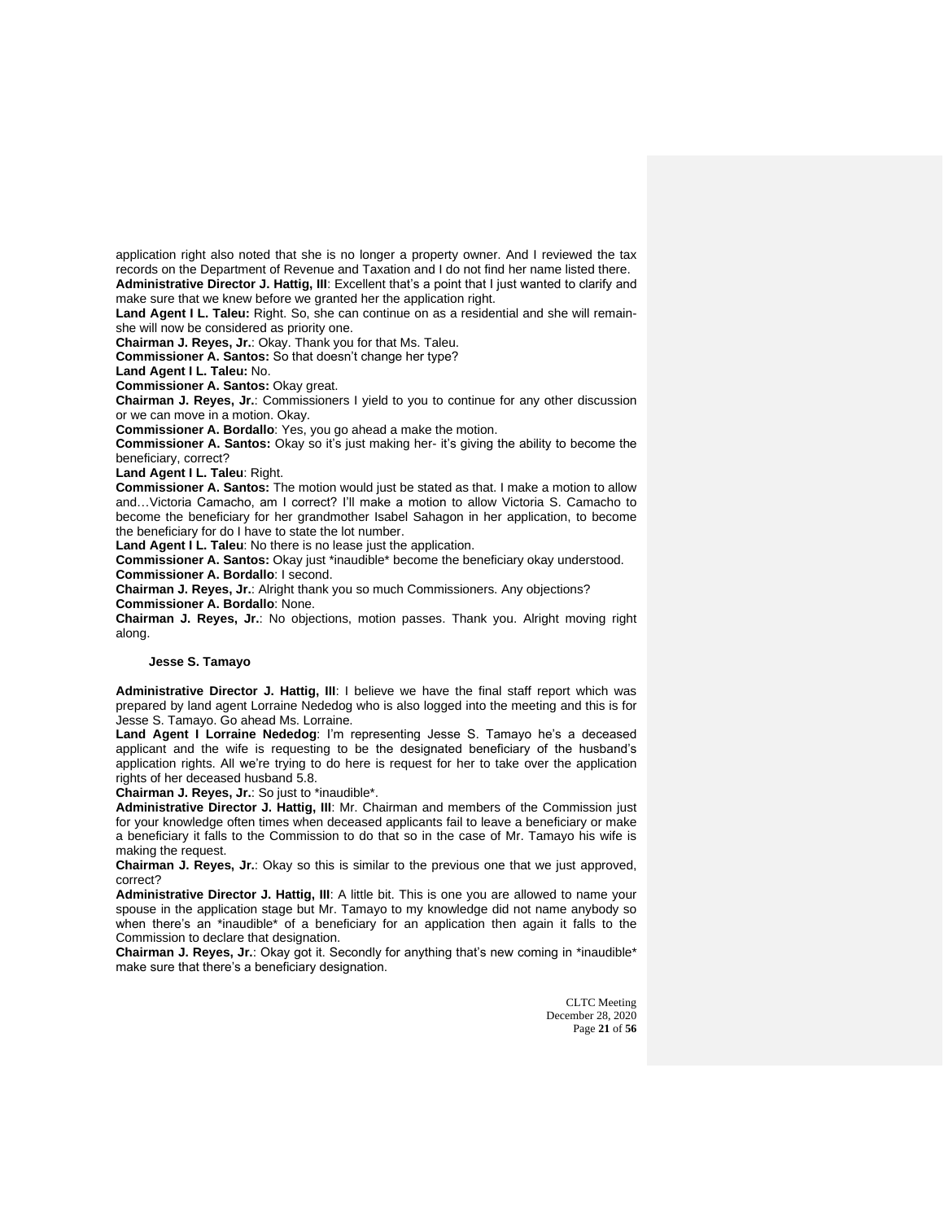application right also noted that she is no longer a property owner. And I reviewed the tax records on the Department of Revenue and Taxation and I do not find her name listed there.

**Administrative Director J. Hattig, III**: Excellent that's a point that I just wanted to clarify and make sure that we knew before we granted her the application right.

**Land Agent I L. Taleu:** Right. So, she can continue on as a residential and she will remain- she will now be considered as priority one.

**Chairman J. Reyes, Jr.**: Okay. Thank you for that Ms. Taleu.

**Commissioner A. Santos:** So that doesn't change her type?

**Land Agent I L. Taleu:** No.

**Commissioner A. Santos:** Okay great.

**Chairman J. Reyes, Jr.**: Commissioners I yield to you to continue for any other discussion or we can move in a motion. Okay.

**Commissioner A. Bordallo**: Yes, you go ahead a make the motion.

**Commissioner A. Santos:** Okay so it's just making her- it's giving the ability to become the beneficiary, correct?

**Land Agent I L. Taleu**: Right.

**Commissioner A. Santos:** The motion would just be stated as that. I make a motion to allow and…Victoria Camacho, am I correct? I'll make a motion to allow Victoria S. Camacho to become the beneficiary for her grandmother Isabel Sahagon in her application, to become the beneficiary for do I have to state the lot number.

**Land Agent I L. Taleu**: No there is no lease just the application.

**Commissioner A. Santos:** Okay just *inaudible* become the beneficiary okay understood.

**Commissioner A. Bordallo**: I second.

**Chairman J. Reyes, Jr.**: Alright thank you so much Commissioners. Any objections?

**Commissioner A. Bordallo**: None.

**Chairman J. Reyes, Jr.**: No objections, motion passes. Thank you. Alright moving right along.

**Jesse S. Tamayo**

**Administrative Director J. Hattig, III**: I believe we have the final staff report which was prepared by land agent Lorraine Nededog who is also logged into the meeting and this is for Jesse S. Tamayo. Go ahead Ms. Lorraine.

**Land Agent I Lorraine Nededog**: I'm representing Jesse S. Tamayo he's a deceased applicant and the wife is requesting to be the designated beneficiary of the husband's application rights. All we're trying to do here is request for her to take over the application rights of her deceased husband 5.8.

**Chairman J. Reyes, Jr.**: So just to *inaudible*.

**Administrative Director J. Hattig, III**: Mr. Chairman and members of the Commission just for your knowledge often times when deceased applicants fail to leave a beneficiary or make a beneficiary it falls to the Commission to do that so in the case of Mr. Tamayo his wife is making the request.

**Chairman J. Reyes, Jr.**: Okay so this is similar to the previous one that we just approved, correct?

**Administrative Director J. Hattig, III**: A little bit. This is one you are allowed to name your spouse in the application stage but Mr. Tamayo to my knowledge did not name anybody so when there's an *inaudible* of a beneficiary for an application then again it falls to the Commission to declare that designation.

**Chairman J. Reyes, Jr.**: Okay got it. Secondly for anything that's new coming in *inaudible* make sure that there's a beneficiary designation.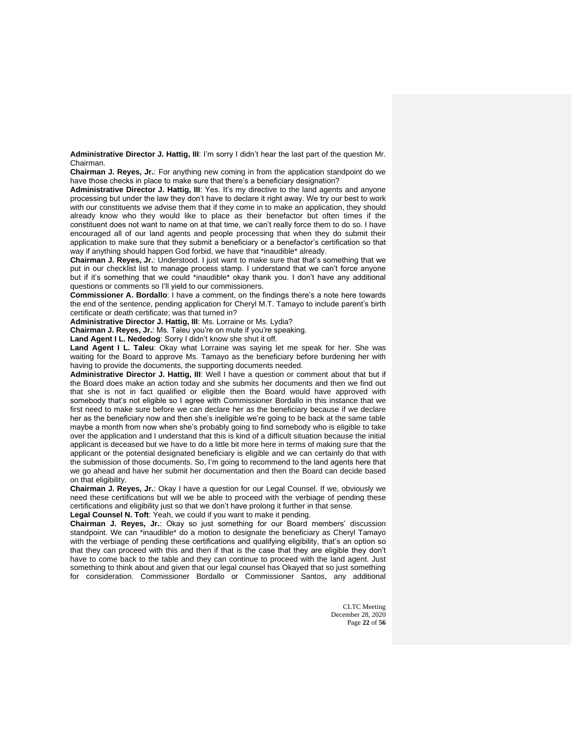**Administrative Director J. Hattig, III**: I'm sorry I didn't hear the last part of the question Mr. Chairman.

**Chairman J. Reyes, Jr.**: For anything new coming in from the application standpoint do we have those checks in place to make sure that there's a beneficiary designation?

**Administrative Director J. Hattig, III**: Yes. It's my directive to the land agents and anyone processing but under the law they don't have to declare it right away. We try our best to work with our constituents we advise them that if they come in to make an application, they should already know who they would like to place as their benefactor but often times if the constituent does not want to name on at that time, we can't really force them to do so. I have encouraged all of our land agents and people processing that when they do submit their application to make sure that they submit a beneficiary or a benefactor's certification so that way if anything should happen God forbid, we have that *inaudible* already.

**Chairman J. Reyes, Jr.**: Understood. I just want to make sure that that's something that we put in our checklist list to manage process stamp. I understand that we can't force anyone but if it's something that we could *inaudible* okay thank you. I don't have any additional questions or comments so I'll yield to our commissioners.

**Commissioner A. Bordallo**: I have a comment, on the findings there's a note here towards the end of the sentence, pending application for Cheryl M.T. Tamayo to include parent's birth certificate or death certificate; was that turned in?

**Administrative Director J. Hattig, III**: Ms. Lorraine or Ms. Lydia?

**Chairman J. Reyes, Jr.**: Ms. Taleu you're on mute if you're speaking.

**Land Agent I L. Nededog**: Sorry I didn't know she shut it off.

**Land Agent I L. Taleu**: Okay what Lorraine was saying let me speak for her. She was waiting for the Board to approve Ms. Tamayo as the beneficiary before burdening her with having to provide the documents, the supporting documents needed.

**Administrative Director J. Hattig, III**: Well I have a question or comment about that but if the Board does make an action today and she submits her documents and then we find out that she is not in fact qualified or eligible then the Board would have approved with somebody that's not eligible so I agree with Commissioner Bordallo in this instance that we first need to make sure before we can declare her as the beneficiary because if we declare her as the beneficiary now and then she's ineligible we're going to be back at the same table maybe a month from now when she's probably going to find somebody who is eligible to take over the application and I understand that this is kind of a difficult situation because the initial applicant is deceased but we have to do a little bit more here in terms of making sure that the applicant or the potential designated beneficiary is eligible and we can certainly do that with the submission of those documents. So, I'm going to recommend to the land agents here that we go ahead and have her submit her documentation and then the Board can decide based on that eligibility.

**Chairman J. Reyes, Jr.**: Okay I have a question for our Legal Counsel. If we, obviously we need these certifications but will we be able to proceed with the verbiage of pending these certifications and eligibility just so that we don't have prolong it further in that sense.

**Legal Counsel N. Toft**: Yeah, we could if you want to make it pending.

**Chairman J. Reyes, Jr.**: Okay so just something for our Board members' discussion standpoint. We can *inaudible* do a motion to designate the beneficiary as Cheryl Tamayo with the verbiage of pending these certifications and qualifying eligibility, that's an option so that they can proceed with this and then if that is the case that they are eligible they don't have to come back to the table and they can continue to proceed with the land agent. Just something to think about and given that our legal counsel has Okayed that so just something for consideration. Commissioner Bordallo or Commissioner Santos, any additional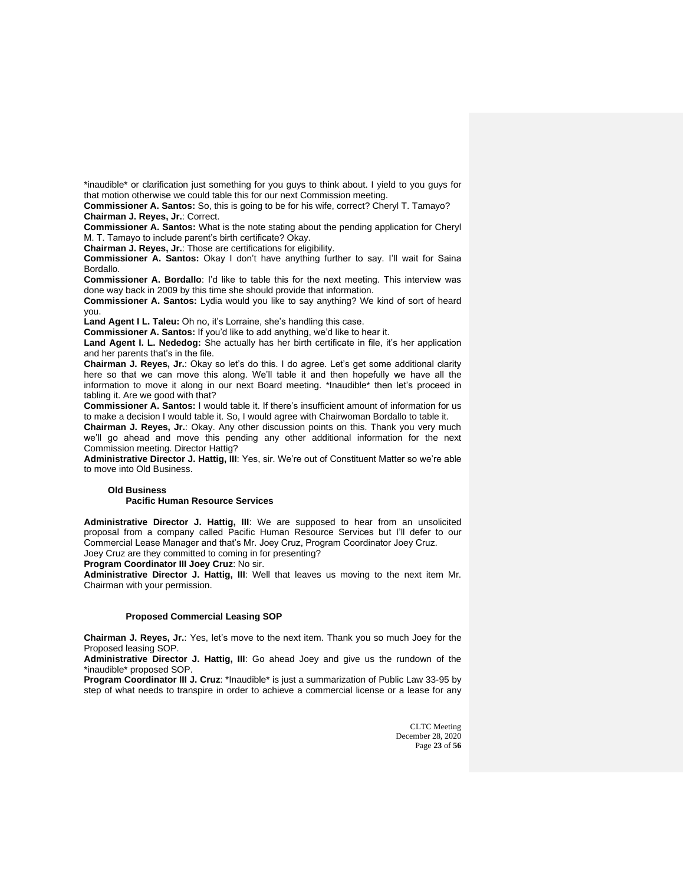*inaudible* or clarification just something for you guys to think about. I yield to you guys for that motion otherwise we could table this for our next Commission meeting.

**Commissioner A. Santos:** So, this is going to be for his wife, correct? Cheryl T. Tamayo?

**Chairman J. Reyes, Jr.**: Correct.

**Commissioner A. Santos:** What is the note stating about the pending application for Cheryl M. T. Tamayo to include parent's birth certificate? Okay.

**Chairman J. Reyes, Jr.**: Those are certifications for eligibility.

**Commissioner A. Santos:** Okay I don't have anything further to say. I'll wait for Saina Bordallo.

**Commissioner A. Bordallo**: I'd like to table this for the next meeting. This interview was done way back in 2009 by this time she should provide that information.

**Commissioner A. Santos:** Lydia would you like to say anything? We kind of sort of heard you.

**Land Agent I L. Taleu:** Oh no, it's Lorraine, she's handling this case.

**Commissioner A. Santos:** If you'd like to add anything, we'd like to hear it.

**Land Agent I. L. Nededog:** She actually has her birth certificate in file, it's her application and her parents that's in the file.

**Chairman J. Reyes, Jr.**: Okay so let's do this. I do agree. Let's get some additional clarity here so that we can move this along. We'll table it and then hopefully we have all the information to move it along in our next Board meeting. *Inaudible* then let's proceed in tabling it. Are we good with that?

**Commissioner A. Santos:** I would table it. If there's insufficient amount of information for us to make a decision I would table it. So, I would agree with Chairwoman Bordallo to table it.

**Chairman J. Reyes, Jr.**: Okay. Any other discussion points on this. Thank you very much we'll go ahead and move this pending any other additional information for the next Commission meeting. Director Hattig?

**Administrative Director J. Hattig, III**: Yes, sir. We're out of Constituent Matter so we're able to move into Old Business.

### Old Business

#### Pacific Human Resource Services

**Administrative Director J. Hattig, III**: We are supposed to hear from an unsolicited proposal from a company called Pacific Human Resource Services but I'll defer to our Commercial Lease Manager and that's Mr. Joey Cruz, Program Coordinator Joey Cruz. Joey Cruz are they committed to coming in for presenting?

**Program Coordinator III Joey Cruz**: No sir.

**Administrative Director J. Hattig, III**: Well that leaves us moving to the next item Mr. Chairman with your permission.

#### Proposed Commercial Leasing SOP

**Chairman J. Reyes, Jr.**: Yes, let's move to the next item. Thank you so much Joey for the Proposed leasing SOP.

**Administrative Director J. Hattig, III**: Go ahead Joey and give us the rundown of the *inaudible* proposed SOP.

**Program Coordinator III J. Cruz**: *Inaudible* is just a summarization of Public Law 33-95 by step of what needs to transpire in order to achieve a commercial license or a lease for any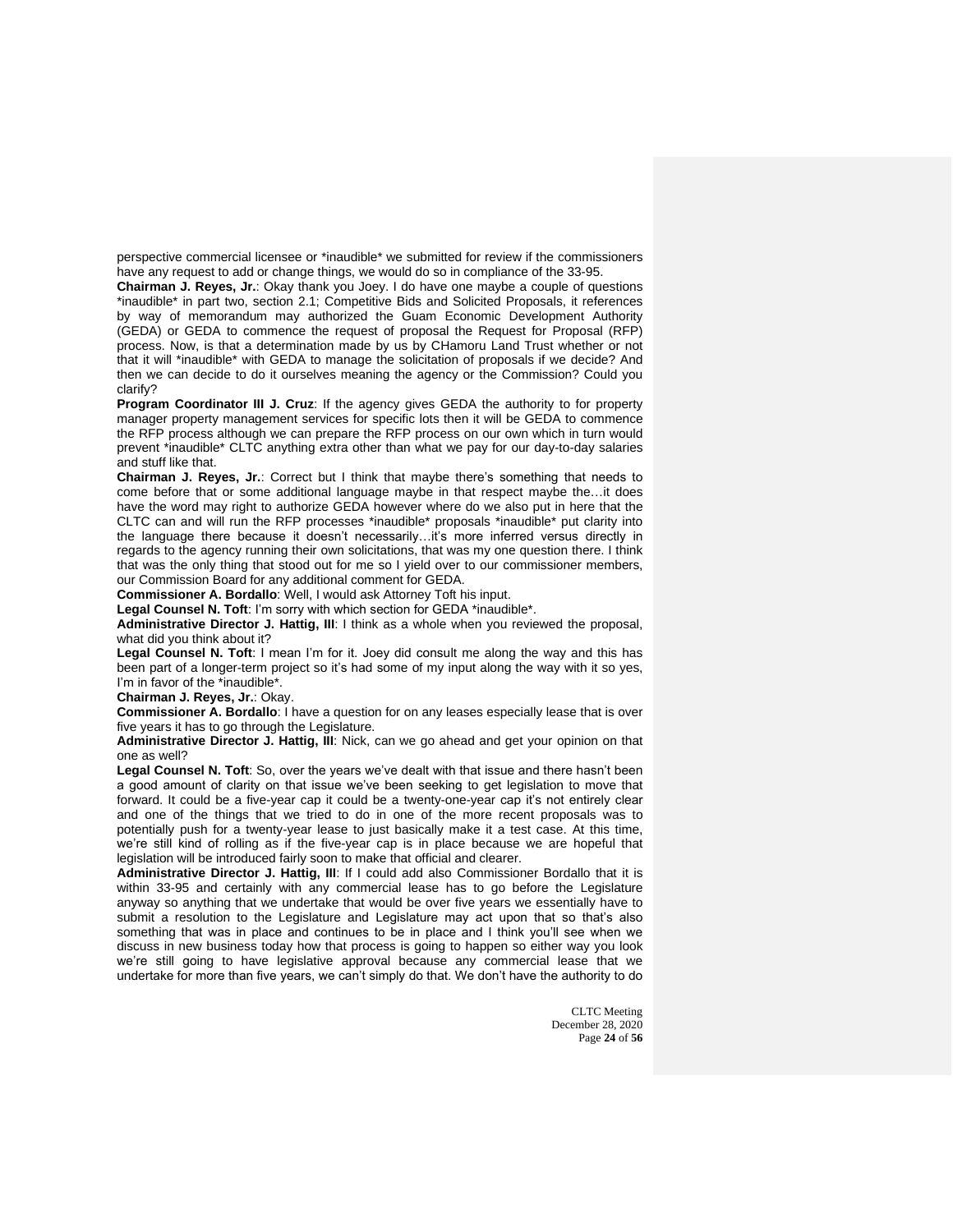perspective commercial licensee or *inaudible* we submitted for review if the commissioners have any request to add or change things, we would do so in compliance of the 33-95.

**Chairman J. Reyes, Jr.**: Okay thank you Joey. I do have one maybe a couple of questions *inaudible* in part two, section 2.1; Competitive Bids and Solicited Proposals, it references by way of memorandum may authorized the Guam Economic Development Authority (GEDA) or GEDA to commence the request of proposal the Request for Proposal (RFP) process. Now, is that a determination made by us by CHamoru Land Trust whether or not that it will *inaudible* with GEDA to manage the solicitation of proposals if we decide? And then we can decide to do it ourselves meaning the agency or the Commission? Could you clarify?

**Program Coordinator III J. Cruz**: If the agency gives GEDA the authority to for property manager property management services for specific lots then it will be GEDA to commence the RFP process although we can prepare the RFP process on our own which in turn would prevent *inaudible* CLTC anything extra other than what we pay for our day-to-day salaries and stuff like that.

**Chairman J. Reyes, Jr.**: Correct but I think that maybe there's something that needs to come before that or some additional language maybe in that respect maybe the…it does have the word may right to authorize GEDA however where do we also put in here that the CLTC can and will run the RFP processes *inaudible* proposals *inaudible* put clarity into the language there because it doesn't necessarily…it's more inferred versus directly in regards to the agency running their own solicitations, that was my one question there. I think that was the only thing that stood out for me so I yield over to our commissioner members, our Commission Board for any additional comment for GEDA.

**Commissioner A. Bordallo**: Well, I would ask Attorney Toft his input.

**Legal Counsel N. Toft**: I'm sorry with which section for GEDA *inaudible*.

**Administrative Director J. Hattig, III**: I think as a whole when you reviewed the proposal, what did you think about it?

**Legal Counsel N. Toft**: I mean I'm for it. Joey did consult me along the way and this has been part of a longer-term project so it's had some of my input along the way with it so yes, I'm in favor of the *inaudible*.

**Chairman J. Reyes, Jr.**: Okay.

**Commissioner A. Bordallo**: I have a question for on any leases especially lease that is over five years it has to go through the Legislature.

**Administrative Director J. Hattig, III**: Nick, can we go ahead and get your opinion on that one as well?

**Legal Counsel N. Toft**: So, over the years we've dealt with that issue and there hasn't been a good amount of clarity on that issue we've been seeking to get legislation to move that forward. It could be a five-year cap it could be a twenty-one-year cap it's not entirely clear and one of the things that we tried to do in one of the more recent proposals was to potentially push for a twenty-year lease to just basically make it a test case. At this time, we're still kind of rolling as if the five-year cap is in place because we are hopeful that legislation will be introduced fairly soon to make that official and clearer.

**Administrative Director J. Hattig, III**: If I could add also Commissioner Bordallo that it is within 33-95 and certainly with any commercial lease has to go before the Legislature anyway so anything that we undertake that would be over five years we essentially have to submit a resolution to the Legislature and Legislature may act upon that so that's also something that was in place and continues to be in place and I think you'll see when we discuss in new business today how that process is going to happen so either way you look we're still going to have legislative approval because any commercial lease that we undertake for more than five years, we can't simply do that. We don't have the authority to do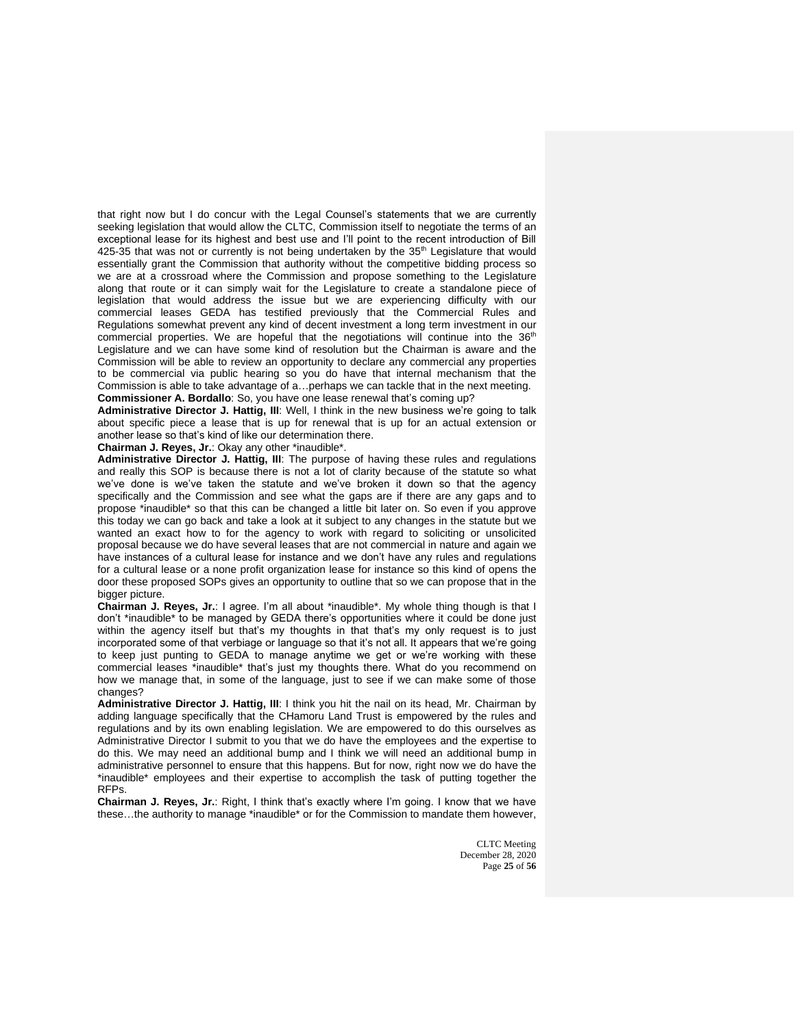that right now but I do concur with the Legal Counsel's statements that we are currently seeking legislation that would allow the CLTC, Commission itself to negotiate the terms of an exceptional lease for its highest and best use and I'll point to the recent introduction of Bill 425-35 that was not or currently is not being undertaken by the 35th Legislature that would essentially grant the Commission that authority without the competitive bidding process so we are at a crossroad where the Commission and propose something to the Legislature along that route or it can simply wait for the Legislature to create a standalone piece of legislation that would address the issue but we are experiencing difficulty with our commercial leases GEDA has testified previously that the Commercial Rules and Regulations somewhat prevent any kind of decent investment a long term investment in our commercial properties. We are hopeful that the negotiations will continue into the 36th Legislature and we can have some kind of resolution but the Chairman is aware and the Commission will be able to review an opportunity to declare any commercial any properties to be commercial via public hearing so you do have that internal mechanism that the Commission is able to take advantage of a…perhaps we can tackle that in the next meeting.

**Commissioner A. Bordallo**: So, you have one lease renewal that's coming up?

**Administrative Director J. Hattig, III**: Well, I think in the new business we're going to talk about specific piece a lease that is up for renewal that is up for an actual extension or another lease so that's kind of like our determination there.

**Chairman J. Reyes, Jr.**: Okay any other *inaudible*.

**Administrative Director J. Hattig, III**: The purpose of having these rules and regulations and really this SOP is because there is not a lot of clarity because of the statute so what we've done is we've taken the statute and we've broken it down so that the agency specifically and the Commission and see what the gaps are if there are any gaps and to propose *inaudible* so that this can be changed a little bit later on. So even if you approve this today we can go back and take a look at it subject to any changes in the statute but we wanted an exact how to for the agency to work with regard to soliciting or unsolicited proposal because we do have several leases that are not commercial in nature and again we have instances of a cultural lease for instance and we don't have any rules and regulations for a cultural lease or a none profit organization lease for instance so this kind of opens the door these proposed SOPs gives an opportunity to outline that so we can propose that in the bigger picture.

**Chairman J. Reyes, Jr.**: I agree. I'm all about *inaudible*. My whole thing though is that I don't *inaudible* to be managed by GEDA there's opportunities where it could be done just within the agency itself but that's my thoughts in that that's my only request is to just incorporated some of that verbiage or language so that it's not all. It appears that we're going to keep just punting to GEDA to manage anytime we get or we're working with these commercial leases *inaudible* that's just my thoughts there. What do you recommend on how we manage that, in some of the language, just to see if we can make some of those changes?

**Administrative Director J. Hattig, III**: I think you hit the nail on its head, Mr. Chairman by adding language specifically that the CHamoru Land Trust is empowered by the rules and regulations and by its own enabling legislation. We are empowered to do this ourselves as Administrative Director I submit to you that we do have the employees and the expertise to do this. We may need an additional bump and I think we will need an additional bump in administrative personnel to ensure that this happens. But for now, right now we do have the *inaudible* employees and their expertise to accomplish the task of putting together the RFPs.

**Chairman J. Reyes, Jr.**: Right, I think that's exactly where I'm going. I know that we have these…the authority to manage *inaudible* or for the Commission to mandate them however,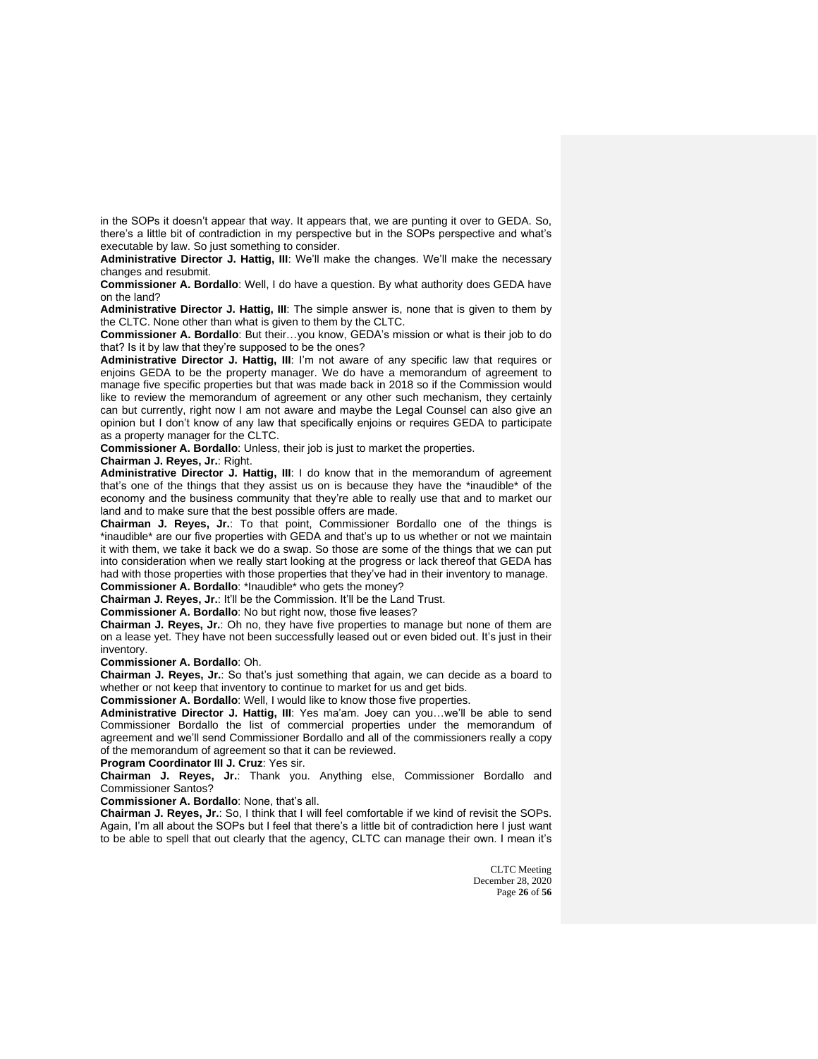in the SOPs it doesn't appear that way. It appears that, we are punting it over to GEDA. So, there's a little bit of contradiction in my perspective but in the SOPs perspective and what's executable by law. So just something to consider.

**Administrative Director J. Hattig, III**: We'll make the changes. We'll make the necessary changes and resubmit.

**Commissioner A. Bordallo**: Well, I do have a question. By what authority does GEDA have on the land?

**Administrative Director J. Hattig, III**: The simple answer is, none that is given to them by the CLTC. None other than what is given to them by the CLTC.

**Commissioner A. Bordallo**: But their…you know, GEDA's mission or what is their job to do that? Is it by law that they're supposed to be the ones?

**Administrative Director J. Hattig, III**: I'm not aware of any specific law that requires or enjoins GEDA to be the property manager. We do have a memorandum of agreement to manage five specific properties but that was made back in 2018 so if the Commission would like to review the memorandum of agreement or any other such mechanism, they certainly can but currently, right now I am not aware and maybe the Legal Counsel can also give an opinion but I don't know of any law that specifically enjoins or requires GEDA to participate as a property manager for the CLTC.

**Commissioner A. Bordallo**: Unless, their job is just to market the properties.

**Chairman J. Reyes, Jr.**: Right.

**Administrative Director J. Hattig, III**: I do know that in the memorandum of agreement that's one of the things that they assist us on is because they have the *inaudible* of the economy and the business community that they're able to really use that and to market our land and to make sure that the best possible offers are made.

**Chairman J. Reyes, Jr.**: To that point, Commissioner Bordallo one of the things is *inaudible* are our five properties with GEDA and that's up to us whether or not we maintain it with them, we take it back we do a swap. So those are some of the things that we can put into consideration when we really start looking at the progress or lack thereof that GEDA has had with those properties with those properties that they've had in their inventory to manage.

**Commissioner A. Bordallo**: *Inaudible* who gets the money?

**Chairman J. Reyes, Jr.**: It'll be the Commission. It'll be the Land Trust.

**Commissioner A. Bordallo**: No but right now, those five leases?

**Chairman J. Reyes, Jr.**: Oh no, they have five properties to manage but none of them are on a lease yet. They have not been successfully leased out or even bided out. It's just in their inventory.

**Commissioner A. Bordallo**: Oh.

**Chairman J. Reyes, Jr.**: So that's just something that again, we can decide as a board to whether or not keep that inventory to continue to market for us and get bids.

**Commissioner A. Bordallo**: Well, I would like to know those five properties.

**Administrative Director J. Hattig, III**: Yes ma'am. Joey can you…we'll be able to send Commissioner Bordallo the list of commercial properties under the memorandum of agreement and we'll send Commissioner Bordallo and all of the commissioners really a copy of the memorandum of agreement so that it can be reviewed.

**Program Coordinator III J. Cruz**: Yes sir.

**Chairman J. Reyes, Jr.**: Thank you. Anything else, Commissioner Bordallo and Commissioner Santos?

**Commissioner A. Bordallo**: None, that's all.

**Chairman J. Reyes, Jr.**: So, I think that I will feel comfortable if we kind of revisit the SOPs. Again, I'm all about the SOPs but I feel that there's a little bit of contradiction here I just want to be able to spell that out clearly that the agency, CLTC can manage their own. I mean it's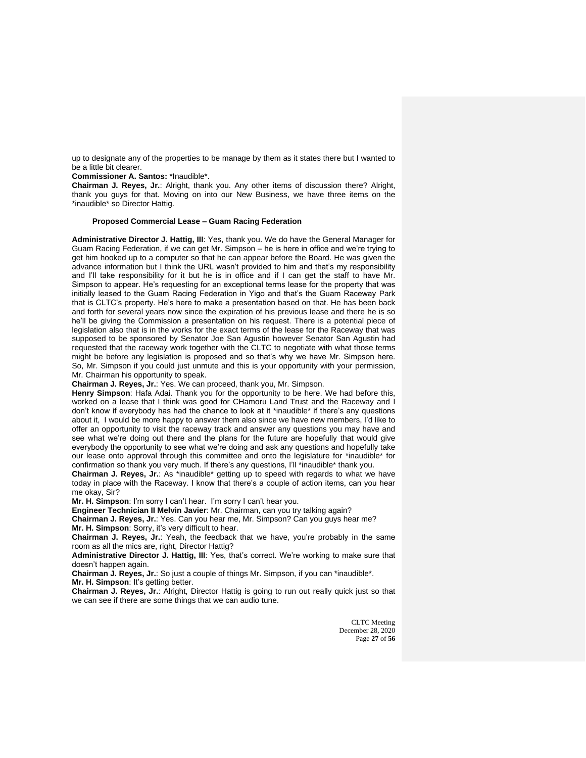up to designate any of the properties to be manage by them as it states there but I wanted to be a little bit clearer.

**Commissioner A. Santos:** *Inaudible*.

**Chairman J. Reyes, Jr.**: Alright, thank you. Any other items of discussion there? Alright, thank you guys for that. Moving on into our New Business, we have three items on the *inaudible* so Director Hattig.

**Proposed Commercial Lease – Guam Racing Federation**

**Administrative Director J. Hattig, III**: Yes, thank you. We do have the General Manager for Guam Racing Federation, if we can get Mr. Simpson – he is here in office and we're trying to get him hooked up to a computer so that he can appear before the Board. He was given the advance information but I think the URL wasn't provided to him and that's my responsibility and I'll take responsibility for it but he is in office and if I can get the staff to have Mr. Simpson to appear. He's requesting for an exceptional terms lease for the property that was initially leased to the Guam Racing Federation in Yigo and that's the Guam Raceway Park that is CLTC's property. He's here to make a presentation based on that. He has been back and forth for several years now since the expiration of his previous lease and there he is so he'll be giving the Commission a presentation on his request. There is a potential piece of legislation also that is in the works for the exact terms of the lease for the Raceway that was supposed to be sponsored by Senator Joe San Agustin however Senator San Agustin had requested that the raceway work together with the CLTC to negotiate with what those terms might be before any legislation is proposed and so that's why we have Mr. Simpson here. So, Mr. Simpson if you could just unmute and this is your opportunity with your permission, Mr. Chairman his opportunity to speak.

**Chairman J. Reyes, Jr.**: Yes. We can proceed, thank you, Mr. Simpson.

**Henry Simpson**: Hafa Adai. Thank you for the opportunity to be here. We had before this, worked on a lease that I think was good for CHamoru Land Trust and the Raceway and I don't know if everybody has had the chance to look at it *inaudible* if there's any questions about it, I would be more happy to answer them also since we have new members, I'd like to offer an opportunity to visit the raceway track and answer any questions you may have and see what we're doing out there and the plans for the future are hopefully that would give everybody the opportunity to see what we're doing and ask any questions and hopefully take our lease onto approval through this committee and onto the legislature for *inaudible* for confirmation so thank you very much. If there's any questions, I'll *inaudible* thank you.

**Chairman J. Reyes, Jr.**: As *inaudible* getting up to speed with regards to what we have today in place with the Raceway. I know that there's a couple of action items, can you hear me okay, Sir?

**Mr. H. Simpson**: I'm sorry I can't hear. I'm sorry I can't hear you.

**Engineer Technician II Melvin Javier**: Mr. Chairman, can you try talking again?

**Chairman J. Reyes, Jr.**: Yes. Can you hear me, Mr. Simpson? Can you guys hear me?

**Mr. H. Simpson**: Sorry, it's very difficult to hear.

**Chairman J. Reyes, Jr.**: Yeah, the feedback that we have, you're probably in the same room as all the mics are, right, Director Hattig?

**Administrative Director J. Hattig, III**: Yes, that's correct. We're working to make sure that doesn't happen again.

**Chairman J. Reyes, Jr.**: So just a couple of things Mr. Simpson, if you can *inaudible*.

**Mr. H. Simpson**: It's getting better.

**Chairman J. Reyes, Jr.**: Alright, Director Hattig is going to run out really quick just so that we can see if there are some things that we can audio tune.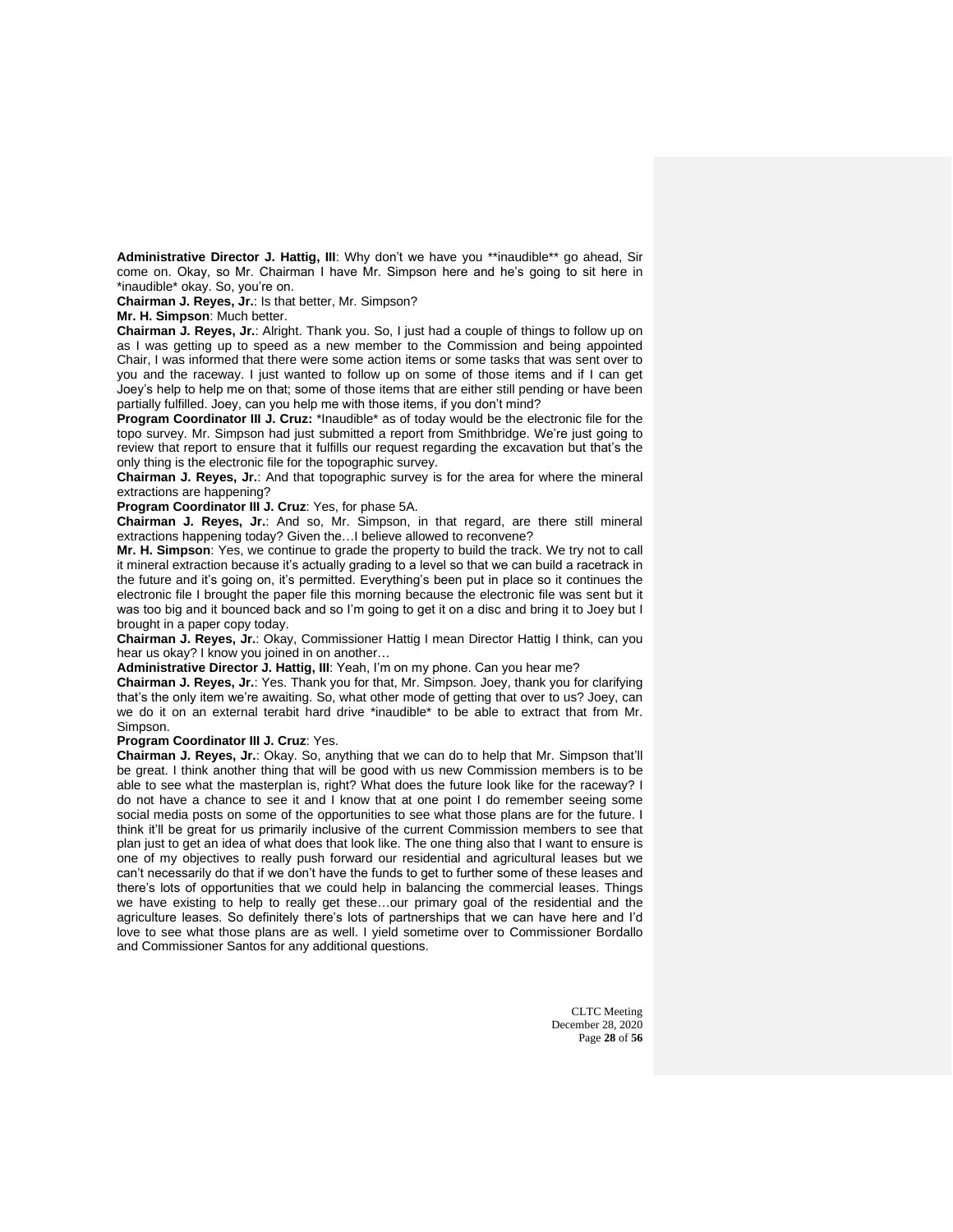**Administrative Director J. Hattig, III**: Why don't we have you **inaudible** go ahead, Sir come on. Okay, so Mr. Chairman I have Mr. Simpson here and he's going to sit here in *inaudible* okay. So, you're on.

**Chairman J. Reyes, Jr.**: Is that better, Mr. Simpson?

**Mr. H. Simpson**: Much better.

**Chairman J. Reyes, Jr.**: Alright. Thank you. So, I just had a couple of things to follow up on as I was getting up to speed as a new member to the Commission and being appointed Chair, I was informed that there were some action items or some tasks that was sent over to you and the raceway. I just wanted to follow up on some of those items and if I can get Joey's help to help me on that; some of those items that are either still pending or have been partially fulfilled. Joey, can you help me with those items, if you don't mind?

**Program Coordinator III J. Cruz:** *Inaudible* as of today would be the electronic file for the topo survey. Mr. Simpson had just submitted a report from Smithbridge. We're just going to review that report to ensure that it fulfills our request regarding the excavation but that's the only thing is the electronic file for the topographic survey.

**Chairman J. Reyes, Jr.**: And that topographic survey is for the area for where the mineral extractions are happening?

**Program Coordinator III J. Cruz**: Yes, for phase 5A.

**Chairman J. Reyes, Jr.**: And so, Mr. Simpson, in that regard, are there still mineral extractions happening today? Given the…I believe allowed to reconvene?

**Mr. H. Simpson**: Yes, we continue to grade the property to build the track. We try not to call it mineral extraction because it's actually grading to a level so that we can build a racetrack in the future and it's going on, it's permitted. Everything's been put in place so it continues the electronic file I brought the paper file this morning because the electronic file was sent but it was too big and it bounced back and so I'm going to get it on a disc and bring it to Joey but I brought in a paper copy today.

**Chairman J. Reyes, Jr.**: Okay, Commissioner Hattig I mean Director Hattig I think, can you hear us okay? I know you joined in on another…

**Administrative Director J. Hattig, III**: Yeah, I'm on my phone. Can you hear me?

**Chairman J. Reyes, Jr.**: Yes. Thank you for that, Mr. Simpson. Joey, thank you for clarifying that's the only item we're awaiting. So, what other mode of getting that over to us? Joey, can we do it on an external terabit hard drive *inaudible* to be able to extract that from Mr. Simpson.

**Program Coordinator III J. Cruz**: Yes.

**Chairman J. Reyes, Jr.**: Okay. So, anything that we can do to help that Mr. Simpson that'll be great. I think another thing that will be good with us new Commission members is to be able to see what the masterplan is, right? What does the future look like for the raceway? I do not have a chance to see it and I know that at one point I do remember seeing some social media posts on some of the opportunities to see what those plans are for the future. I think it'll be great for us primarily inclusive of the current Commission members to see that plan just to get an idea of what does that look like. The one thing also that I want to ensure is one of my objectives to really push forward our residential and agricultural leases but we can't necessarily do that if we don't have the funds to get to further some of these leases and there's lots of opportunities that we could help in balancing the commercial leases. Things we have existing to help to really get these…our primary goal of the residential and the agriculture leases. So definitely there's lots of partnerships that we can have here and I'd love to see what those plans are as well. I yield sometime over to Commissioner Bordallo and Commissioner Santos for any additional questions.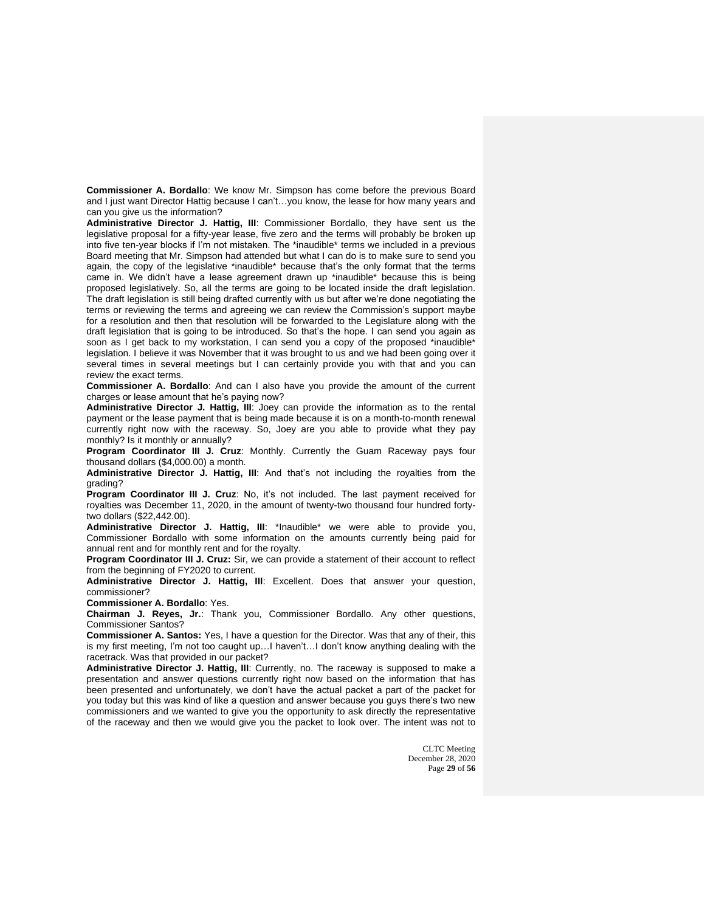**Commissioner A. Bordallo**: We know Mr. Simpson has come before the previous Board and I just want Director Hattig because I can't…you know, the lease for how many years and can you give us the information?

**Administrative Director J. Hattig, III**: Commissioner Bordallo, they have sent us the legislative proposal for a fifty-year lease, five zero and the terms will probably be broken up into five ten-year blocks if I'm not mistaken. The *inaudible* terms we included in a previous Board meeting that Mr. Simpson had attended but what I can do is to make sure to send you again, the copy of the legislative *inaudible* because that's the only format that the terms came in. We didn't have a lease agreement drawn up *inaudible* because this is being proposed legislatively. So, all the terms are going to be located inside the draft legislation. The draft legislation is still being drafted currently with us but after we're done negotiating the terms or reviewing the terms and agreeing we can review the Commission's support maybe for a resolution and then that resolution will be forwarded to the Legislature along with the draft legislation that is going to be introduced. So that's the hope. I can send you again as soon as I get back to my workstation, I can send you a copy of the proposed *inaudible* legislation. I believe it was November that it was brought to us and we had been going over it several times in several meetings but I can certainly provide you with that and you can review the exact terms.

**Commissioner A. Bordallo**: And can I also have you provide the amount of the current charges or lease amount that he's paying now?

**Administrative Director J. Hattig, III**: Joey can provide the information as to the rental payment or the lease payment that is being made because it is on a month-to-month renewal currently right now with the raceway. So, Joey are you able to provide what they pay monthly? Is it monthly or annually?

**Program Coordinator III J. Cruz**: Monthly. Currently the Guam Raceway pays four thousand dollars ($4,000.00) a month.

**Administrative Director J. Hattig, III**: And that's not including the royalties from the grading?

**Program Coordinator III J. Cruz**: No, it's not included. The last payment received for royalties was December 11, 2020, in the amount of twenty-two thousand four hundred forty-two dollars ($22,442.00).

**Administrative Director J. Hattig, III**: *Inaudible* we were able to provide you, Commissioner Bordallo with some information on the amounts currently being paid for annual rent and for monthly rent and for the royalty.

**Program Coordinator III J. Cruz:** Sir, we can provide a statement of their account to reflect from the beginning of FY2020 to current.

**Administrative Director J. Hattig, III**: Excellent. Does that answer your question, commissioner?

**Commissioner A. Bordallo**: Yes.

**Chairman J. Reyes, Jr.**: Thank you, Commissioner Bordallo. Any other questions, Commissioner Santos?

**Commissioner A. Santos:** Yes, I have a question for the Director. Was that any of their, this is my first meeting, I'm not too caught up…I haven't…I don't know anything dealing with the racetrack. Was that provided in our packet?

**Administrative Director J. Hattig, III**: Currently, no. The raceway is supposed to make a presentation and answer questions currently right now based on the information that has been presented and unfortunately, we don't have the actual packet a part of the packet for you today but this was kind of like a question and answer because you guys there's two new commissioners and we wanted to give you the opportunity to ask directly the representative of the raceway and then we would give you the packet to look over. The intent was not to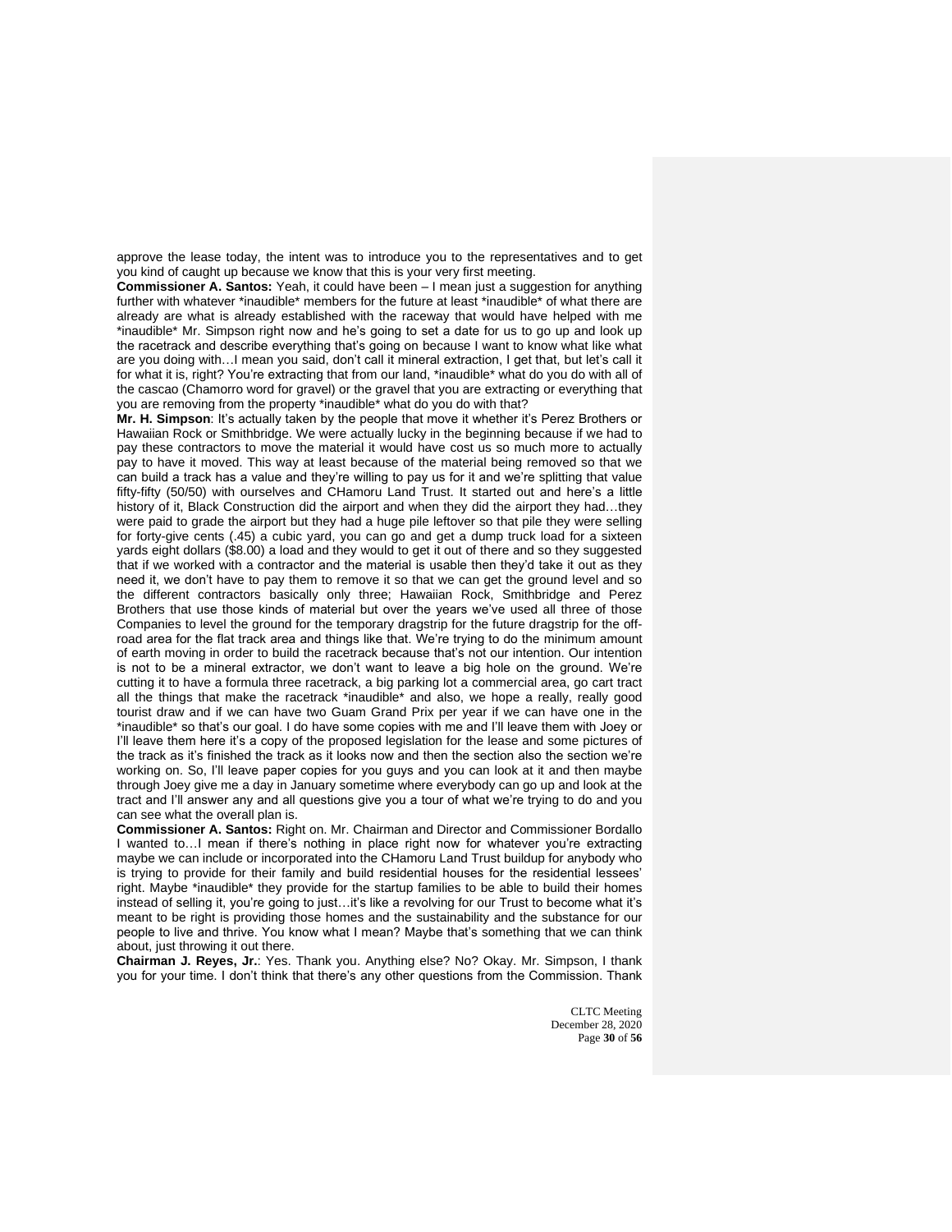approve the lease today, the intent was to introduce you to the representatives and to get you kind of caught up because we know that this is your very first meeting.

**Commissioner A. Santos:** Yeah, it could have been – I mean just a suggestion for anything further with whatever *inaudible* members for the future at least *inaudible* of what there are already are what is already established with the raceway that would have helped with me *inaudible* Mr. Simpson right now and he's going to set a date for us to go up and look up the racetrack and describe everything that's going on because I want to know what like what are you doing with…I mean you said, don't call it mineral extraction, I get that, but let's call it for what it is, right? You're extracting that from our land, *inaudible* what do you do with all of the cascao (Chamorro word for gravel) or the gravel that you are extracting or everything that you are removing from the property *inaudible* what do you do with that?

**Mr. H. Simpson**: It's actually taken by the people that move it whether it's Perez Brothers or Hawaiian Rock or Smithbridge. We were actually lucky in the beginning because if we had to pay these contractors to move the material it would have cost us so much more to actually pay to have it moved. This way at least because of the material being removed so that we can build a track has a value and they're willing to pay us for it and we're splitting that value fifty-fifty (50/50) with ourselves and CHamoru Land Trust. It started out and here's a little history of it, Black Construction did the airport and when they did the airport they had…they were paid to grade the airport but they had a huge pile leftover so that pile they were selling for forty-give cents (.45) a cubic yard, you can go and get a dump truck load for a sixteen yards eight dollars ($8.00) a load and they would to get it out of there and so they suggested that if we worked with a contractor and the material is usable then they'd take it out as they need it, we don't have to pay them to remove it so that we can get the ground level and so the different contractors basically only three; Hawaiian Rock, Smithbridge and Perez Brothers that use those kinds of material but over the years we've used all three of those Companies to level the ground for the temporary dragstrip for the future dragstrip for the off-road area for the flat track area and things like that. We're trying to do the minimum amount of earth moving in order to build the racetrack because that's not our intention. Our intention is not to be a mineral extractor, we don't want to leave a big hole on the ground. We're cutting it to have a formula three racetrack, a big parking lot a commercial area, go cart tract all the things that make the racetrack *inaudible* and also, we hope a really, really good tourist draw and if we can have two Guam Grand Prix per year if we can have one in the *inaudible* so that's our goal. I do have some copies with me and I'll leave them with Joey or I'll leave them here it's a copy of the proposed legislation for the lease and some pictures of the track as it's finished the track as it looks now and then the section also the section we're working on. So, I'll leave paper copies for you guys and you can look at it and then maybe through Joey give me a day in January sometime where everybody can go up and look at the tract and I'll answer any and all questions give you a tour of what we're trying to do and you can see what the overall plan is.

**Commissioner A. Santos:** Right on. Mr. Chairman and Director and Commissioner Bordallo I wanted to…I mean if there's nothing in place right now for whatever you're extracting maybe we can include or incorporated into the CHamoru Land Trust buildup for anybody who is trying to provide for their family and build residential houses for the residential lessees' right. Maybe *inaudible* they provide for the startup families to be able to build their homes instead of selling it, you're going to just…it's like a revolving for our Trust to become what it's meant to be right is providing those homes and the sustainability and the substance for our people to live and thrive. You know what I mean? Maybe that's something that we can think about, just throwing it out there.

**Chairman J. Reyes, Jr.**: Yes. Thank you. Anything else? No? Okay. Mr. Simpson, I thank you for your time. I don't think that there's any other questions from the Commission. Thank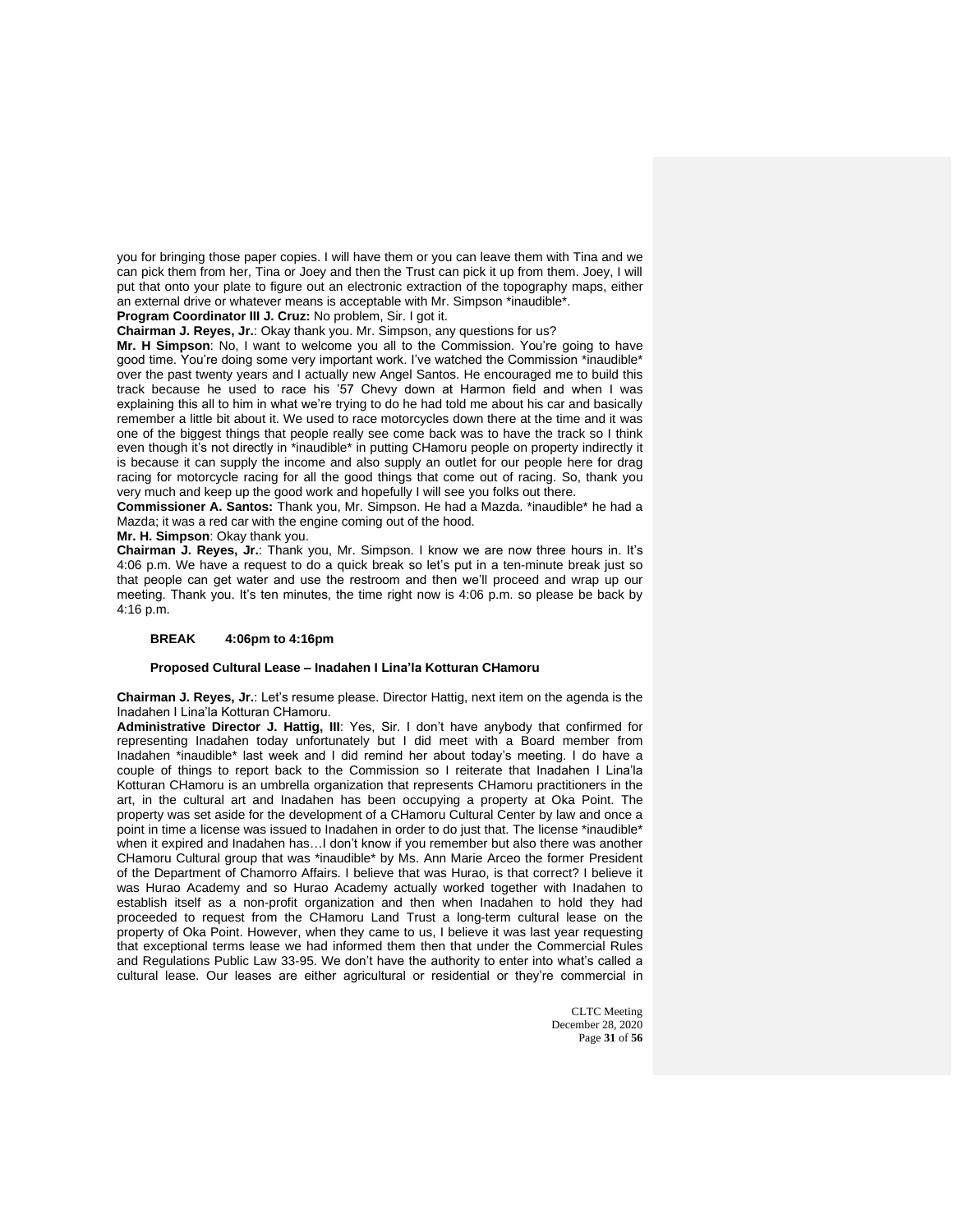you for bringing those paper copies. I will have them or you can leave them with Tina and we can pick them from her, Tina or Joey and then the Trust can pick it up from them. Joey, I will put that onto your plate to figure out an electronic extraction of the topography maps, either an external drive or whatever means is acceptable with Mr. Simpson *inaudible*.

**Program Coordinator III J. Cruz:** No problem, Sir. I got it.

**Chairman J. Reyes, Jr.**: Okay thank you. Mr. Simpson, any questions for us?

**Mr. H Simpson**: No, I want to welcome you all to the Commission. You're going to have good time. You're doing some very important work. I've watched the Commission *inaudible* over the past twenty years and I actually new Angel Santos. He encouraged me to build this track because he used to race his '57 Chevy down at Harmon field and when I was explaining this all to him in what we're trying to do he had told me about his car and basically remember a little bit about it. We used to race motorcycles down there at the time and it was one of the biggest things that people really see come back was to have the track so I think even though it's not directly in *inaudible* in putting CHamoru people on property indirectly it is because it can supply the income and also supply an outlet for our people here for drag racing for motorcycle racing for all the good things that come out of racing. So, thank you very much and keep up the good work and hopefully I will see you folks out there.

**Commissioner A. Santos:** Thank you, Mr. Simpson. He had a Mazda. *inaudible* he had a Mazda; it was a red car with the engine coming out of the hood.

**Mr. H. Simpson**: Okay thank you.

**Chairman J. Reyes, Jr.**: Thank you, Mr. Simpson. I know we are now three hours in. It's 4:06 p.m. We have a request to do a quick break so let's put in a ten-minute break just so that people can get water and use the restroom and then we'll proceed and wrap up our meeting. Thank you. It's ten minutes, the time right now is 4:06 p.m. so please be back by 4:16 p.m.

**BREAK 4:06pm to 4:16pm**

**Proposed Cultural Lease – Inadahen I Lina'la Kotturan CHamoru**

**Chairman J. Reyes, Jr.**: Let's resume please. Director Hattig, next item on the agenda is the Inadahen I Lina'la Kotturan CHamoru.

**Administrative Director J. Hattig, III**: Yes, Sir. I don't have anybody that confirmed for representing Inadahen today unfortunately but I did meet with a Board member from Inadahen *inaudible* last week and I did remind her about today's meeting. I do have a couple of things to report back to the Commission so I reiterate that Inadahen I Lina'la Kotturan CHamoru is an umbrella organization that represents CHamoru practitioners in the art, in the cultural art and Inadahen has been occupying a property at Oka Point. The property was set aside for the development of a CHamoru Cultural Center by law and once a point in time a license was issued to Inadahen in order to do just that. The license *inaudible* when it expired and Inadahen has…I don't know if you remember but also there was another CHamoru Cultural group that was *inaudible* by Ms. Ann Marie Arceo the former President of the Department of Chamorro Affairs. I believe that was Hurao, is that correct? I believe it was Hurao Academy and so Hurao Academy actually worked together with Inadahen to establish itself as a non-profit organization and then when Inadahen to hold they had proceeded to request from the CHamoru Land Trust a long-term cultural lease on the property of Oka Point. However, when they came to us, I believe it was last year requesting that exceptional terms lease we had informed them then that under the Commercial Rules and Regulations Public Law 33-95. We don't have the authority to enter into what's called a cultural lease. Our leases are either agricultural or residential or they're commercial in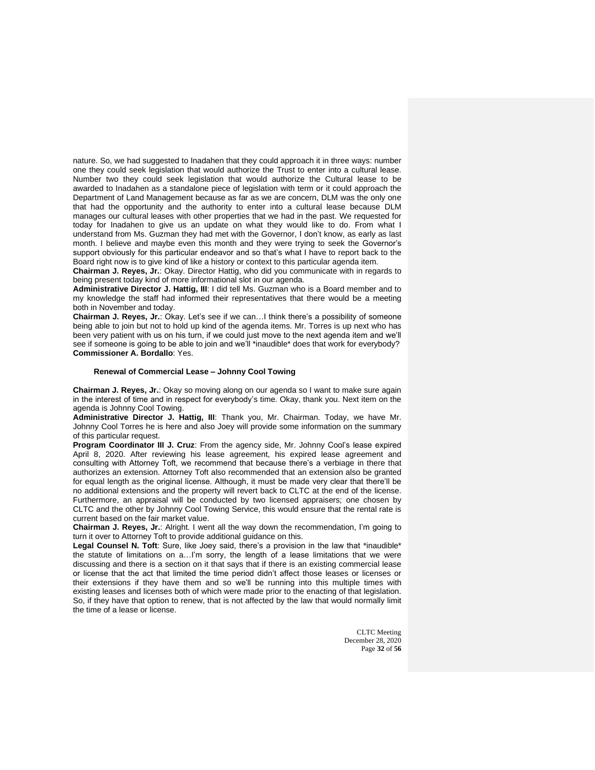nature. So, we had suggested to Inadahen that they could approach it in three ways: number one they could seek legislation that would authorize the Trust to enter into a cultural lease. Number two they could seek legislation that would authorize the Cultural lease to be awarded to Inadahen as a standalone piece of legislation with term or it could approach the Department of Land Management because as far as we are concern, DLM was the only one that had the opportunity and the authority to enter into a cultural lease because DLM manages our cultural leases with other properties that we had in the past. We requested for today for Inadahen to give us an update on what they would like to do. From what I understand from Ms. Guzman they had met with the Governor, I don't know, as early as last month. I believe and maybe even this month and they were trying to seek the Governor's support obviously for this particular endeavor and so that's what I have to report back to the Board right now is to give kind of like a history or context to this particular agenda item.

**Chairman J. Reyes, Jr.**: Okay. Director Hattig, who did you communicate with in regards to being present today kind of more informational slot in our agenda.

**Administrative Director J. Hattig, III**: I did tell Ms. Guzman who is a Board member and to my knowledge the staff had informed their representatives that there would be a meeting both in November and today.

**Chairman J. Reyes, Jr.**: Okay. Let's see if we can…I think there's a possibility of someone being able to join but not to hold up kind of the agenda items. Mr. Torres is up next who has been very patient with us on his turn, if we could just move to the next agenda item and we'll see if someone is going to be able to join and we'll *inaudible* does that work for everybody?

**Commissioner A. Bordallo**: Yes.

### Renewal of Commercial Lease – Johnny Cool Towing

**Chairman J. Reyes, Jr.**: Okay so moving along on our agenda so I want to make sure again in the interest of time and in respect for everybody's time. Okay, thank you. Next item on the agenda is Johnny Cool Towing.

**Administrative Director J. Hattig, III**: Thank you, Mr. Chairman. Today, we have Mr. Johnny Cool Torres he is here and also Joey will provide some information on the summary of this particular request.

**Program Coordinator III J. Cruz**: From the agency side, Mr. Johnny Cool's lease expired April 8, 2020. After reviewing his lease agreement, his expired lease agreement and consulting with Attorney Toft, we recommend that because there's a verbiage in there that authorizes an extension. Attorney Toft also recommended that an extension also be granted for equal length as the original license. Although, it must be made very clear that there'll be no additional extensions and the property will revert back to CLTC at the end of the license. Furthermore, an appraisal will be conducted by two licensed appraisers; one chosen by CLTC and the other by Johnny Cool Towing Service, this would ensure that the rental rate is current based on the fair market value.

**Chairman J. Reyes, Jr.**: Alright. I went all the way down the recommendation, I'm going to turn it over to Attorney Toft to provide additional guidance on this.

**Legal Counsel N. Toft**: Sure, like Joey said, there's a provision in the law that *inaudible* the statute of limitations on a…I'm sorry, the length of a lease limitations that we were discussing and there is a section on it that says that if there is an existing commercial lease or license that the act that limited the time period didn't affect those leases or licenses or their extensions if they have them and so we'll be running into this multiple times with existing leases and licenses both of which were made prior to the enacting of that legislation. So, if they have that option to renew, that is not affected by the law that would normally limit the time of a lease or license.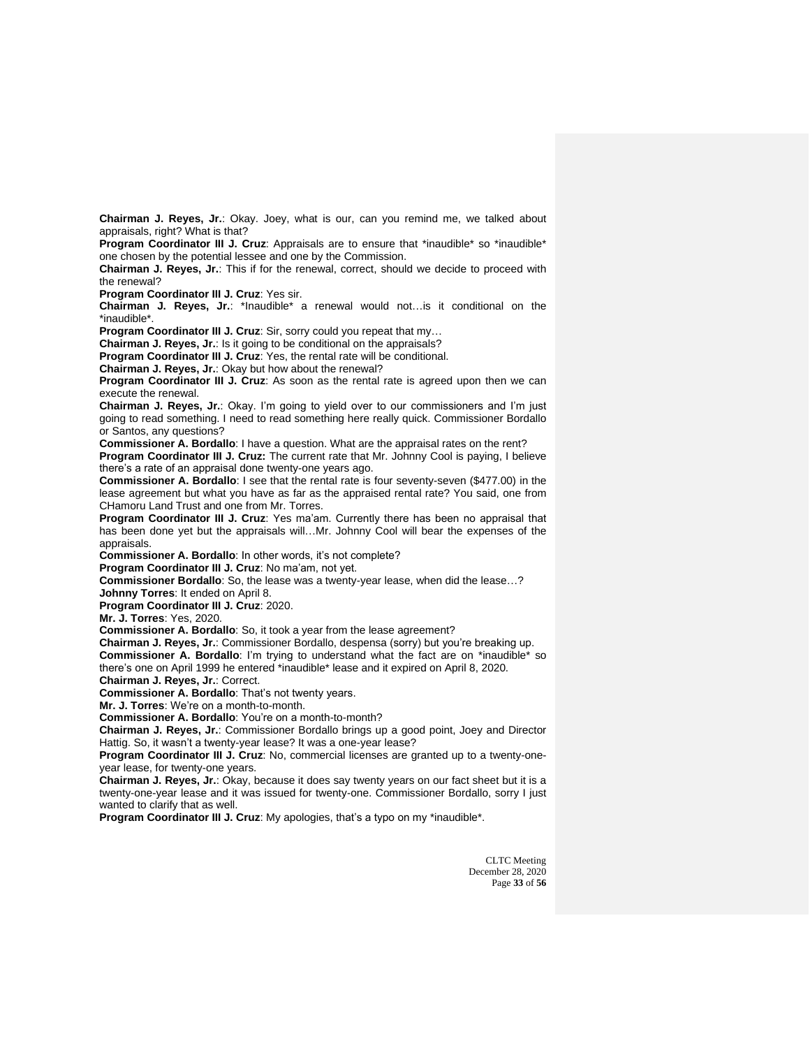**Chairman J. Reyes, Jr.**: Okay. Joey, what is our, can you remind me, we talked about appraisals, right? What is that?

**Program Coordinator III J. Cruz**: Appraisals are to ensure that *inaudible* so *inaudible* one chosen by the potential lessee and one by the Commission.

**Chairman J. Reyes, Jr.**: This if for the renewal, correct, should we decide to proceed with the renewal?

**Program Coordinator III J. Cruz**: Yes sir.

**Chairman J. Reyes, Jr.**: *Inaudible* a renewal would not…is it conditional on the *inaudible*.

**Program Coordinator III J. Cruz**: Sir, sorry could you repeat that my…

**Chairman J. Reyes, Jr.**: Is it going to be conditional on the appraisals?

**Program Coordinator III J. Cruz**: Yes, the rental rate will be conditional.

**Chairman J. Reyes, Jr.**: Okay but how about the renewal?

**Program Coordinator III J. Cruz**: As soon as the rental rate is agreed upon then we can execute the renewal.

**Chairman J. Reyes, Jr.**: Okay. I'm going to yield over to our commissioners and I'm just going to read something. I need to read something here really quick. Commissioner Bordallo or Santos, any questions?

**Commissioner A. Bordallo**: I have a question. What are the appraisal rates on the rent?

**Program Coordinator III J. Cruz:** The current rate that Mr. Johnny Cool is paying, I believe there's a rate of an appraisal done twenty-one years ago.

**Commissioner A. Bordallo**: I see that the rental rate is four seventy-seven ($477.00) in the lease agreement but what you have as far as the appraised rental rate? You said, one from CHamoru Land Trust and one from Mr. Torres.

**Program Coordinator III J. Cruz**: Yes ma'am. Currently there has been no appraisal that has been done yet but the appraisals will…Mr. Johnny Cool will bear the expenses of the appraisals.

**Commissioner A. Bordallo**: In other words, it's not complete?

**Program Coordinator III J. Cruz**: No ma'am, not yet.

**Commissioner Bordallo**: So, the lease was a twenty-year lease, when did the lease…?

**Johnny Torres**: It ended on April 8.

**Program Coordinator III J. Cruz**: 2020.

**Mr. J. Torres**: Yes, 2020.

**Commissioner A. Bordallo**: So, it took a year from the lease agreement?

**Chairman J. Reyes, Jr.**: Commissioner Bordallo, despensa (sorry) but you're breaking up.

**Commissioner A. Bordallo**: I'm trying to understand what the fact are on *inaudible* so there's one on April 1999 he entered *inaudible* lease and it expired on April 8, 2020.

**Chairman J. Reyes, Jr.**: Correct.

**Commissioner A. Bordallo**: That's not twenty years.

**Mr. J. Torres**: We're on a month-to-month.

**Commissioner A. Bordallo**: You're on a month-to-month?

**Chairman J. Reyes, Jr.**: Commissioner Bordallo brings up a good point, Joey and Director Hattig. So, it wasn't a twenty-year lease? It was a one-year lease?

**Program Coordinator III J. Cruz**: No, commercial licenses are granted up to a twenty-one-year lease, for twenty-one years.

**Chairman J. Reyes, Jr.**: Okay, because it does say twenty years on our fact sheet but it is a twenty-one-year lease and it was issued for twenty-one. Commissioner Bordallo, sorry I just wanted to clarify that as well.

**Program Coordinator III J. Cruz**: My apologies, that's a typo on my *inaudible*.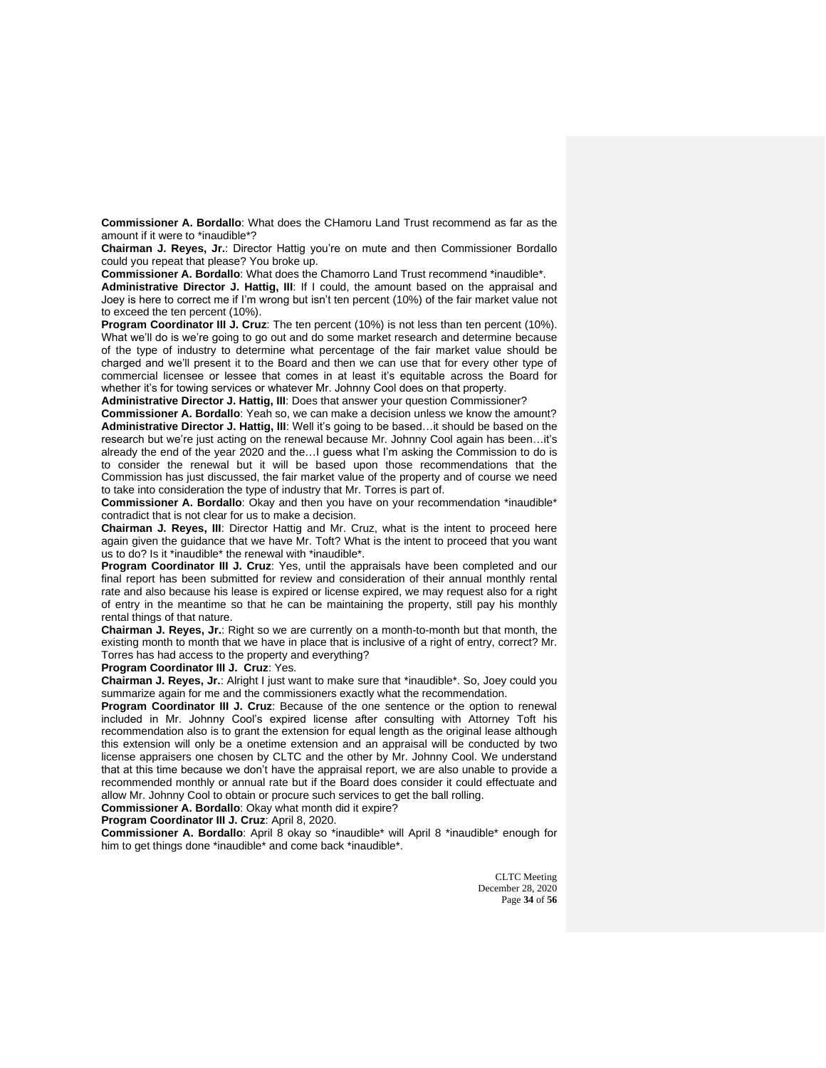**Commissioner A. Bordallo**: What does the CHamoru Land Trust recommend as far as the amount if it were to *inaudible*?

**Chairman J. Reyes, Jr.**: Director Hattig you're on mute and then Commissioner Bordallo could you repeat that please? You broke up.

**Commissioner A. Bordallo**: What does the Chamorro Land Trust recommend *inaudible*.

**Administrative Director J. Hattig, III**: If I could, the amount based on the appraisal and Joey is here to correct me if I'm wrong but isn't ten percent (10%) of the fair market value not to exceed the ten percent (10%).

**Program Coordinator III J. Cruz**: The ten percent (10%) is not less than ten percent (10%). What we'll do is we're going to go out and do some market research and determine because of the type of industry to determine what percentage of the fair market value should be charged and we'll present it to the Board and then we can use that for every other type of commercial licensee or lessee that comes in at least it's equitable across the Board for whether it's for towing services or whatever Mr. Johnny Cool does on that property.

**Administrative Director J. Hattig, III**: Does that answer your question Commissioner?

**Commissioner A. Bordallo**: Yeah so, we can make a decision unless we know the amount?

**Administrative Director J. Hattig, III**: Well it's going to be based…it should be based on the research but we're just acting on the renewal because Mr. Johnny Cool again has been…it's already the end of the year 2020 and the…I guess what I'm asking the Commission to do is to consider the renewal but it will be based upon those recommendations that the Commission has just discussed, the fair market value of the property and of course we need to take into consideration the type of industry that Mr. Torres is part of.

**Commissioner A. Bordallo**: Okay and then you have on your recommendation *inaudible* contradict that is not clear for us to make a decision.

**Chairman J. Reyes, III**: Director Hattig and Mr. Cruz, what is the intent to proceed here again given the guidance that we have Mr. Toft? What is the intent to proceed that you want us to do? Is it *inaudible* the renewal with *inaudible*.

**Program Coordinator III J. Cruz**: Yes, until the appraisals have been completed and our final report has been submitted for review and consideration of their annual monthly rental rate and also because his lease is expired or license expired, we may request also for a right of entry in the meantime so that he can be maintaining the property, still pay his monthly rental things of that nature.

**Chairman J. Reyes, Jr.**: Right so we are currently on a month-to-month but that month, the existing month to month that we have in place that is inclusive of a right of entry, correct? Mr. Torres has had access to the property and everything?

**Program Coordinator III J. Cruz**: Yes.

**Chairman J. Reyes, Jr.**: Alright I just want to make sure that *inaudible*. So, Joey could you summarize again for me and the commissioners exactly what the recommendation.

**Program Coordinator III J. Cruz**: Because of the one sentence or the option to renewal included in Mr. Johnny Cool's expired license after consulting with Attorney Toft his recommendation also is to grant the extension for equal length as the original lease although this extension will only be a onetime extension and an appraisal will be conducted by two license appraisers one chosen by CLTC and the other by Mr. Johnny Cool. We understand that at this time because we don't have the appraisal report, we are also unable to provide a recommended monthly or annual rate but if the Board does consider it could effectuate and allow Mr. Johnny Cool to obtain or procure such services to get the ball rolling.

**Commissioner A. Bordallo**: Okay what month did it expire?

**Program Coordinator III J. Cruz**: April 8, 2020.

**Commissioner A. Bordallo**: April 8 okay so *inaudible* will April 8 *inaudible* enough for him to get things done *inaudible* and come back *inaudible*.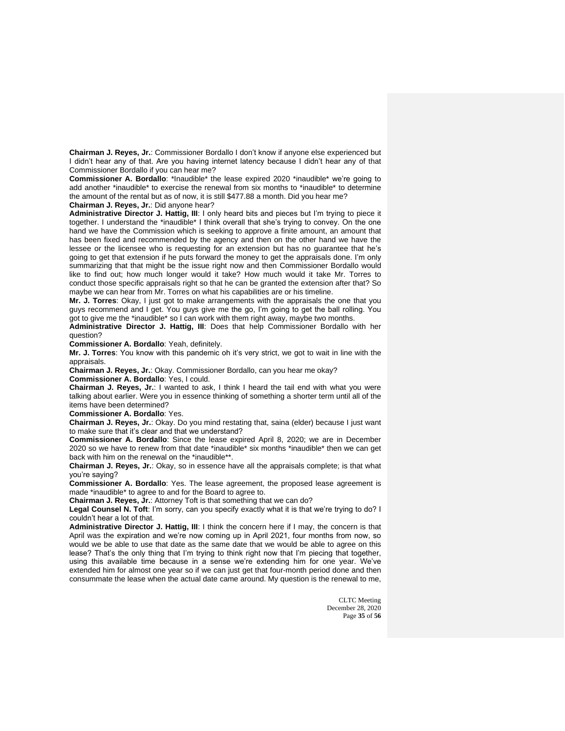**Chairman J. Reyes, Jr.**: Commissioner Bordallo I don't know if anyone else experienced but I didn't hear any of that. Are you having internet latency because I didn't hear any of that Commissioner Bordallo if you can hear me?

**Commissioner A. Bordallo**: *Inaudible* the lease expired 2020 *inaudible* we're going to add another *inaudible* to exercise the renewal from six months to *inaudible* to determine the amount of the rental but as of now, it is still $477.88 a month. Did you hear me?

**Chairman J. Reyes, Jr.**: Did anyone hear?

**Administrative Director J. Hattig, III**: I only heard bits and pieces but I'm trying to piece it together. I understand the *inaudible* I think overall that she's trying to convey. On the one hand we have the Commission which is seeking to approve a finite amount, an amount that has been fixed and recommended by the agency and then on the other hand we have the lessee or the licensee who is requesting for an extension but has no guarantee that he's going to get that extension if he puts forward the money to get the appraisals done. I'm only summarizing that that might be the issue right now and then Commissioner Bordallo would like to find out; how much longer would it take? How much would it take Mr. Torres to conduct those specific appraisals right so that he can be granted the extension after that? So maybe we can hear from Mr. Torres on what his capabilities are or his timeline.

**Mr. J. Torres**: Okay, I just got to make arrangements with the appraisals the one that you guys recommend and I get. You guys give me the go, I'm going to get the ball rolling. You got to give me the *inaudible* so I can work with them right away, maybe two months.

**Administrative Director J. Hattig, III**: Does that help Commissioner Bordallo with her question?

**Commissioner A. Bordallo**: Yeah, definitely.

**Mr. J. Torres**: You know with this pandemic oh it's very strict, we got to wait in line with the appraisals.

**Chairman J. Reyes, Jr.**: Okay. Commissioner Bordallo, can you hear me okay?

**Commissioner A. Bordallo**: Yes, I could.

**Chairman J. Reyes, Jr.**: I wanted to ask, I think I heard the tail end with what you were talking about earlier. Were you in essence thinking of something a shorter term until all of the items have been determined?

**Commissioner A. Bordallo**: Yes.

**Chairman J. Reyes, Jr.**: Okay. Do you mind restating that, saina (elder) because I just want to make sure that it's clear and that we understand?

**Commissioner A. Bordallo**: Since the lease expired April 8, 2020; we are in December 2020 so we have to renew from that date *inaudible* six months *inaudible* then we can get back with him on the renewal on the *inaudible**.

**Chairman J. Reyes, Jr.**: Okay, so in essence have all the appraisals complete; is that what you're saying?

**Commissioner A. Bordallo**: Yes. The lease agreement, the proposed lease agreement is made *inaudible* to agree to and for the Board to agree to.

**Chairman J. Reyes, Jr.**: Attorney Toft is that something that we can do?

**Legal Counsel N. Toft**: I'm sorry, can you specify exactly what it is that we're trying to do? I couldn't hear a lot of that.

**Administrative Director J. Hattig, III**: I think the concern here if I may, the concern is that April was the expiration and we're now coming up in April 2021, four months from now, so would we be able to use that date as the same date that we would be able to agree on this lease? That's the only thing that I'm trying to think right now that I'm piecing that together, using this available time because in a sense we're extending him for one year. We've extended him for almost one year so if we can just get that four-month period done and then consummate the lease when the actual date came around. My question is the renewal to me,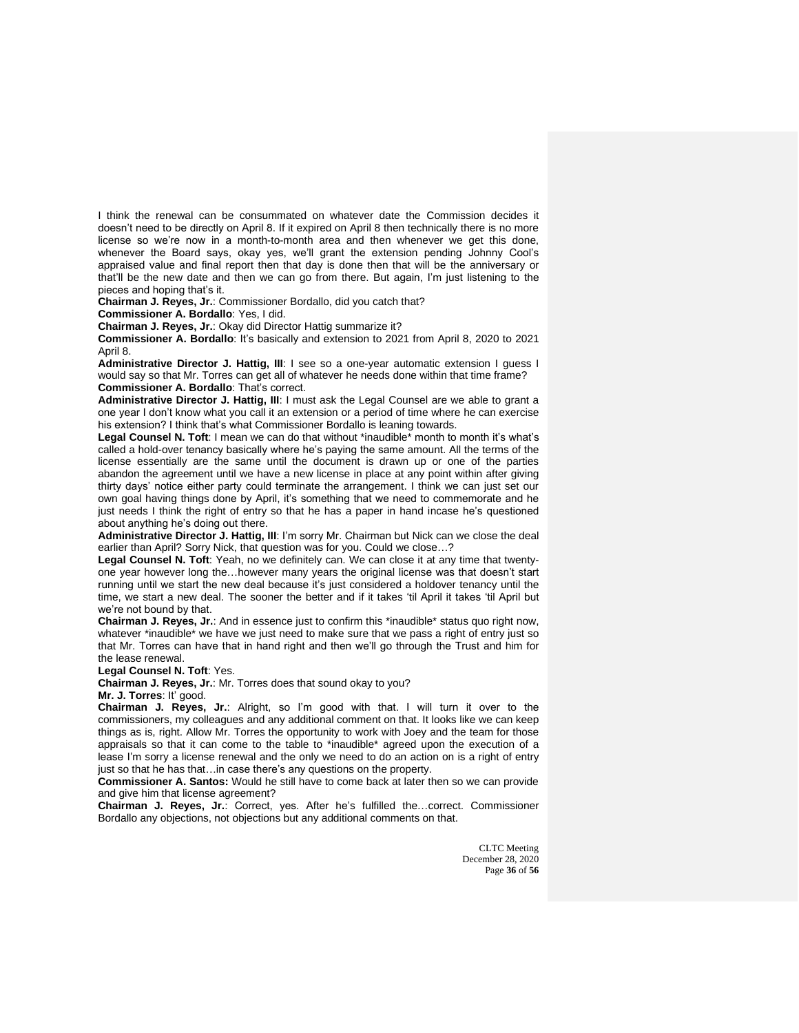I think the renewal can be consummated on whatever date the Commission decides it doesn't need to be directly on April 8. If it expired on April 8 then technically there is no more license so we're now in a month-to-month area and then whenever we get this done, whenever the Board says, okay yes, we'll grant the extension pending Johnny Cool's appraised value and final report then that day is done then that will be the anniversary or that'll be the new date and then we can go from there. But again, I'm just listening to the pieces and hoping that's it.

**Chairman J. Reyes, Jr.**: Commissioner Bordallo, did you catch that?

**Commissioner A. Bordallo**: Yes, I did.

**Chairman J. Reyes, Jr.**: Okay did Director Hattig summarize it?

**Commissioner A. Bordallo**: It's basically and extension to 2021 from April 8, 2020 to 2021 April 8.

**Administrative Director J. Hattig, III**: I see so a one-year automatic extension I guess I would say so that Mr. Torres can get all of whatever he needs done within that time frame?

**Commissioner A. Bordallo**: That's correct.

**Administrative Director J. Hattig, III**: I must ask the Legal Counsel are we able to grant a one year I don't know what you call it an extension or a period of time where he can exercise his extension? I think that's what Commissioner Bordallo is leaning towards.

**Legal Counsel N. Toft**: I mean we can do that without *inaudible* month to month it's what's called a hold-over tenancy basically where he's paying the same amount. All the terms of the license essentially are the same until the document is drawn up or one of the parties abandon the agreement until we have a new license in place at any point within after giving thirty days' notice either party could terminate the arrangement. I think we can just set our own goal having things done by April, it's something that we need to commemorate and he just needs I think the right of entry so that he has a paper in hand incase he's questioned about anything he's doing out there.

**Administrative Director J. Hattig, III**: I'm sorry Mr. Chairman but Nick can we close the deal earlier than April? Sorry Nick, that question was for you. Could we close…?

**Legal Counsel N. Toft**: Yeah, no we definitely can. We can close it at any time that twenty-one year however long the…however many years the original license was that doesn't start running until we start the new deal because it's just considered a holdover tenancy until the time, we start a new deal. The sooner the better and if it takes 'til April it takes 'til April but we're not bound by that.

**Chairman J. Reyes, Jr.**: And in essence just to confirm this *inaudible* status quo right now, whatever *inaudible* we have we just need to make sure that we pass a right of entry just so that Mr. Torres can have that in hand right and then we'll go through the Trust and him for the lease renewal.

**Legal Counsel N. Toft**: Yes.

**Chairman J. Reyes, Jr.**: Mr. Torres does that sound okay to you?

**Mr. J. Torres**: It' good.

**Chairman J. Reyes, Jr.**: Alright, so I'm good with that. I will turn it over to the commissioners, my colleagues and any additional comment on that. It looks like we can keep things as is, right. Allow Mr. Torres the opportunity to work with Joey and the team for those appraisals so that it can come to the table to *inaudible* agreed upon the execution of a lease I'm sorry a license renewal and the only we need to do an action on is a right of entry just so that he has that…in case there's any questions on the property.

**Commissioner A. Santos:** Would he still have to come back at later then so we can provide and give him that license agreement?

**Chairman J. Reyes, Jr.**: Correct, yes. After he's fulfilled the…correct. Commissioner Bordallo any objections, not objections but any additional comments on that.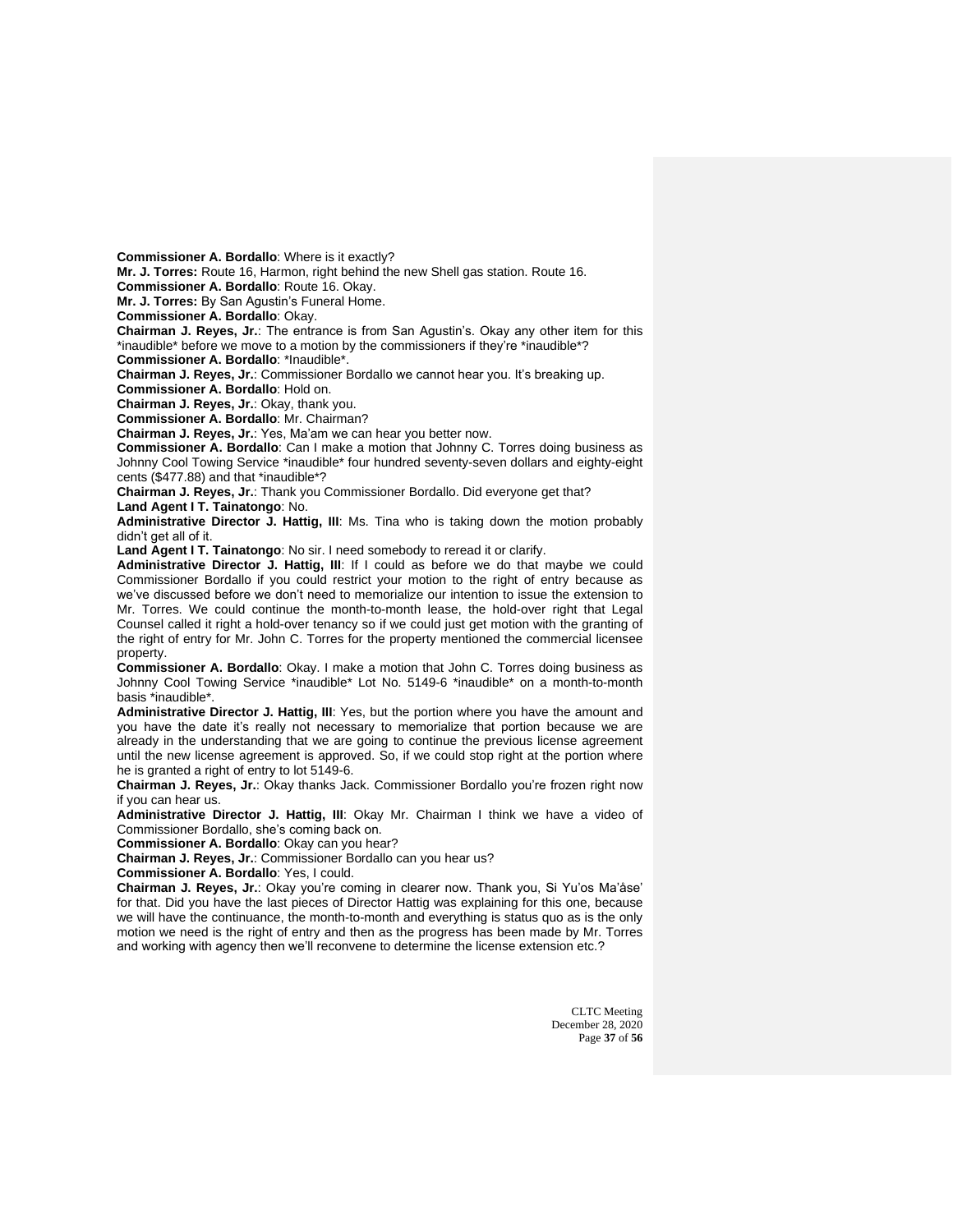**Commissioner A. Bordallo**: Where is it exactly?
**Mr. J. Torres:** Route 16, Harmon, right behind the new Shell gas station. Route 16.
**Commissioner A. Bordallo**: Route 16. Okay.
**Mr. J. Torres:** By San Agustin's Funeral Home.
**Commissioner A. Bordallo**: Okay.
**Chairman J. Reyes, Jr.**: The entrance is from San Agustin's. Okay any other item for this *inaudible* before we move to a motion by the commissioners if they're *inaudible*?
**Commissioner A. Bordallo**: *Inaudible*.
**Chairman J. Reyes, Jr.**: Commissioner Bordallo we cannot hear you. It's breaking up.
**Commissioner A. Bordallo**: Hold on.
**Chairman J. Reyes, Jr.**: Okay, thank you.
**Commissioner A. Bordallo**: Mr. Chairman?
**Chairman J. Reyes, Jr.**: Yes, Ma'am we can hear you better now.
**Commissioner A. Bordallo**: Can I make a motion that Johnny C. Torres doing business as Johnny Cool Towing Service *inaudible* four hundred seventy-seven dollars and eighty-eight cents ($477.88) and that *inaudible*?
**Chairman J. Reyes, Jr.**: Thank you Commissioner Bordallo. Did everyone get that?
**Land Agent I T. Tainatongo**: No.
**Administrative Director J. Hattig, III**: Ms. Tina who is taking down the motion probably didn't get all of it.
**Land Agent I T. Tainatongo**: No sir. I need somebody to reread it or clarify.
**Administrative Director J. Hattig, III**: If I could as before we do that maybe we could Commissioner Bordallo if you could restrict your motion to the right of entry because as we've discussed before we don't need to memorialize our intention to issue the extension to Mr. Torres. We could continue the month-to-month lease, the hold-over right that Legal Counsel called it right a hold-over tenancy so if we could just get motion with the granting of the right of entry for Mr. John C. Torres for the property mentioned the commercial licensee property.
**Commissioner A. Bordallo**: Okay. I make a motion that John C. Torres doing business as Johnny Cool Towing Service *inaudible* Lot No. 5149-6 *inaudible* on a month-to-month basis *inaudible*.
**Administrative Director J. Hattig, III**: Yes, but the portion where you have the amount and you have the date it's really not necessary to memorialize that portion because we are already in the understanding that we are going to continue the previous license agreement until the new license agreement is approved. So, if we could stop right at the portion where he is granted a right of entry to lot 5149-6.
**Chairman J. Reyes, Jr.**: Okay thanks Jack. Commissioner Bordallo you're frozen right now if you can hear us.
**Administrative Director J. Hattig, III**: Okay Mr. Chairman I think we have a video of Commissioner Bordallo, she's coming back on.
**Commissioner A. Bordallo**: Okay can you hear?
**Chairman J. Reyes, Jr.**: Commissioner Bordallo can you hear us?
**Commissioner A. Bordallo**: Yes, I could.
**Chairman J. Reyes, Jr.**: Okay you're coming in clearer now. Thank you, Si Yu'os Ma'åse' for that. Did you have the last pieces of Director Hattig was explaining for this one, because we will have the continuance, the month-to-month and everything is status quo as is the only motion we need is the right of entry and then as the progress has been made by Mr. Torres and working with agency then we'll reconvene to determine the license extension etc.?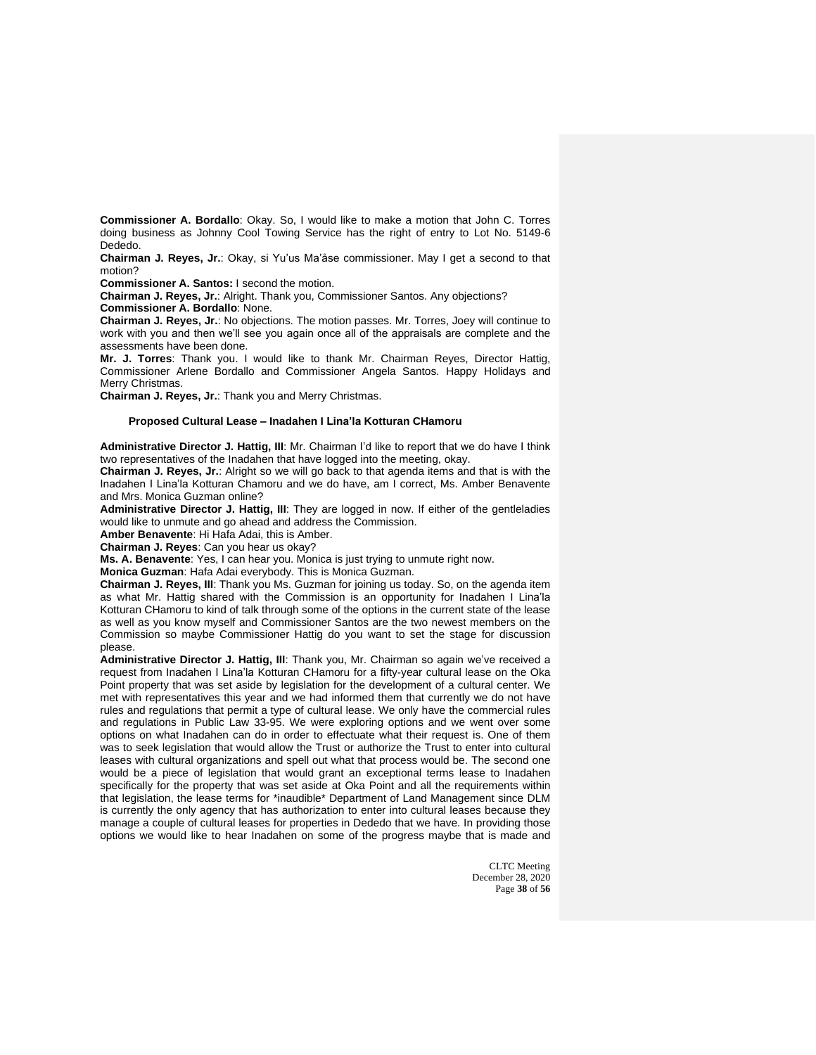**Commissioner A. Bordallo**: Okay. So, I would like to make a motion that John C. Torres doing business as Johnny Cool Towing Service has the right of entry to Lot No. 5149-6 Dededo.

**Chairman J. Reyes, Jr.**: Okay, si Yu'us Ma'åse commissioner. May I get a second to that motion?

**Commissioner A. Santos:** I second the motion.

**Chairman J. Reyes, Jr.**: Alright. Thank you, Commissioner Santos. Any objections?

**Commissioner A. Bordallo**: None.

**Chairman J. Reyes, Jr.**: No objections. The motion passes. Mr. Torres, Joey will continue to work with you and then we'll see you again once all of the appraisals are complete and the assessments have been done.

**Mr. J. Torres**: Thank you. I would like to thank Mr. Chairman Reyes, Director Hattig, Commissioner Arlene Bordallo and Commissioner Angela Santos. Happy Holidays and Merry Christmas.

**Chairman J. Reyes, Jr.**: Thank you and Merry Christmas.

**Proposed Cultural Lease – Inadahen I Lina'la Kotturan CHamoru**

**Administrative Director J. Hattig, III**: Mr. Chairman I'd like to report that we do have I think two representatives of the Inadahen that have logged into the meeting, okay.

**Chairman J. Reyes, Jr.**: Alright so we will go back to that agenda items and that is with the Inadahen I Lina'la Kotturan Chamoru and we do have, am I correct, Ms. Amber Benavente and Mrs. Monica Guzman online?

**Administrative Director J. Hattig, III**: They are logged in now. If either of the gentleladies would like to unmute and go ahead and address the Commission.

**Amber Benavente**: Hi Hafa Adai, this is Amber.

**Chairman J. Reyes**: Can you hear us okay?

**Ms. A. Benavente**: Yes, I can hear you. Monica is just trying to unmute right now.

**Monica Guzman**: Hafa Adai everybody. This is Monica Guzman.

**Chairman J. Reyes, III**: Thank you Ms. Guzman for joining us today. So, on the agenda item as what Mr. Hattig shared with the Commission is an opportunity for Inadahen I Lina'la Kotturan CHamoru to kind of talk through some of the options in the current state of the lease as well as you know myself and Commissioner Santos are the two newest members on the Commission so maybe Commissioner Hattig do you want to set the stage for discussion please.

**Administrative Director J. Hattig, III**: Thank you, Mr. Chairman so again we've received a request from Inadahen I Lina'la Kotturan CHamoru for a fifty-year cultural lease on the Oka Point property that was set aside by legislation for the development of a cultural center. We met with representatives this year and we had informed them that currently we do not have rules and regulations that permit a type of cultural lease. We only have the commercial rules and regulations in Public Law 33-95. We were exploring options and we went over some options on what Inadahen can do in order to effectuate what their request is. One of them was to seek legislation that would allow the Trust or authorize the Trust to enter into cultural leases with cultural organizations and spell out what that process would be. The second one would be a piece of legislation that would grant an exceptional terms lease to Inadahen specifically for the property that was set aside at Oka Point and all the requirements within that legislation, the lease terms for *inaudible* Department of Land Management since DLM is currently the only agency that has authorization to enter into cultural leases because they manage a couple of cultural leases for properties in Dededo that we have. In providing those options we would like to hear Inadahen on some of the progress maybe that is made and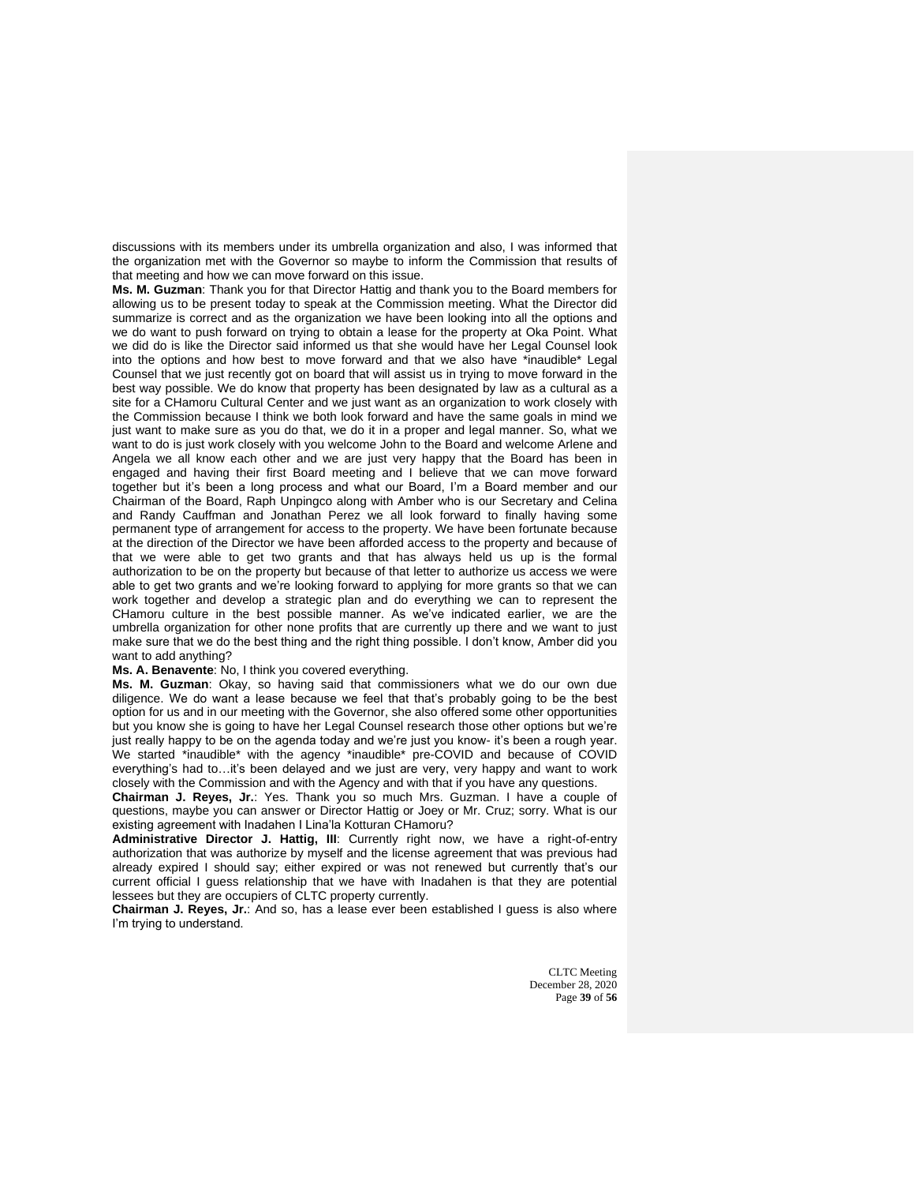discussions with its members under its umbrella organization and also, I was informed that the organization met with the Governor so maybe to inform the Commission that results of that meeting and how we can move forward on this issue.

**Ms. M. Guzman**: Thank you for that Director Hattig and thank you to the Board members for allowing us to be present today to speak at the Commission meeting. What the Director did summarize is correct and as the organization we have been looking into all the options and we do want to push forward on trying to obtain a lease for the property at Oka Point. What we did do is like the Director said informed us that she would have her Legal Counsel look into the options and how best to move forward and that we also have *inaudible* Legal Counsel that we just recently got on board that will assist us in trying to move forward in the best way possible. We do know that property has been designated by law as a cultural as a site for a CHamoru Cultural Center and we just want as an organization to work closely with the Commission because I think we both look forward and have the same goals in mind we just want to make sure as you do that, we do it in a proper and legal manner. So, what we want to do is just work closely with you welcome John to the Board and welcome Arlene and Angela we all know each other and we are just very happy that the Board has been in engaged and having their first Board meeting and I believe that we can move forward together but it's been a long process and what our Board, I'm a Board member and our Chairman of the Board, Raph Unpingco along with Amber who is our Secretary and Celina and Randy Cauffman and Jonathan Perez we all look forward to finally having some permanent type of arrangement for access to the property. We have been fortunate because at the direction of the Director we have been afforded access to the property and because of that we were able to get two grants and that has always held us up is the formal authorization to be on the property but because of that letter to authorize us access we were able to get two grants and we're looking forward to applying for more grants so that we can work together and develop a strategic plan and do everything we can to represent the CHamoru culture in the best possible manner. As we've indicated earlier, we are the umbrella organization for other none profits that are currently up there and we want to just make sure that we do the best thing and the right thing possible. I don't know, Amber did you want to add anything?

**Ms. A. Benavente**: No, I think you covered everything.

**Ms. M. Guzman**: Okay, so having said that commissioners what we do our own due diligence. We do want a lease because we feel that that's probably going to be the best option for us and in our meeting with the Governor, she also offered some other opportunities but you know she is going to have her Legal Counsel research those other options but we're just really happy to be on the agenda today and we're just you know- it's been a rough year. We started *inaudible* with the agency *inaudible* pre-COVID and because of COVID everything's had to…it's been delayed and we just are very, very happy and want to work closely with the Commission and with the Agency and with that if you have any questions.

**Chairman J. Reyes, Jr.**: Yes. Thank you so much Mrs. Guzman. I have a couple of questions, maybe you can answer or Director Hattig or Joey or Mr. Cruz; sorry. What is our existing agreement with Inadahen I Lina'la Kotturan CHamoru?

**Administrative Director J. Hattig, III**: Currently right now, we have a right-of-entry authorization that was authorize by myself and the license agreement that was previous had already expired I should say; either expired or was not renewed but currently that's our current official I guess relationship that we have with Inadahen is that they are potential lessees but they are occupiers of CLTC property currently.

**Chairman J. Reyes, Jr.**: And so, has a lease ever been established I guess is also where I'm trying to understand.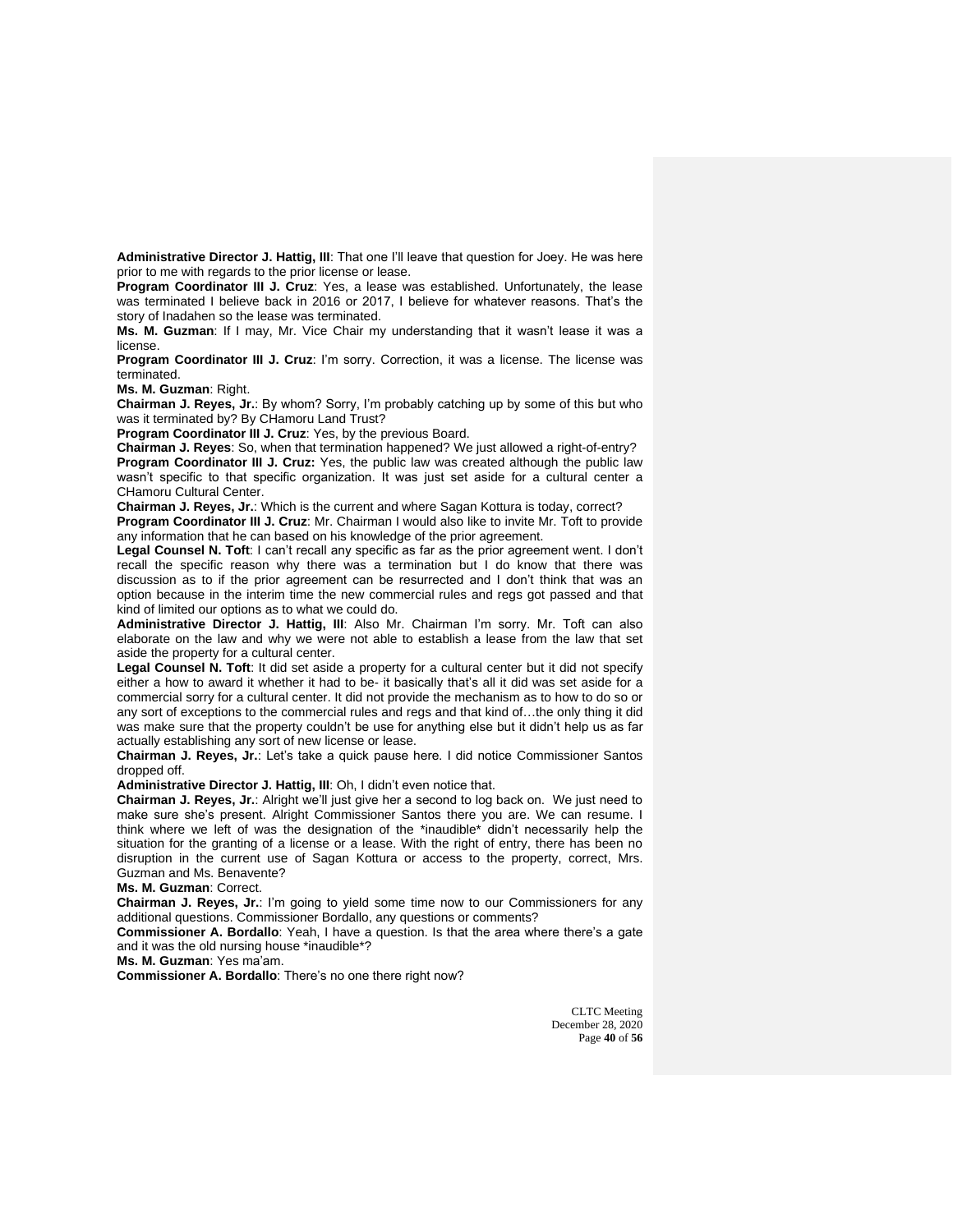**Administrative Director J. Hattig, III**: That one I'll leave that question for Joey. He was here prior to me with regards to the prior license or lease.

**Program Coordinator III J. Cruz**: Yes, a lease was established. Unfortunately, the lease was terminated I believe back in 2016 or 2017, I believe for whatever reasons. That's the story of Inadahen so the lease was terminated.

**Ms. M. Guzman**: If I may, Mr. Vice Chair my understanding that it wasn't lease it was a license.

**Program Coordinator III J. Cruz**: I'm sorry. Correction, it was a license. The license was terminated.

**Ms. M. Guzman**: Right.

**Chairman J. Reyes, Jr.**: By whom? Sorry, I'm probably catching up by some of this but who was it terminated by? By CHamoru Land Trust?

**Program Coordinator III J. Cruz**: Yes, by the previous Board.

**Chairman J. Reyes**: So, when that termination happened? We just allowed a right-of-entry?

**Program Coordinator III J. Cruz:** Yes, the public law was created although the public law wasn't specific to that specific organization. It was just set aside for a cultural center a CHamoru Cultural Center.

**Chairman J. Reyes, Jr.**: Which is the current and where Sagan Kottura is today, correct?

**Program Coordinator III J. Cruz**: Mr. Chairman I would also like to invite Mr. Toft to provide any information that he can based on his knowledge of the prior agreement.

**Legal Counsel N. Toft**: I can't recall any specific as far as the prior agreement went. I don't recall the specific reason why there was a termination but I do know that there was discussion as to if the prior agreement can be resurrected and I don't think that was an option because in the interim time the new commercial rules and regs got passed and that kind of limited our options as to what we could do.

**Administrative Director J. Hattig, III**: Also Mr. Chairman I'm sorry. Mr. Toft can also elaborate on the law and why we were not able to establish a lease from the law that set aside the property for a cultural center.

**Legal Counsel N. Toft**: It did set aside a property for a cultural center but it did not specify either a how to award it whether it had to be- it basically that's all it did was set aside for a commercial sorry for a cultural center. It did not provide the mechanism as to how to do so or any sort of exceptions to the commercial rules and regs and that kind of…the only thing it did was make sure that the property couldn't be use for anything else but it didn't help us as far actually establishing any sort of new license or lease.

**Chairman J. Reyes, Jr.**: Let's take a quick pause here. I did notice Commissioner Santos dropped off.

**Administrative Director J. Hattig, III**: Oh, I didn't even notice that.

**Chairman J. Reyes, Jr.**: Alright we'll just give her a second to log back on. We just need to make sure she's present. Alright Commissioner Santos there you are. We can resume. I think where we left of was the designation of the *inaudible* didn't necessarily help the situation for the granting of a license or a lease. With the right of entry, there has been no disruption in the current use of Sagan Kottura or access to the property, correct, Mrs. Guzman and Ms. Benavente?

**Ms. M. Guzman**: Correct.

**Chairman J. Reyes, Jr.**: I'm going to yield some time now to our Commissioners for any additional questions. Commissioner Bordallo, any questions or comments?

**Commissioner A. Bordallo**: Yeah, I have a question. Is that the area where there's a gate and it was the old nursing house *inaudible*?

**Ms. M. Guzman**: Yes ma'am.

**Commissioner A. Bordallo**: There's no one there right now?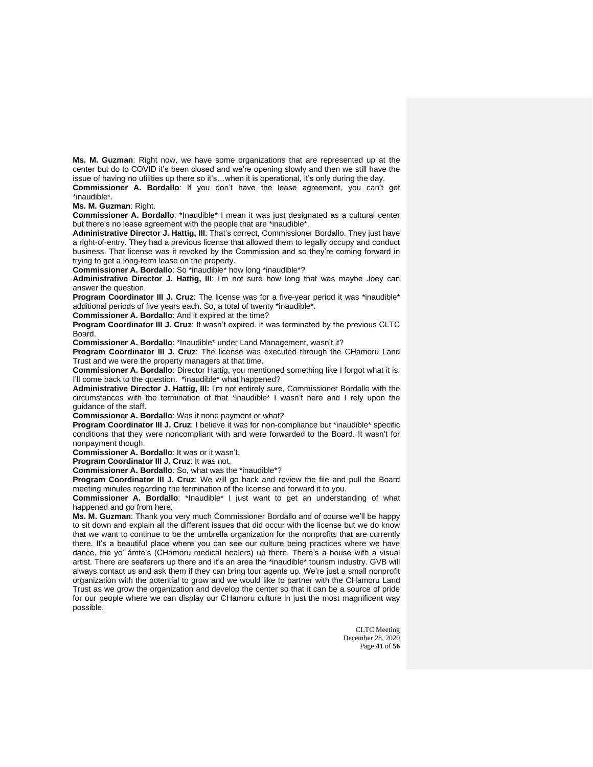**Ms. M. Guzman**: Right now, we have some organizations that are represented up at the center but do to COVID it's been closed and we're opening slowly and then we still have the issue of having no utilities up there so it's…when it is operational, it's only during the day.

**Commissioner A. Bordallo**: If you don't have the lease agreement, you can't get *inaudible*.

**Ms. M. Guzman**: Right.

**Commissioner A. Bordallo**: *Inaudible* I mean it was just designated as a cultural center but there's no lease agreement with the people that are *inaudible*.

**Administrative Director J. Hattig, III**: That's correct, Commissioner Bordallo. They just have a right-of-entry. They had a previous license that allowed them to legally occupy and conduct business. That license was it revoked by the Commission and so they're coming forward in trying to get a long-term lease on the property.

**Commissioner A. Bordallo**: So *inaudible* how long *inaudible*?

**Administrative Director J. Hattig, III**: I'm not sure how long that was maybe Joey can answer the question.

**Program Coordinator III J. Cruz**: The license was for a five-year period it was *inaudible* additional periods of five years each. So, a total of twenty *inaudible*.

**Commissioner A. Bordallo**: And it expired at the time?

**Program Coordinator III J. Cruz**: It wasn't expired. It was terminated by the previous CLTC Board.

**Commissioner A. Bordallo**: *Inaudible* under Land Management, wasn't it?

**Program Coordinator III J. Cruz**: The license was executed through the CHamoru Land Trust and we were the property managers at that time.

**Commissioner A. Bordallo**: Director Hattig, you mentioned something like I forgot what it is. I'll come back to the question. *inaudible* what happened?

**Administrative Director J. Hattig, III:** I'm not entirely sure, Commissioner Bordallo with the circumstances with the termination of that *inaudible* I wasn't here and I rely upon the guidance of the staff.

**Commissioner A. Bordallo**: Was it none payment or what?

**Program Coordinator III J. Cruz**: I believe it was for non-compliance but *inaudible* specific conditions that they were noncompliant with and were forwarded to the Board. It wasn't for nonpayment though.

**Commissioner A. Bordallo**: It was or it wasn't.

**Program Coordinator III J. Cruz**: It was not.

**Commissioner A. Bordallo**: So, what was the *inaudible*?

**Program Coordinator III J. Cruz**: We will go back and review the file and pull the Board meeting minutes regarding the termination of the license and forward it to you.

**Commissioner A. Bordallo**: *Inaudible* I just want to get an understanding of what happened and go from here.

**Ms. M. Guzman**: Thank you very much Commissioner Bordallo and of course we'll be happy to sit down and explain all the different issues that did occur with the license but we do know that we want to continue to be the umbrella organization for the nonprofits that are currently there. It's a beautiful place where you can see our culture being practices where we have dance, the yo' ámte's (CHamoru medical healers) up there. There's a house with a visual artist. There are seafarers up there and it's an area the *inaudible* tourism industry. GVB will always contact us and ask them if they can bring tour agents up. We're just a small nonprofit organization with the potential to grow and we would like to partner with the CHamoru Land Trust as we grow the organization and develop the center so that it can be a source of pride for our people where we can display our CHamoru culture in just the most magnificent way possible.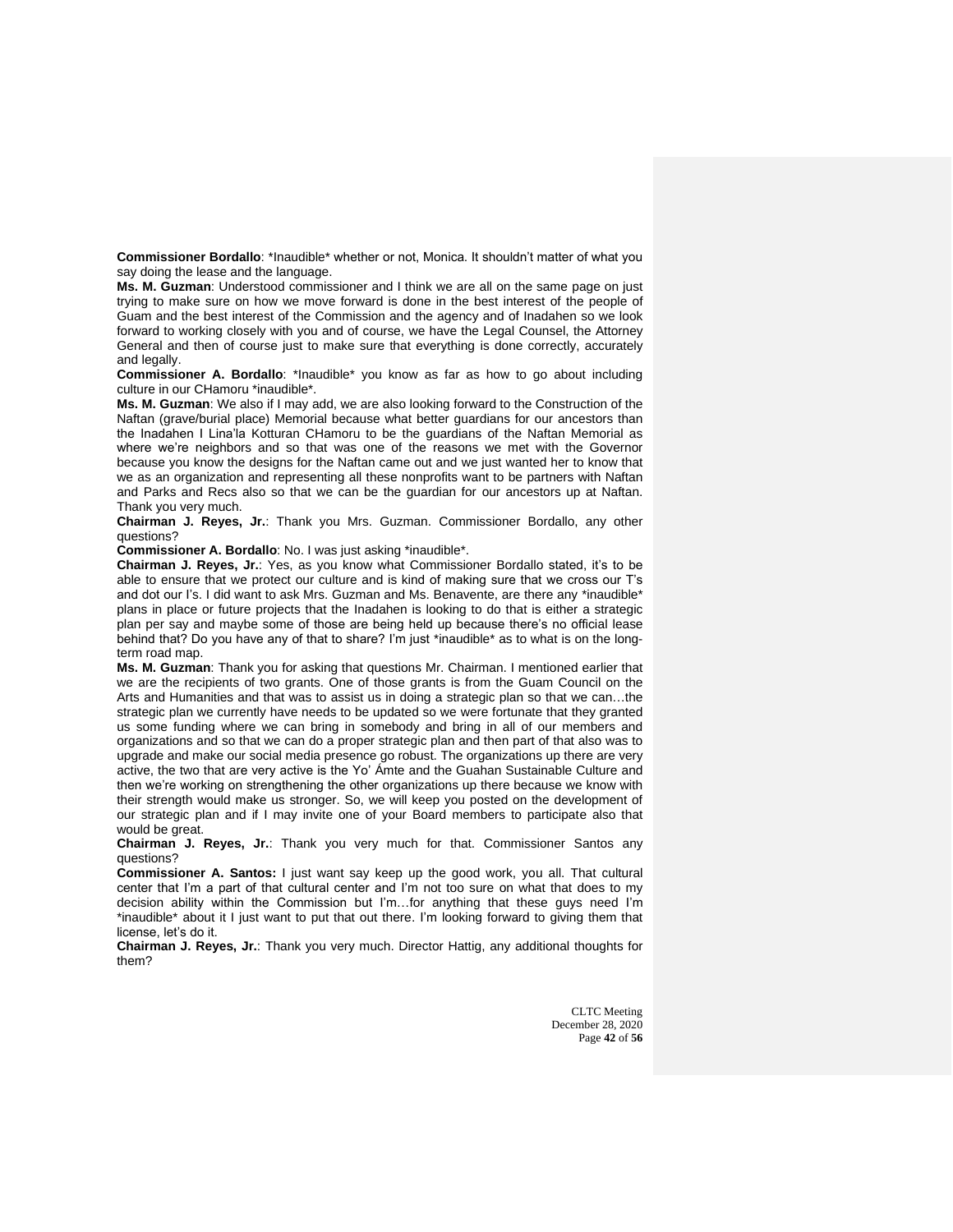**Commissioner Bordallo**: *Inaudible* whether or not, Monica. It shouldn't matter of what you say doing the lease and the language.

**Ms. M. Guzman**: Understood commissioner and I think we are all on the same page on just trying to make sure on how we move forward is done in the best interest of the people of Guam and the best interest of the Commission and the agency and of Inadahen so we look forward to working closely with you and of course, we have the Legal Counsel, the Attorney General and then of course just to make sure that everything is done correctly, accurately and legally.

**Commissioner A. Bordallo**: *Inaudible* you know as far as how to go about including culture in our CHamoru *inaudible*.

**Ms. M. Guzman**: We also if I may add, we are also looking forward to the Construction of the Naftan (grave/burial place) Memorial because what better guardians for our ancestors than the Inadahen I Lina'la Kotturan CHamoru to be the guardians of the Naftan Memorial as where we're neighbors and so that was one of the reasons we met with the Governor because you know the designs for the Naftan came out and we just wanted her to know that we as an organization and representing all these nonprofits want to be partners with Naftan and Parks and Recs also so that we can be the guardian for our ancestors up at Naftan. Thank you very much.

**Chairman J. Reyes, Jr.**: Thank you Mrs. Guzman. Commissioner Bordallo, any other questions?

**Commissioner A. Bordallo**: No. I was just asking *inaudible*.

**Chairman J. Reyes, Jr.**: Yes, as you know what Commissioner Bordallo stated, it's to be able to ensure that we protect our culture and is kind of making sure that we cross our T's and dot our I's. I did want to ask Mrs. Guzman and Ms. Benavente, are there any *inaudible* plans in place or future projects that the Inadahen is looking to do that is either a strategic plan per say and maybe some of those are being held up because there's no official lease behind that? Do you have any of that to share? I'm just *inaudible* as to what is on the long-term road map.

**Ms. M. Guzman**: Thank you for asking that questions Mr. Chairman. I mentioned earlier that we are the recipients of two grants. One of those grants is from the Guam Council on the Arts and Humanities and that was to assist us in doing a strategic plan so that we can…the strategic plan we currently have needs to be updated so we were fortunate that they granted us some funding where we can bring in somebody and bring in all of our members and organizations and so that we can do a proper strategic plan and then part of that also was to upgrade and make our social media presence go robust. The organizations up there are very active, the two that are very active is the Yo' Ámte and the Guahan Sustainable Culture and then we're working on strengthening the other organizations up there because we know with their strength would make us stronger. So, we will keep you posted on the development of our strategic plan and if I may invite one of your Board members to participate also that would be great.

**Chairman J. Reyes, Jr.**: Thank you very much for that. Commissioner Santos any questions?

**Commissioner A. Santos:** I just want say keep up the good work, you all. That cultural center that I'm a part of that cultural center and I'm not too sure on what that does to my decision ability within the Commission but I'm…for anything that these guys need I'm *inaudible* about it I just want to put that out there. I'm looking forward to giving them that license, let's do it.

**Chairman J. Reyes, Jr.**: Thank you very much. Director Hattig, any additional thoughts for them?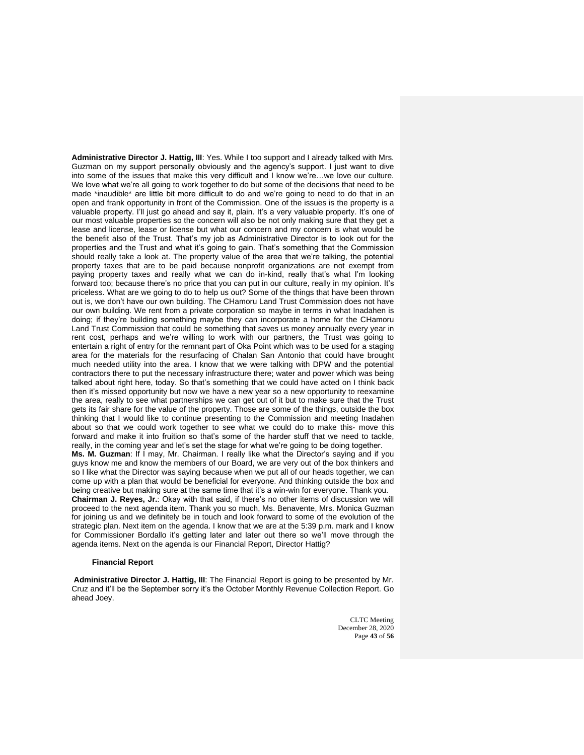**Administrative Director J. Hattig, III**: Yes. While I too support and I already talked with Mrs. Guzman on my support personally obviously and the agency's support. I just want to dive into some of the issues that make this very difficult and I know we're…we love our culture. We love what we're all going to work together to do but some of the decisions that need to be made *inaudible* are little bit more difficult to do and we're going to need to do that in an open and frank opportunity in front of the Commission. One of the issues is the property is a valuable property. I'll just go ahead and say it, plain. It's a very valuable property. It's one of our most valuable properties so the concern will also be not only making sure that they get a lease and license, lease or license but what our concern and my concern is what would be the benefit also of the Trust. That's my job as Administrative Director is to look out for the properties and the Trust and what it's going to gain. That's something that the Commission should really take a look at. The property value of the area that we're talking, the potential property taxes that are to be paid because nonprofit organizations are not exempt from paying property taxes and really what we can do in-kind, really that's what I'm looking forward too; because there's no price that you can put in our culture, really in my opinion. It's priceless. What are we going to do to help us out? Some of the things that have been thrown out is, we don't have our own building. The CHamoru Land Trust Commission does not have our own building. We rent from a private corporation so maybe in terms in what Inadahen is doing; if they're building something maybe they can incorporate a home for the CHamoru Land Trust Commission that could be something that saves us money annually every year in rent cost, perhaps and we're willing to work with our partners, the Trust was going to entertain a right of entry for the remnant part of Oka Point which was to be used for a staging area for the materials for the resurfacing of Chalan San Antonio that could have brought much needed utility into the area. I know that we were talking with DPW and the potential contractors there to put the necessary infrastructure there; water and power which was being talked about right here, today. So that's something that we could have acted on I think back then it's missed opportunity but now we have a new year so a new opportunity to reexamine the area, really to see what partnerships we can get out of it but to make sure that the Trust gets its fair share for the value of the property. Those are some of the things, outside the box thinking that I would like to continue presenting to the Commission and meeting Inadahen about so that we could work together to see what we could do to make this- move this forward and make it into fruition so that's some of the harder stuff that we need to tackle, really, in the coming year and let's set the stage for what we're going to be doing together.

**Ms. M. Guzman**: If I may, Mr. Chairman. I really like what the Director's saying and if you guys know me and know the members of our Board, we are very out of the box thinkers and so I like what the Director was saying because when we put all of our heads together, we can come up with a plan that would be beneficial for everyone. And thinking outside the box and being creative but making sure at the same time that it's a win-win for everyone. Thank you.

**Chairman J. Reyes, Jr.**: Okay with that said, if there's no other items of discussion we will proceed to the next agenda item. Thank you so much, Ms. Benavente, Mrs. Monica Guzman for joining us and we definitely be in touch and look forward to some of the evolution of the strategic plan. Next item on the agenda. I know that we are at the 5:39 p.m. mark and I know for Commissioner Bordallo it's getting later and later out there so we'll move through the agenda items. Next on the agenda is our Financial Report, Director Hattig?

**Financial Report**

**Administrative Director J. Hattig, III**: The Financial Report is going to be presented by Mr. Cruz and it'll be the September sorry it's the October Monthly Revenue Collection Report. Go ahead Joey.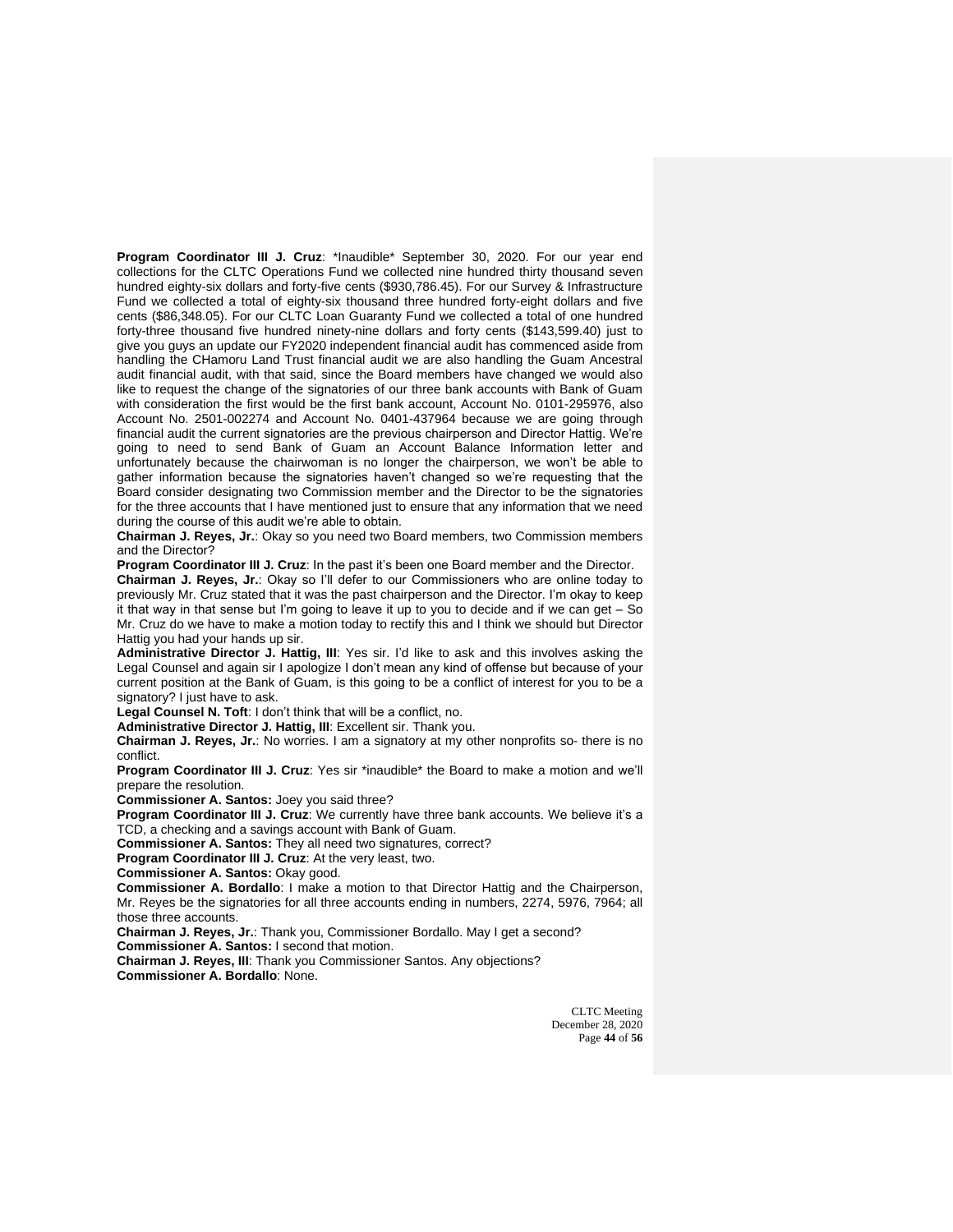**Program Coordinator III J. Cruz**: *Inaudible* September 30, 2020. For our year end collections for the CLTC Operations Fund we collected nine hundred thirty thousand seven hundred eighty-six dollars and forty-five cents ($930,786.45). For our Survey & Infrastructure Fund we collected a total of eighty-six thousand three hundred forty-eight dollars and five cents ($86,348.05). For our CLTC Loan Guaranty Fund we collected a total of one hundred forty-three thousand five hundred ninety-nine dollars and forty cents ($143,599.40) just to give you guys an update our FY2020 independent financial audit has commenced aside from handling the CHamoru Land Trust financial audit we are also handling the Guam Ancestral audit financial audit, with that said, since the Board members have changed we would also like to request the change of the signatories of our three bank accounts with Bank of Guam with consideration the first would be the first bank account, Account No. 0101-295976, also Account No. 2501-002274 and Account No. 0401-437964 because we are going through financial audit the current signatories are the previous chairperson and Director Hattig. We're going to need to send Bank of Guam an Account Balance Information letter and unfortunately because the chairwoman is no longer the chairperson, we won't be able to gather information because the signatories haven't changed so we're requesting that the Board consider designating two Commission member and the Director to be the signatories for the three accounts that I have mentioned just to ensure that any information that we need during the course of this audit we're able to obtain.

**Chairman J. Reyes, Jr.**: Okay so you need two Board members, two Commission members and the Director?

**Program Coordinator III J. Cruz**: In the past it's been one Board member and the Director.

**Chairman J. Reyes, Jr.**: Okay so I'll defer to our Commissioners who are online today to previously Mr. Cruz stated that it was the past chairperson and the Director. I'm okay to keep it that way in that sense but I'm going to leave it up to you to decide and if we can get – So Mr. Cruz do we have to make a motion today to rectify this and I think we should but Director Hattig you had your hands up sir.

**Administrative Director J. Hattig, III**: Yes sir. I'd like to ask and this involves asking the Legal Counsel and again sir I apologize I don't mean any kind of offense but because of your current position at the Bank of Guam, is this going to be a conflict of interest for you to be a signatory? I just have to ask.

**Legal Counsel N. Toft**: I don't think that will be a conflict, no.

**Administrative Director J. Hattig, III**: Excellent sir. Thank you.

**Chairman J. Reyes, Jr.**: No worries. I am a signatory at my other nonprofits so- there is no conflict.

**Program Coordinator III J. Cruz**: Yes sir *inaudible* the Board to make a motion and we'll prepare the resolution.

**Commissioner A. Santos:** Joey you said three?

**Program Coordinator III J. Cruz**: We currently have three bank accounts. We believe it's a TCD, a checking and a savings account with Bank of Guam.

**Commissioner A. Santos:** They all need two signatures, correct?

**Program Coordinator III J. Cruz**: At the very least, two.

**Commissioner A. Santos:** Okay good.

**Commissioner A. Bordallo**: I make a motion to that Director Hattig and the Chairperson, Mr. Reyes be the signatories for all three accounts ending in numbers, 2274, 5976, 7964; all those three accounts.

**Chairman J. Reyes, Jr.**: Thank you, Commissioner Bordallo. May I get a second?

**Commissioner A. Santos:** I second that motion.

**Chairman J. Reyes, III**: Thank you Commissioner Santos. Any objections?

**Commissioner A. Bordallo**: None.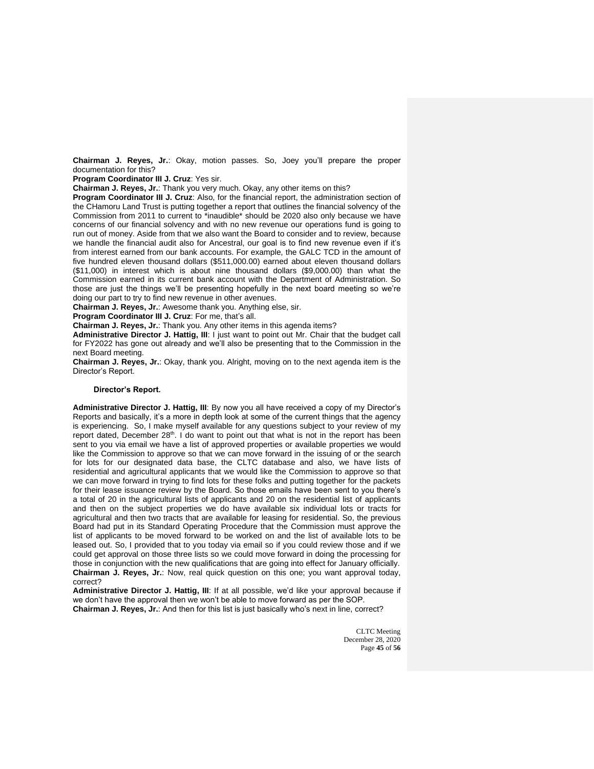**Chairman J. Reyes, Jr.**: Okay, motion passes. So, Joey you'll prepare the proper documentation for this?

**Program Coordinator III J. Cruz**: Yes sir.

**Chairman J. Reyes, Jr.**: Thank you very much. Okay, any other items on this?

**Program Coordinator III J. Cruz**: Also, for the financial report, the administration section of the CHamoru Land Trust is putting together a report that outlines the financial solvency of the Commission from 2011 to current to *inaudible* should be 2020 also only because we have concerns of our financial solvency and with no new revenue our operations fund is going to run out of money. Aside from that we also want the Board to consider and to review, because we handle the financial audit also for Ancestral, our goal is to find new revenue even if it's from interest earned from our bank accounts. For example, the GALC TCD in the amount of five hundred eleven thousand dollars ($511,000.00) earned about eleven thousand dollars ($11,000) in interest which is about nine thousand dollars ($9,000.00) than what the Commission earned in its current bank account with the Department of Administration. So those are just the things we'll be presenting hopefully in the next board meeting so we're doing our part to try to find new revenue in other avenues.

**Chairman J. Reyes, Jr.**: Awesome thank you. Anything else, sir.

**Program Coordinator III J. Cruz**: For me, that's all.

**Chairman J. Reyes, Jr.**: Thank you. Any other items in this agenda items?

**Administrative Director J. Hattig, III**: I just want to point out Mr. Chair that the budget call for FY2022 has gone out already and we'll also be presenting that to the Commission in the next Board meeting.

**Chairman J. Reyes, Jr.**: Okay, thank you. Alright, moving on to the next agenda item is the Director's Report.

**Director's Report.**

**Administrative Director J. Hattig, III**: By now you all have received a copy of my Director's Reports and basically, it's a more in depth look at some of the current things that the agency is experiencing. So, I make myself available for any questions subject to your review of my report dated, December 28th. I do want to point out that what is not in the report has been sent to you via email we have a list of approved properties or available properties we would like the Commission to approve so that we can move forward in the issuing of or the search for lots for our designated data base, the CLTC database and also, we have lists of residential and agricultural applicants that we would like the Commission to approve so that we can move forward in trying to find lots for these folks and putting together for the packets for their lease issuance review by the Board. So those emails have been sent to you there's a total of 20 in the agricultural lists of applicants and 20 on the residential list of applicants and then on the subject properties we do have available six individual lots or tracts for agricultural and then two tracts that are available for leasing for residential. So, the previous Board had put in its Standard Operating Procedure that the Commission must approve the list of applicants to be moved forward to be worked on and the list of available lots to be leased out. So, I provided that to you today via email so if you could review those and if we could get approval on those three lists so we could move forward in doing the processing for those in conjunction with the new qualifications that are going into effect for January officially.

**Chairman J. Reyes, Jr.**: Now, real quick question on this one; you want approval today, correct?

**Administrative Director J. Hattig, III**: If at all possible, we'd like your approval because if we don't have the approval then we won't be able to move forward as per the SOP.

**Chairman J. Reyes, Jr.**: And then for this list is just basically who's next in line, correct?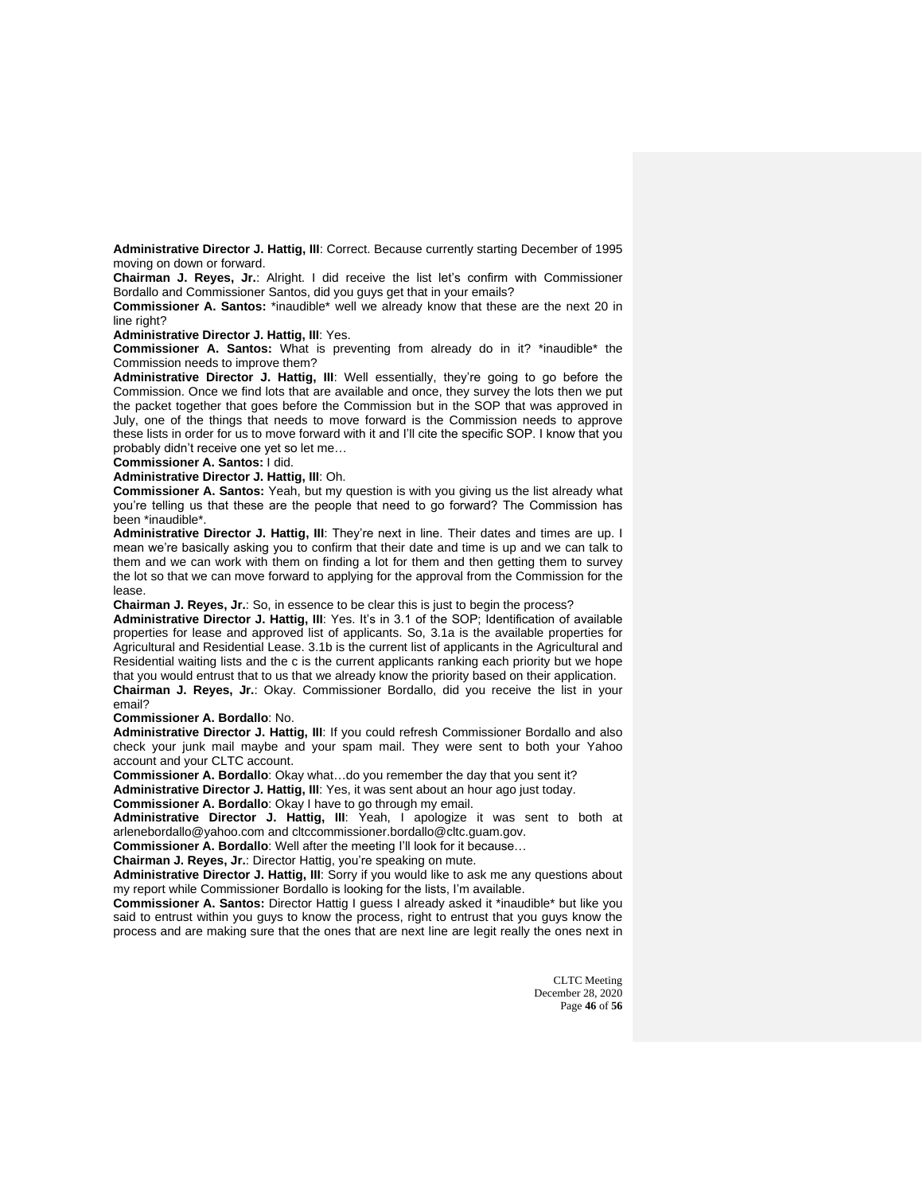**Administrative Director J. Hattig, III**: Correct. Because currently starting December of 1995 moving on down or forward.

**Chairman J. Reyes, Jr.**: Alright. I did receive the list let's confirm with Commissioner Bordallo and Commissioner Santos, did you guys get that in your emails?

**Commissioner A. Santos:** *inaudible* well we already know that these are the next 20 in line right?

**Administrative Director J. Hattig, III**: Yes.

**Commissioner A. Santos:** What is preventing from already do in it? *inaudible* the Commission needs to improve them?

**Administrative Director J. Hattig, III**: Well essentially, they're going to go before the Commission. Once we find lots that are available and once, they survey the lots then we put the packet together that goes before the Commission but in the SOP that was approved in July, one of the things that needs to move forward is the Commission needs to approve these lists in order for us to move forward with it and I'll cite the specific SOP. I know that you probably didn't receive one yet so let me…

**Commissioner A. Santos:** I did.

**Administrative Director J. Hattig, III**: Oh.

**Commissioner A. Santos:** Yeah, but my question is with you giving us the list already what you're telling us that these are the people that need to go forward? The Commission has been *inaudible*.

**Administrative Director J. Hattig, III**: They're next in line. Their dates and times are up. I mean we're basically asking you to confirm that their date and time is up and we can talk to them and we can work with them on finding a lot for them and then getting them to survey the lot so that we can move forward to applying for the approval from the Commission for the lease.

**Chairman J. Reyes, Jr.**: So, in essence to be clear this is just to begin the process?

**Administrative Director J. Hattig, III**: Yes. It's in 3.1 of the SOP; Identification of available properties for lease and approved list of applicants. So, 3.1a is the available properties for Agricultural and Residential Lease. 3.1b is the current list of applicants in the Agricultural and Residential waiting lists and the c is the current applicants ranking each priority but we hope that you would entrust that to us that we already know the priority based on their application.

**Chairman J. Reyes, Jr.**: Okay. Commissioner Bordallo, did you receive the list in your email?

**Commissioner A. Bordallo**: No.

**Administrative Director J. Hattig, III**: If you could refresh Commissioner Bordallo and also check your junk mail maybe and your spam mail. They were sent to both your Yahoo account and your CLTC account.

**Commissioner A. Bordallo**: Okay what…do you remember the day that you sent it?

**Administrative Director J. Hattig, III**: Yes, it was sent about an hour ago just today.

**Commissioner A. Bordallo**: Okay I have to go through my email.

**Administrative Director J. Hattig, III**: Yeah, I apologize it was sent to both at arlenebordallo@yahoo.com and cltccommissioner.bordallo@cltc.guam.gov.

**Commissioner A. Bordallo**: Well after the meeting I'll look for it because…

**Chairman J. Reyes, Jr.**: Director Hattig, you're speaking on mute.

**Administrative Director J. Hattig, III**: Sorry if you would like to ask me any questions about my report while Commissioner Bordallo is looking for the lists, I'm available.

**Commissioner A. Santos:** Director Hattig I guess I already asked it *inaudible* but like you said to entrust within you guys to know the process, right to entrust that you guys know the process and are making sure that the ones that are next line are legit really the ones next in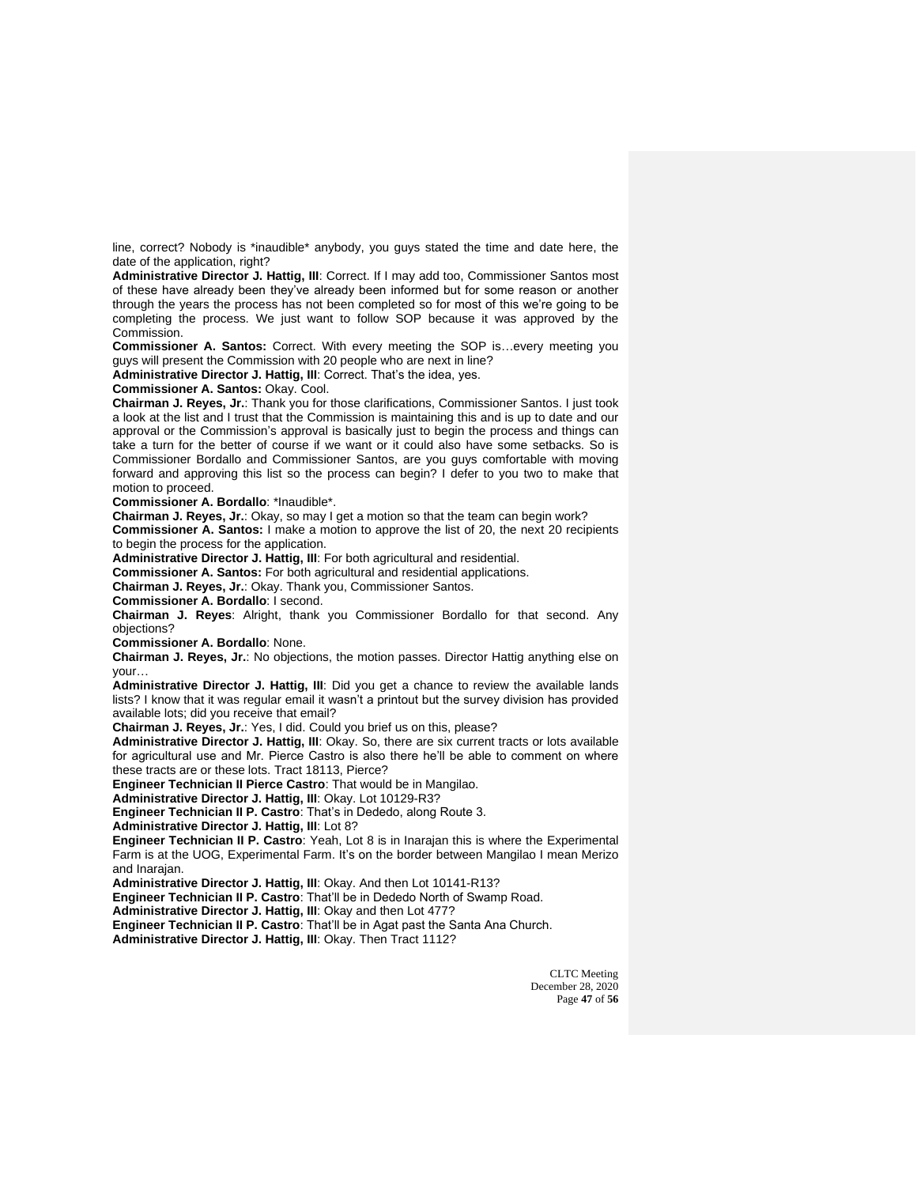line, correct? Nobody is *inaudible* anybody, you guys stated the time and date here, the date of the application, right?

**Administrative Director J. Hattig, III**: Correct. If I may add too, Commissioner Santos most of these have already been they've already been informed but for some reason or another through the years the process has not been completed so for most of this we're going to be completing the process. We just want to follow SOP because it was approved by the Commission.

**Commissioner A. Santos:** Correct. With every meeting the SOP is…every meeting you guys will present the Commission with 20 people who are next in line?

**Administrative Director J. Hattig, III**: Correct. That's the idea, yes.

**Commissioner A. Santos:** Okay. Cool.

**Chairman J. Reyes, Jr.**: Thank you for those clarifications, Commissioner Santos. I just took a look at the list and I trust that the Commission is maintaining this and is up to date and our approval or the Commission's approval is basically just to begin the process and things can take a turn for the better of course if we want or it could also have some setbacks. So is Commissioner Bordallo and Commissioner Santos, are you guys comfortable with moving forward and approving this list so the process can begin? I defer to you two to make that motion to proceed.

**Commissioner A. Bordallo**: *Inaudible*.

**Chairman J. Reyes, Jr.**: Okay, so may I get a motion so that the team can begin work?

**Commissioner A. Santos:** I make a motion to approve the list of 20, the next 20 recipients to begin the process for the application.

**Administrative Director J. Hattig, III**: For both agricultural and residential.

**Commissioner A. Santos:** For both agricultural and residential applications.

**Chairman J. Reyes, Jr.**: Okay. Thank you, Commissioner Santos.

**Commissioner A. Bordallo**: I second.

**Chairman J. Reyes**: Alright, thank you Commissioner Bordallo for that second. Any objections?

**Commissioner A. Bordallo**: None.

**Chairman J. Reyes, Jr.**: No objections, the motion passes. Director Hattig anything else on your…

**Administrative Director J. Hattig, III**: Did you get a chance to review the available lands lists? I know that it was regular email it wasn't a printout but the survey division has provided available lots; did you receive that email?

**Chairman J. Reyes, Jr.**: Yes, I did. Could you brief us on this, please?

**Administrative Director J. Hattig, III**: Okay. So, there are six current tracts or lots available for agricultural use and Mr. Pierce Castro is also there he'll be able to comment on where these tracts are or these lots. Tract 18113, Pierce?

**Engineer Technician II Pierce Castro**: That would be in Mangilao.

**Administrative Director J. Hattig, III**: Okay. Lot 10129-R3?

**Engineer Technician II P. Castro**: That's in Dededo, along Route 3.

**Administrative Director J. Hattig, III**: Lot 8?

**Engineer Technician II P. Castro**: Yeah, Lot 8 is in Inarajan this is where the Experimental Farm is at the UOG, Experimental Farm. It's on the border between Mangilao I mean Merizo and Inarajan.

**Administrative Director J. Hattig, III**: Okay. And then Lot 10141-R13?

**Engineer Technician II P. Castro**: That'll be in Dededo North of Swamp Road.

**Administrative Director J. Hattig, III**: Okay and then Lot 477?

**Engineer Technician II P. Castro**: That'll be in Agat past the Santa Ana Church.

**Administrative Director J. Hattig, III**: Okay. Then Tract 1112?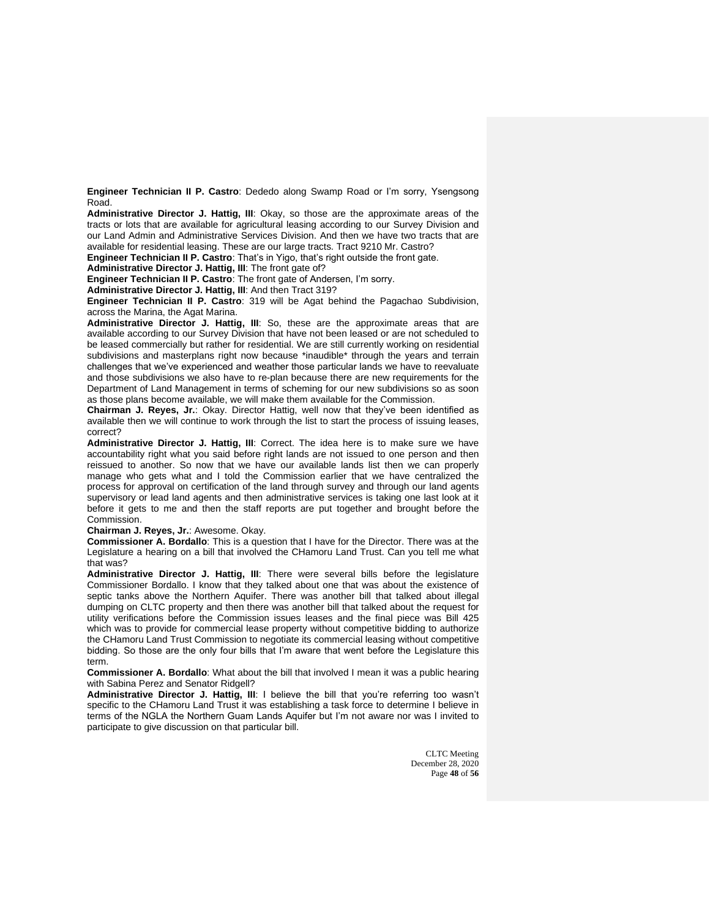**Engineer Technician II P. Castro**: Dededo along Swamp Road or I'm sorry, Ysengsong Road.

**Administrative Director J. Hattig, III**: Okay, so those are the approximate areas of the tracts or lots that are available for agricultural leasing according to our Survey Division and our Land Admin and Administrative Services Division. And then we have two tracts that are available for residential leasing. These are our large tracts. Tract 9210 Mr. Castro?

**Engineer Technician II P. Castro**: That's in Yigo, that's right outside the front gate.

**Administrative Director J. Hattig, III**: The front gate of?

**Engineer Technician II P. Castro**: The front gate of Andersen, I'm sorry.

**Administrative Director J. Hattig, III**: And then Tract 319?

**Engineer Technician II P. Castro**: 319 will be Agat behind the Pagachao Subdivision, across the Marina, the Agat Marina.

**Administrative Director J. Hattig, III**: So, these are the approximate areas that are available according to our Survey Division that have not been leased or are not scheduled to be leased commercially but rather for residential. We are still currently working on residential subdivisions and masterplans right now because *inaudible* through the years and terrain challenges that we've experienced and weather those particular lands we have to reevaluate and those subdivisions we also have to re-plan because there are new requirements for the Department of Land Management in terms of scheming for our new subdivisions so as soon as those plans become available, we will make them available for the Commission.

**Chairman J. Reyes, Jr.**: Okay. Director Hattig, well now that they've been identified as available then we will continue to work through the list to start the process of issuing leases, correct?

**Administrative Director J. Hattig, III**: Correct. The idea here is to make sure we have accountability right what you said before right lands are not issued to one person and then reissued to another. So now that we have our available lands list then we can properly manage who gets what and I told the Commission earlier that we have centralized the process for approval on certification of the land through survey and through our land agents supervisory or lead land agents and then administrative services is taking one last look at it before it gets to me and then the staff reports are put together and brought before the Commission.

**Chairman J. Reyes, Jr.**: Awesome. Okay.

**Commissioner A. Bordallo**: This is a question that I have for the Director. There was at the Legislature a hearing on a bill that involved the CHamoru Land Trust. Can you tell me what that was?

**Administrative Director J. Hattig, III**: There were several bills before the legislature Commissioner Bordallo. I know that they talked about one that was about the existence of septic tanks above the Northern Aquifer. There was another bill that talked about illegal dumping on CLTC property and then there was another bill that talked about the request for utility verifications before the Commission issues leases and the final piece was Bill 425 which was to provide for commercial lease property without competitive bidding to authorize the CHamoru Land Trust Commission to negotiate its commercial leasing without competitive bidding. So those are the only four bills that I'm aware that went before the Legislature this term.

**Commissioner A. Bordallo**: What about the bill that involved I mean it was a public hearing with Sabina Perez and Senator Ridgell?

**Administrative Director J. Hattig, III**: I believe the bill that you're referring too wasn't specific to the CHamoru Land Trust it was establishing a task force to determine I believe in terms of the NGLA the Northern Guam Lands Aquifer but I'm not aware nor was I invited to participate to give discussion on that particular bill.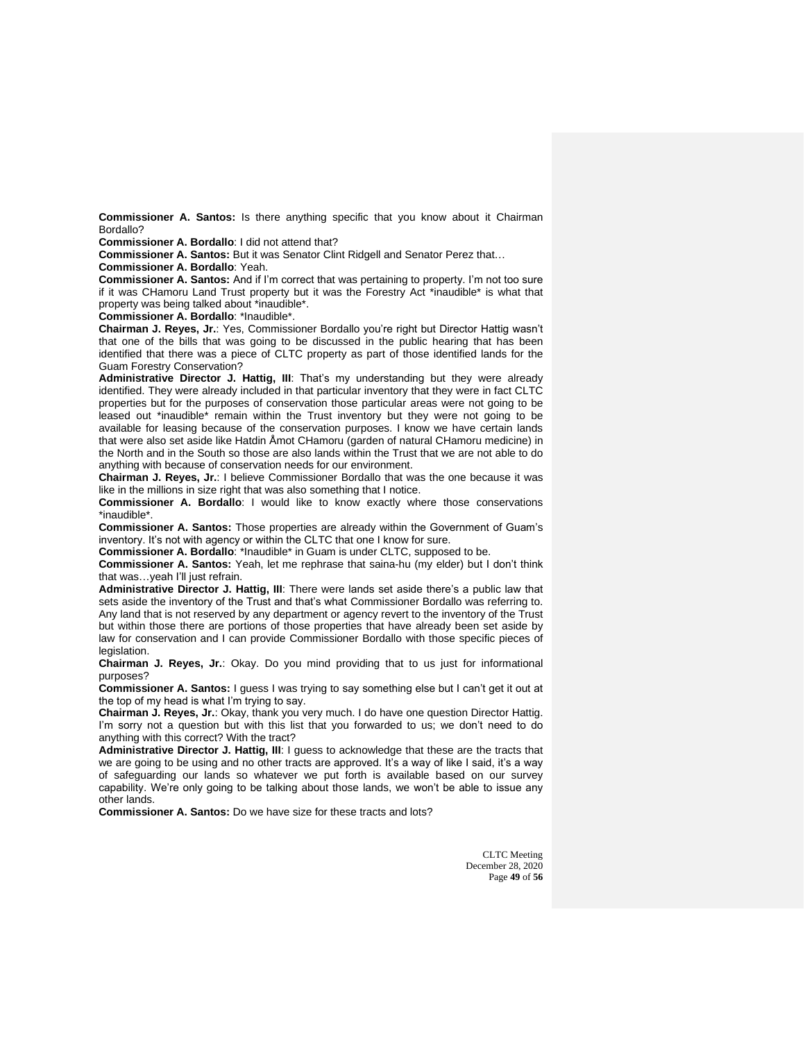**Commissioner A. Santos:** Is there anything specific that you know about it Chairman Bordallo?

**Commissioner A. Bordallo**: I did not attend that?

**Commissioner A. Santos:** But it was Senator Clint Ridgell and Senator Perez that…

**Commissioner A. Bordallo**: Yeah.

**Commissioner A. Santos:** And if I'm correct that was pertaining to property. I'm not too sure if it was CHamoru Land Trust property but it was the Forestry Act *inaudible* is what that property was being talked about *inaudible*.

**Commissioner A. Bordallo**: *Inaudible*.

**Chairman J. Reyes, Jr.**: Yes, Commissioner Bordallo you're right but Director Hattig wasn't that one of the bills that was going to be discussed in the public hearing that has been identified that there was a piece of CLTC property as part of those identified lands for the Guam Forestry Conservation?

**Administrative Director J. Hattig, III**: That's my understanding but they were already identified. They were already included in that particular inventory that they were in fact CLTC properties but for the purposes of conservation those particular areas were not going to be leased out *inaudible* remain within the Trust inventory but they were not going to be available for leasing because of the conservation purposes. I know we have certain lands that were also set aside like Hatdin Åmot CHamoru (garden of natural CHamoru medicine) in the North and in the South so those are also lands within the Trust that we are not able to do anything with because of conservation needs for our environment.

**Chairman J. Reyes, Jr.**: I believe Commissioner Bordallo that was the one because it was like in the millions in size right that was also something that I notice.

**Commissioner A. Bordallo**: I would like to know exactly where those conservations *inaudible*.

**Commissioner A. Santos:** Those properties are already within the Government of Guam's inventory. It's not with agency or within the CLTC that one I know for sure.

**Commissioner A. Bordallo**: *Inaudible* in Guam is under CLTC, supposed to be.

**Commissioner A. Santos:** Yeah, let me rephrase that saina-hu (my elder) but I don't think that was…yeah I'll just refrain.

**Administrative Director J. Hattig, III**: There were lands set aside there's a public law that sets aside the inventory of the Trust and that's what Commissioner Bordallo was referring to. Any land that is not reserved by any department or agency revert to the inventory of the Trust but within those there are portions of those properties that have already been set aside by law for conservation and I can provide Commissioner Bordallo with those specific pieces of legislation.

**Chairman J. Reyes, Jr.**: Okay. Do you mind providing that to us just for informational purposes?

**Commissioner A. Santos:** I guess I was trying to say something else but I can't get it out at the top of my head is what I'm trying to say.

**Chairman J. Reyes, Jr.**: Okay, thank you very much. I do have one question Director Hattig. I'm sorry not a question but with this list that you forwarded to us; we don't need to do anything with this correct? With the tract?

**Administrative Director J. Hattig, III**: I guess to acknowledge that these are the tracts that we are going to be using and no other tracts are approved. It's a way of like I said, it's a way of safeguarding our lands so whatever we put forth is available based on our survey capability. We're only going to be talking about those lands, we won't be able to issue any other lands.

**Commissioner A. Santos:** Do we have size for these tracts and lots?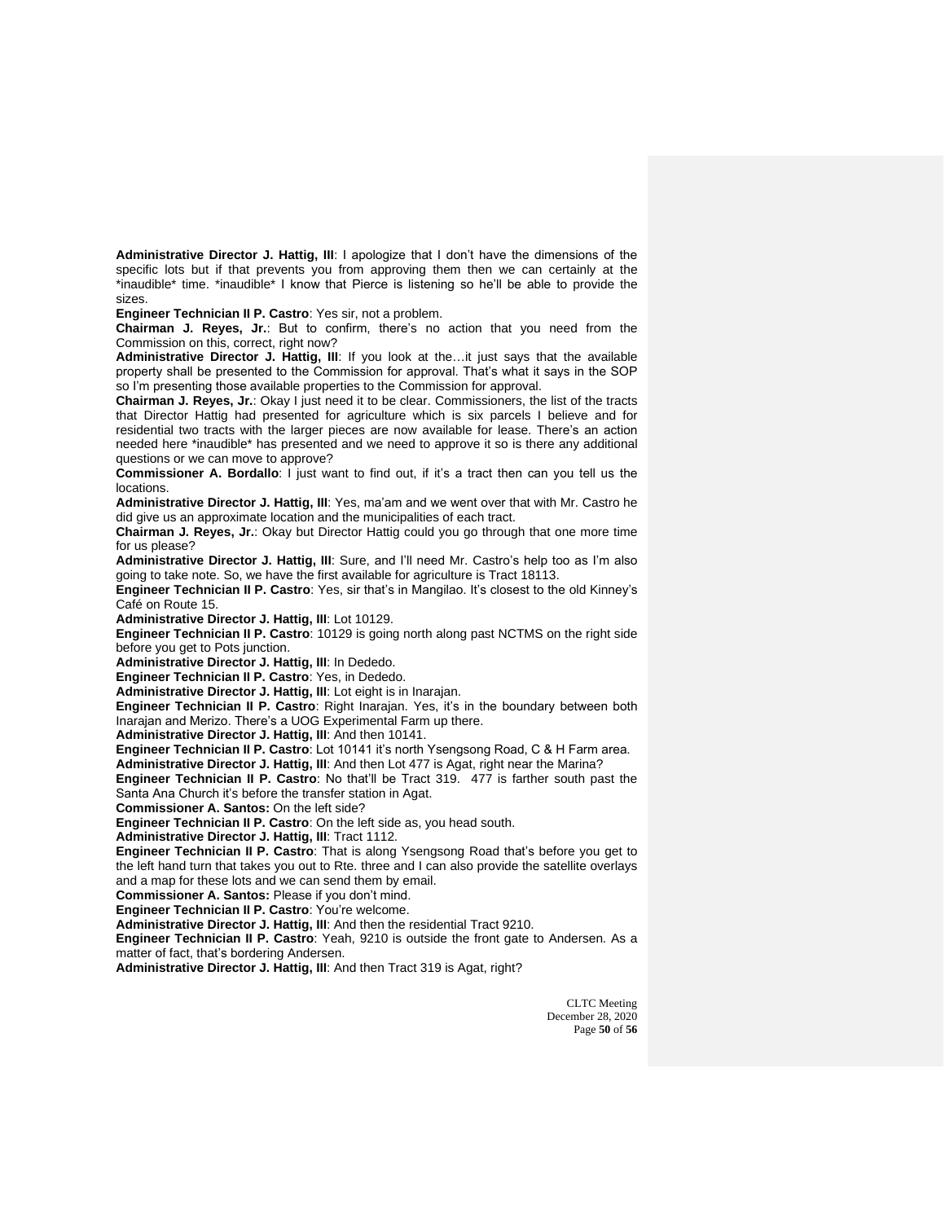**Administrative Director J. Hattig, III**: I apologize that I don't have the dimensions of the specific lots but if that prevents you from approving them then we can certainly at the *inaudible* time. *inaudible* I know that Pierce is listening so he'll be able to provide the sizes.

**Engineer Technician II P. Castro**: Yes sir, not a problem.

**Chairman J. Reyes, Jr.**: But to confirm, there's no action that you need from the Commission on this, correct, right now?

**Administrative Director J. Hattig, III**: If you look at the…it just says that the available property shall be presented to the Commission for approval. That's what it says in the SOP so I'm presenting those available properties to the Commission for approval.

**Chairman J. Reyes, Jr.**: Okay I just need it to be clear. Commissioners, the list of the tracts that Director Hattig had presented for agriculture which is six parcels I believe and for residential two tracts with the larger pieces are now available for lease. There's an action needed here *inaudible* has presented and we need to approve it so is there any additional questions or we can move to approve?

**Commissioner A. Bordallo**: I just want to find out, if it's a tract then can you tell us the locations.

**Administrative Director J. Hattig, III**: Yes, ma'am and we went over that with Mr. Castro he did give us an approximate location and the municipalities of each tract.

**Chairman J. Reyes, Jr.**: Okay but Director Hattig could you go through that one more time for us please?

**Administrative Director J. Hattig, III**: Sure, and I'll need Mr. Castro's help too as I'm also going to take note. So, we have the first available for agriculture is Tract 18113.

**Engineer Technician II P. Castro**: Yes, sir that's in Mangilao. It's closest to the old Kinney's Café on Route 15.

**Administrative Director J. Hattig, III**: Lot 10129.

**Engineer Technician II P. Castro**: 10129 is going north along past NCTMS on the right side before you get to Pots junction.

**Administrative Director J. Hattig, III**: In Dededo.

**Engineer Technician II P. Castro**: Yes, in Dededo.

**Administrative Director J. Hattig, III**: Lot eight is in Inarajan.

**Engineer Technician II P. Castro**: Right Inarajan. Yes, it's in the boundary between both Inarajan and Merizo. There's a UOG Experimental Farm up there.

**Administrative Director J. Hattig, III**: And then 10141.

**Engineer Technician II P. Castro**: Lot 10141 it's north Ysengsong Road, C & H Farm area.

**Administrative Director J. Hattig, III**: And then Lot 477 is Agat, right near the Marina?

**Engineer Technician II P. Castro**: No that'll be Tract 319. 477 is farther south past the Santa Ana Church it's before the transfer station in Agat.

**Commissioner A. Santos:** On the left side?

**Engineer Technician II P. Castro**: On the left side as, you head south.

**Administrative Director J. Hattig, III**: Tract 1112.

**Engineer Technician II P. Castro**: That is along Ysengsong Road that's before you get to the left hand turn that takes you out to Rte. three and I can also provide the satellite overlays and a map for these lots and we can send them by email.

**Commissioner A. Santos:** Please if you don't mind.

**Engineer Technician II P. Castro**: You're welcome.

**Administrative Director J. Hattig, III**: And then the residential Tract 9210.

**Engineer Technician II P. Castro**: Yeah, 9210 is outside the front gate to Andersen. As a matter of fact, that's bordering Andersen.

**Administrative Director J. Hattig, III**: And then Tract 319 is Agat, right?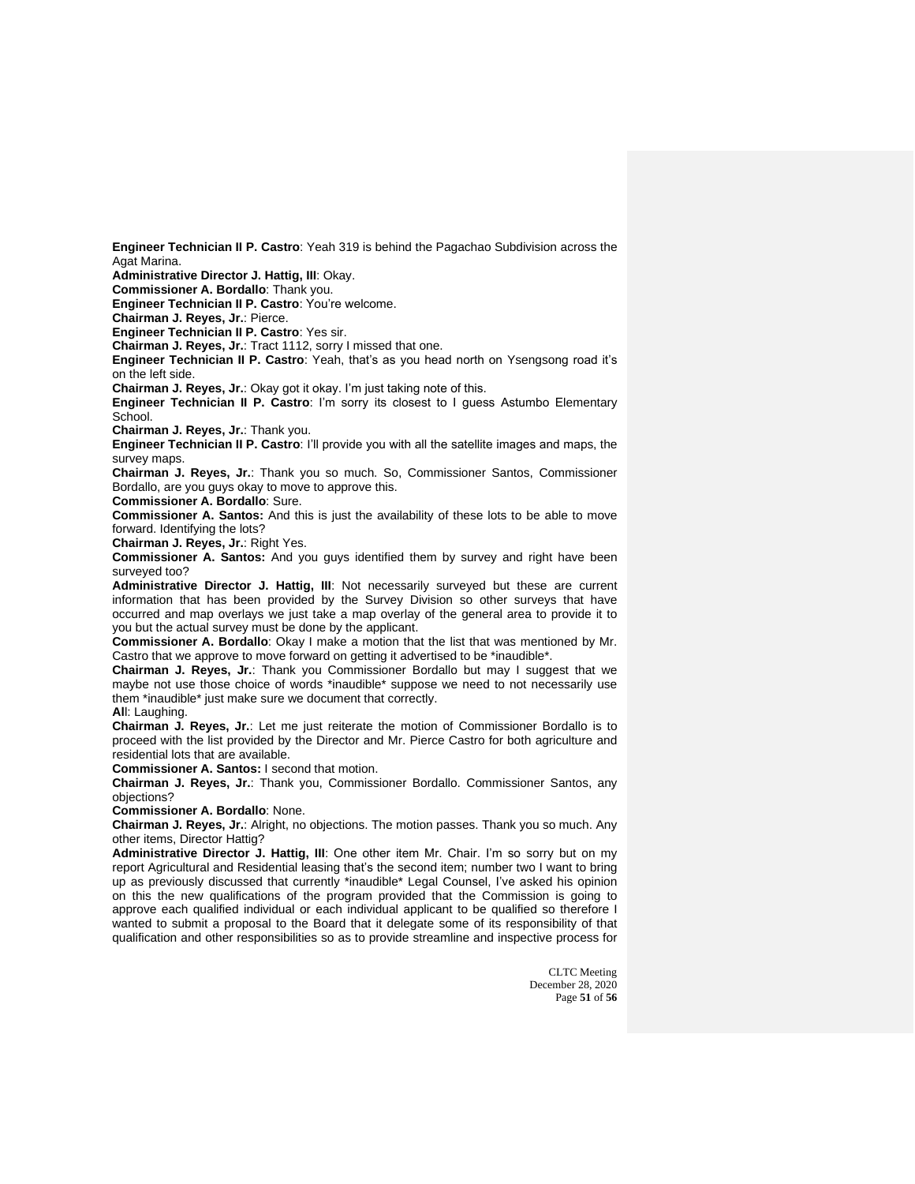**Engineer Technician II P. Castro**: Yeah 319 is behind the Pagachao Subdivision across the Agat Marina.

**Administrative Director J. Hattig, III**: Okay.

**Commissioner A. Bordallo**: Thank you.

**Engineer Technician II P. Castro**: You're welcome.

**Chairman J. Reyes, Jr.**: Pierce.

**Engineer Technician II P. Castro**: Yes sir.

**Chairman J. Reyes, Jr.**: Tract 1112, sorry I missed that one.

**Engineer Technician II P. Castro**: Yeah, that's as you head north on Ysengsong road it's on the left side.

**Chairman J. Reyes, Jr.**: Okay got it okay. I'm just taking note of this.

**Engineer Technician II P. Castro**: I'm sorry its closest to I guess Astumbo Elementary School.

**Chairman J. Reyes, Jr.**: Thank you.

**Engineer Technician II P. Castro**: I'll provide you with all the satellite images and maps, the survey maps.

**Chairman J. Reyes, Jr.**: Thank you so much. So, Commissioner Santos, Commissioner Bordallo, are you guys okay to move to approve this.

**Commissioner A. Bordallo**: Sure.

**Commissioner A. Santos:** And this is just the availability of these lots to be able to move forward. Identifying the lots?

**Chairman J. Reyes, Jr.**: Right Yes.

**Commissioner A. Santos:** And you guys identified them by survey and right have been surveyed too?

**Administrative Director J. Hattig, III**: Not necessarily surveyed but these are current information that has been provided by the Survey Division so other surveys that have occurred and map overlays we just take a map overlay of the general area to provide it to you but the actual survey must be done by the applicant.

**Commissioner A. Bordallo**: Okay I make a motion that the list that was mentioned by Mr. Castro that we approve to move forward on getting it advertised to be *inaudible*.

**Chairman J. Reyes, Jr.**: Thank you Commissioner Bordallo but may I suggest that we maybe not use those choice of words *inaudible* suppose we need to not necessarily use them *inaudible* just make sure we document that correctly.

**All**: Laughing.

**Chairman J. Reyes, Jr.**: Let me just reiterate the motion of Commissioner Bordallo is to proceed with the list provided by the Director and Mr. Pierce Castro for both agriculture and residential lots that are available.

**Commissioner A. Santos:** I second that motion.

**Chairman J. Reyes, Jr.**: Thank you, Commissioner Bordallo. Commissioner Santos, any objections?

**Commissioner A. Bordallo**: None.

**Chairman J. Reyes, Jr.**: Alright, no objections. The motion passes. Thank you so much. Any other items, Director Hattig?

**Administrative Director J. Hattig, III**: One other item Mr. Chair. I'm so sorry but on my report Agricultural and Residential leasing that's the second item; number two I want to bring up as previously discussed that currently *inaudible* Legal Counsel, I've asked his opinion on this the new qualifications of the program provided that the Commission is going to approve each qualified individual or each individual applicant to be qualified so therefore I wanted to submit a proposal to the Board that it delegate some of its responsibility of that qualification and other responsibilities so as to provide streamline and inspective process for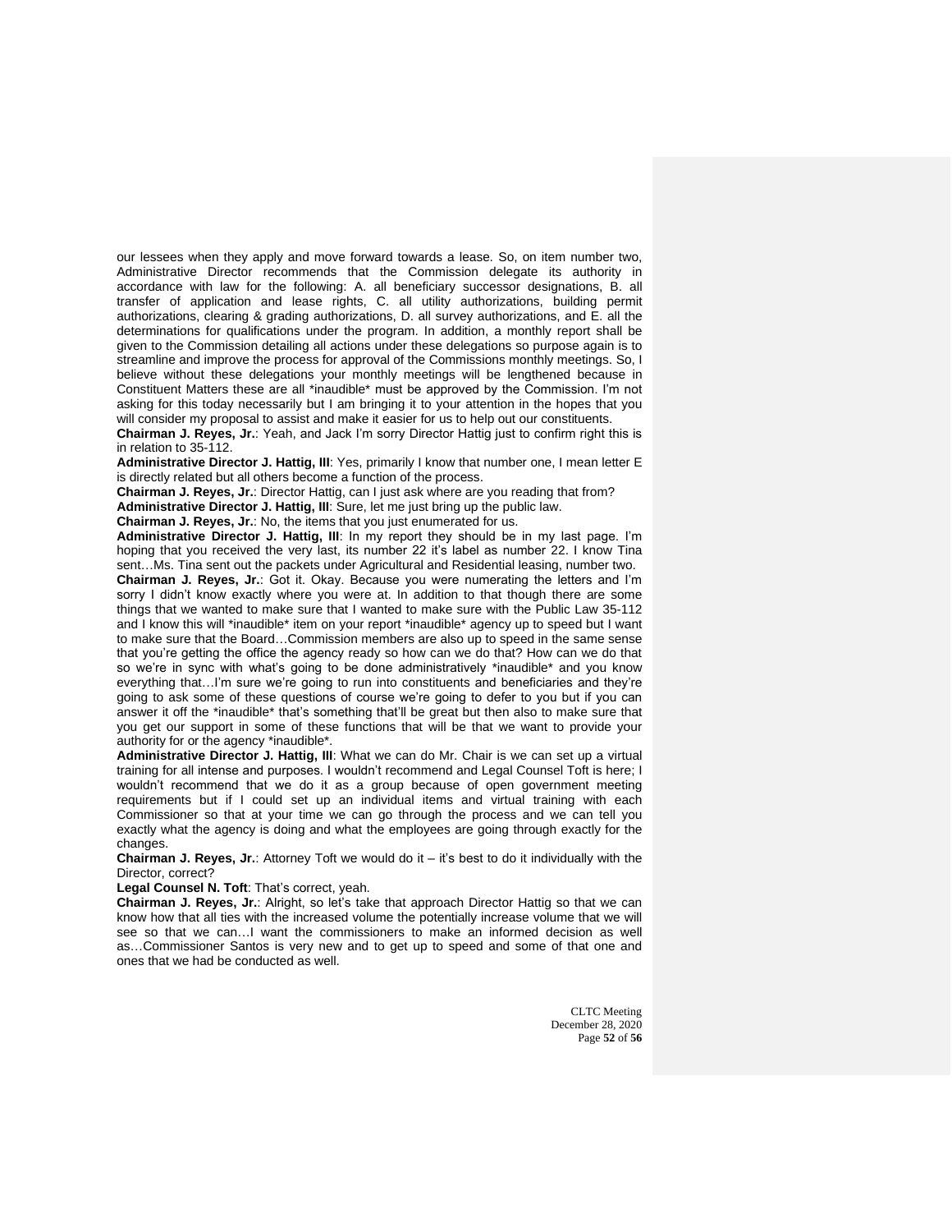our lessees when they apply and move forward towards a lease. So, on item number two, Administrative Director recommends that the Commission delegate its authority in accordance with law for the following: A. all beneficiary successor designations, B. all transfer of application and lease rights, C. all utility authorizations, building permit authorizations, clearing & grading authorizations, D. all survey authorizations, and E. all the determinations for qualifications under the program. In addition, a monthly report shall be given to the Commission detailing all actions under these delegations so purpose again is to streamline and improve the process for approval of the Commissions monthly meetings. So, I believe without these delegations your monthly meetings will be lengthened because in Constituent Matters these are all *inaudible* must be approved by the Commission. I'm not asking for this today necessarily but I am bringing it to your attention in the hopes that you will consider my proposal to assist and make it easier for us to help out our constituents.

**Chairman J. Reyes, Jr.**: Yeah, and Jack I'm sorry Director Hattig just to confirm right this is in relation to 35-112.

**Administrative Director J. Hattig, III**: Yes, primarily I know that number one, I mean letter E is directly related but all others become a function of the process.

**Chairman J. Reyes, Jr.**: Director Hattig, can I just ask where are you reading that from?

**Administrative Director J. Hattig, III**: Sure, let me just bring up the public law.

**Chairman J. Reyes, Jr.**: No, the items that you just enumerated for us.

**Administrative Director J. Hattig, III**: In my report they should be in my last page. I'm hoping that you received the very last, its number 22 it's label as number 22. I know Tina sent…Ms. Tina sent out the packets under Agricultural and Residential leasing, number two.

**Chairman J. Reyes, Jr.**: Got it. Okay. Because you were numerating the letters and I'm sorry I didn't know exactly where you were at. In addition to that though there are some things that we wanted to make sure that I wanted to make sure with the Public Law 35-112 and I know this will *inaudible* item on your report *inaudible* agency up to speed but I want to make sure that the Board…Commission members are also up to speed in the same sense that you're getting the office the agency ready so how can we do that? How can we do that so we're in sync with what's going to be done administratively *inaudible* and you know everything that…I'm sure we're going to run into constituents and beneficiaries and they're going to ask some of these questions of course we're going to defer to you but if you can answer it off the *inaudible* that's something that'll be great but then also to make sure that you get our support in some of these functions that will be that we want to provide your authority for or the agency *inaudible*.

**Administrative Director J. Hattig, III**: What we can do Mr. Chair is we can set up a virtual training for all intense and purposes. I wouldn't recommend and Legal Counsel Toft is here; I wouldn't recommend that we do it as a group because of open government meeting requirements but if I could set up an individual items and virtual training with each Commissioner so that at your time we can go through the process and we can tell you exactly what the agency is doing and what the employees are going through exactly for the changes.

**Chairman J. Reyes, Jr.**: Attorney Toft we would do it – it's best to do it individually with the Director, correct?

**Legal Counsel N. Toft**: That's correct, yeah.

**Chairman J. Reyes, Jr.**: Alright, so let's take that approach Director Hattig so that we can know how that all ties with the increased volume the potentially increase volume that we will see so that we can…I want the commissioners to make an informed decision as well as…Commissioner Santos is very new and to get up to speed and some of that one and ones that we had be conducted as well.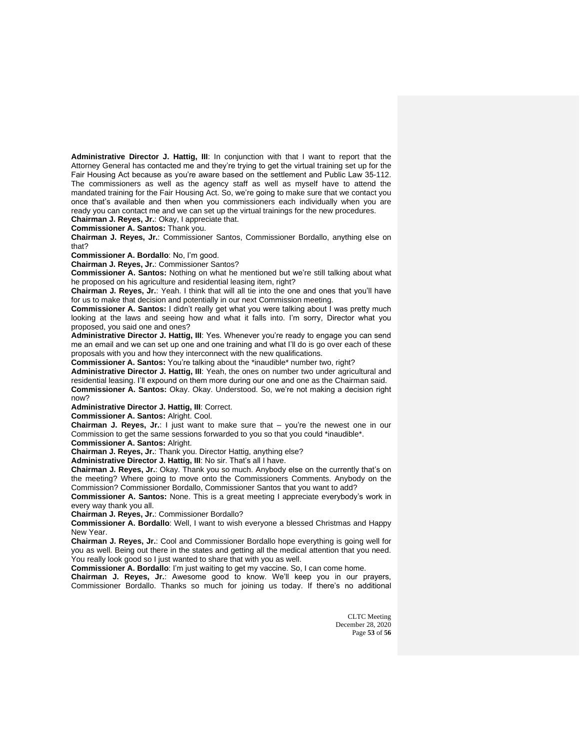**Administrative Director J. Hattig, III**: In conjunction with that I want to report that the Attorney General has contacted me and they're trying to get the virtual training set up for the Fair Housing Act because as you're aware based on the settlement and Public Law 35-112. The commissioners as well as the agency staff as well as myself have to attend the mandated training for the Fair Housing Act. So, we're going to make sure that we contact you once that's available and then when you commissioners each individually when you are ready you can contact me and we can set up the virtual trainings for the new procedures.

**Chairman J. Reyes, Jr.**: Okay, I appreciate that.

**Commissioner A. Santos:** Thank you.

**Chairman J. Reyes, Jr.**: Commissioner Santos, Commissioner Bordallo, anything else on that?

**Commissioner A. Bordallo**: No, I'm good.

**Chairman J. Reyes, Jr.**: Commissioner Santos?

**Commissioner A. Santos:** Nothing on what he mentioned but we're still talking about what he proposed on his agriculture and residential leasing item, right?

**Chairman J. Reyes, Jr.**: Yeah. I think that will all tie into the one and ones that you'll have for us to make that decision and potentially in our next Commission meeting.

**Commissioner A. Santos:** I didn't really get what you were talking about I was pretty much looking at the laws and seeing how and what it falls into. I'm sorry, Director what you proposed, you said one and ones?

**Administrative Director J. Hattig, III**: Yes. Whenever you're ready to engage you can send me an email and we can set up one and one training and what I'll do is go over each of these proposals with you and how they interconnect with the new qualifications.

**Commissioner A. Santos:** You're talking about the *inaudible* number two, right?

**Administrative Director J. Hattig, III**: Yeah, the ones on number two under agricultural and residential leasing. I'll expound on them more during our one and one as the Chairman said.

**Commissioner A. Santos:** Okay. Okay. Understood. So, we're not making a decision right now?

**Administrative Director J. Hattig, III**: Correct.

**Commissioner A. Santos:** Alright. Cool.

**Chairman J. Reyes, Jr.**: I just want to make sure that – you're the newest one in our Commission to get the same sessions forwarded to you so that you could *inaudible*.

**Commissioner A. Santos:** Alright.

**Chairman J. Reyes, Jr.**: Thank you. Director Hattig, anything else?

**Administrative Director J. Hattig, III**: No sir. That's all I have.

**Chairman J. Reyes, Jr.**: Okay. Thank you so much. Anybody else on the currently that's on the meeting? Where going to move onto the Commissioners Comments. Anybody on the Commission? Commissioner Bordallo, Commissioner Santos that you want to add?

**Commissioner A. Santos:** None. This is a great meeting I appreciate everybody's work in every way thank you all.

**Chairman J. Reyes, Jr.**: Commissioner Bordallo?

**Commissioner A. Bordallo**: Well, I want to wish everyone a blessed Christmas and Happy New Year.

**Chairman J. Reyes, Jr.**: Cool and Commissioner Bordallo hope everything is going well for you as well. Being out there in the states and getting all the medical attention that you need. You really look good so I just wanted to share that with you as well.

**Commissioner A. Bordallo**: I'm just waiting to get my vaccine. So, I can come home.

**Chairman J. Reyes, Jr.**: Awesome good to know. We'll keep you in our prayers, Commissioner Bordallo. Thanks so much for joining us today. If there's no additional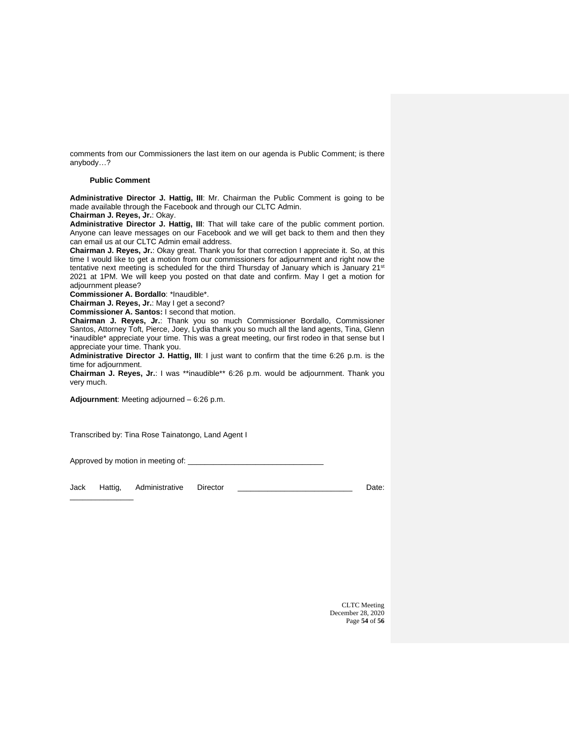comments from our Commissioners the last item on our agenda is Public Comment; is there anybody…?

**Public Comment**

**Administrative Director J. Hattig, III**: Mr. Chairman the Public Comment is going to be made available through the Facebook and through our CLTC Admin.
**Chairman J. Reyes, Jr.**: Okay.
**Administrative Director J. Hattig, III**: That will take care of the public comment portion. Anyone can leave messages on our Facebook and we will get back to them and then they can email us at our CLTC Admin email address.
**Chairman J. Reyes, Jr.**: Okay great. Thank you for that correction I appreciate it. So, at this time I would like to get a motion from our commissioners for adjournment and right now the tentative next meeting is scheduled for the third Thursday of January which is January 21st 2021 at 1PM. We will keep you posted on that date and confirm. May I get a motion for adjournment please?
**Commissioner A. Bordallo**: *Inaudible*.
**Chairman J. Reyes, Jr.**: May I get a second?
**Commissioner A. Santos:** I second that motion.
**Chairman J. Reyes, Jr.**: Thank you so much Commissioner Bordallo, Commissioner Santos, Attorney Toft, Pierce, Joey, Lydia thank you so much all the land agents, Tina, Glenn *inaudible* appreciate your time. This was a great meeting, our first rodeo in that sense but I appreciate your time. Thank you.
**Administrative Director J. Hattig, III**: I just want to confirm that the time 6:26 p.m. is the time for adjournment.
**Chairman J. Reyes, Jr.**: I was **inaudible** 6:26 p.m. would be adjournment. Thank you very much.

**Adjournment**: Meeting adjourned – 6:26 p.m.

Transcribed by: Tina Rose Tainatongo, Land Agent I

Approved by motion in meeting of: ________________________________

Jack Hattig, Administrative Director ___________________________ Date: _______________